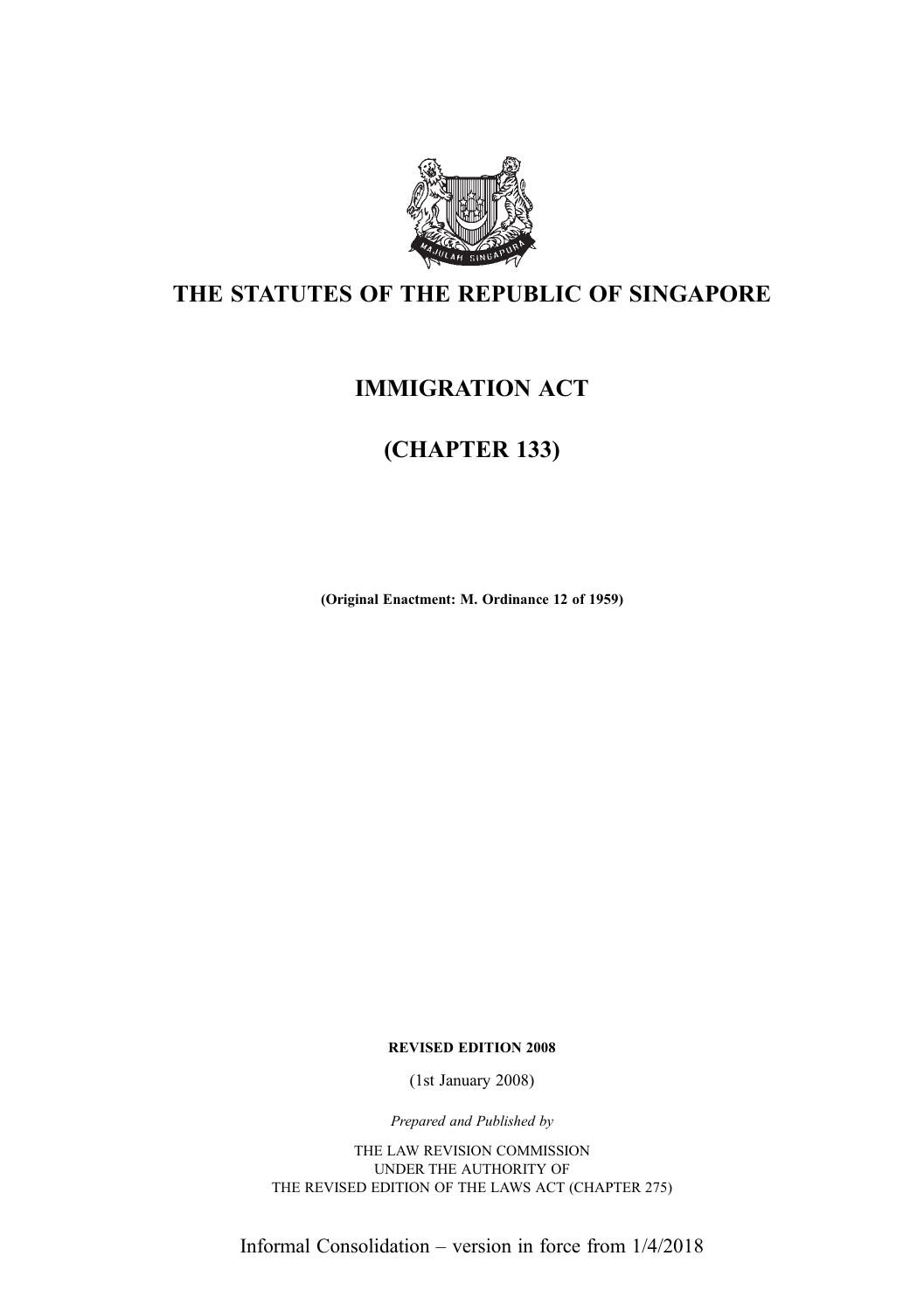# THE STATUTES OF THE REPUBLIC OF SINGAPORE

## IMMIGRATION ACT

## (CHAPTER 133)

**(Original Enactment: M. Ordinance 12 of 1959)**

**REVISED EDITION 2008**

(1st January 2008)

*Prepared and Published by*

THE LAW REVISION COMMISSION
UNDER THE AUTHORITY OF
THE REVISED EDITION OF THE LAWS ACT (CHAPTER 275)

Informal Consolidation – version in force from 1/4/2018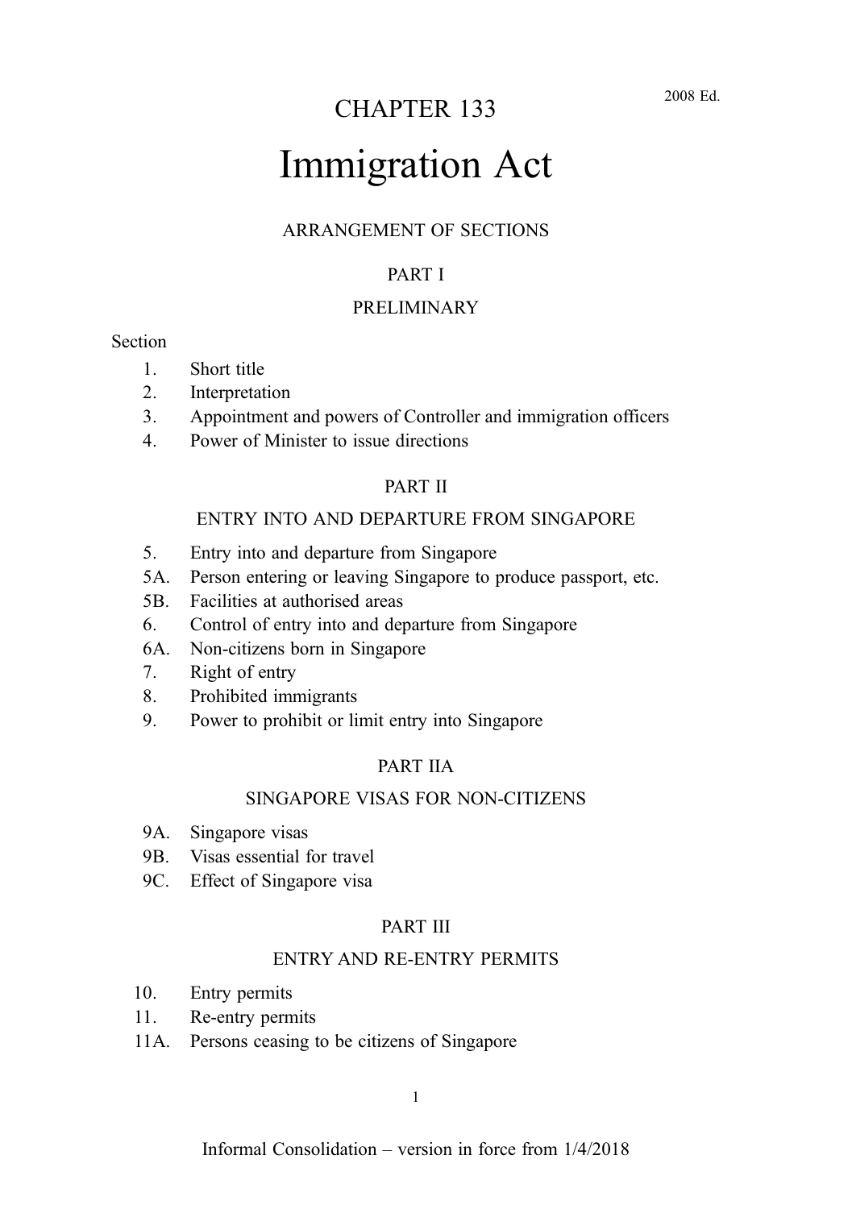2008 Ed.

# CHAPTER 133

# Immigration Act

ARRANGEMENT OF SECTIONS

## PART I

### PRELIMINARY

Section

1. Short title
2. Interpretation
3. Appointment and powers of Controller and immigration officers
4. Power of Minister to issue directions

## PART II

### ENTRY INTO AND DEPARTURE FROM SINGAPORE

5. Entry into and departure from Singapore

5A. Person entering or leaving Singapore to produce passport, etc.

5B. Facilities at authorised areas

6. Control of entry into and departure from Singapore

6A. Non-citizens born in Singapore

7. Right of entry

8. Prohibited immigrants

9. Power to prohibit or limit entry into Singapore

## PART IIA

### SINGAPORE VISAS FOR NON-CITIZENS

9A. Singapore visas

9B. Visas essential for travel

9C. Effect of Singapore visa

## PART III

### ENTRY AND RE-ENTRY PERMITS

10. Entry permits

11. Re-entry permits

11A. Persons ceasing to be citizens of Singapore

Informal Consolidation – version in force from 1/4/2018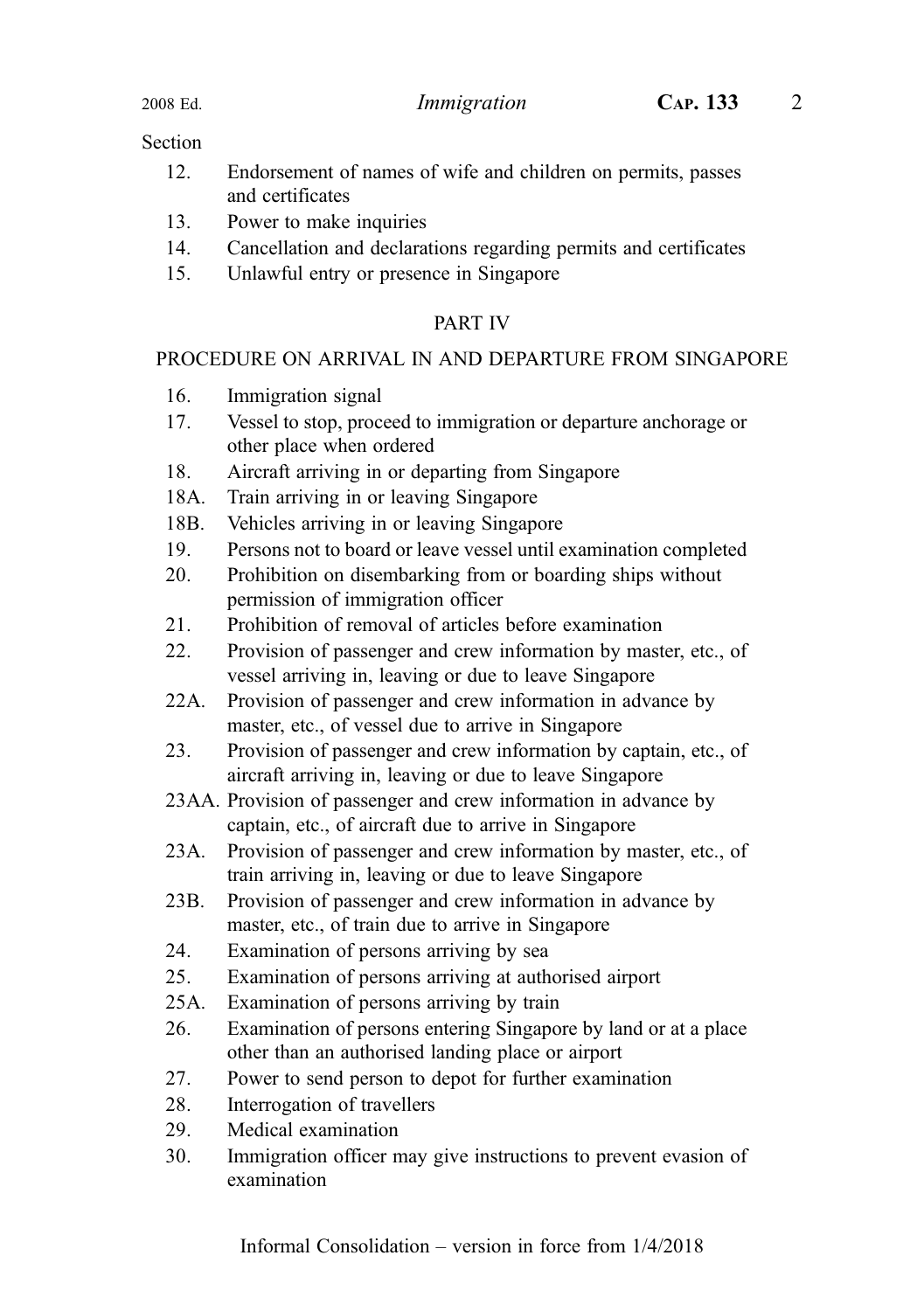Section

12. Endorsement of names of wife and children on permits, passes and certificates
13. Power to make inquiries
14. Cancellation and declarations regarding permits and certificates
15. Unlawful entry or presence in Singapore

## PART IV

## PROCEDURE ON ARRIVAL IN AND DEPARTURE FROM SINGAPORE

16. Immigration signal
17. Vessel to stop, proceed to immigration or departure anchorage or other place when ordered
18. Aircraft arriving in or departing from Singapore

18A. Train arriving in or leaving Singapore

18B. Vehicles arriving in or leaving Singapore

19. Persons not to board or leave vessel until examination completed
20. Prohibition on disembarking from or boarding ships without permission of immigration officer
21. Prohibition of removal of articles before examination
22. Provision of passenger and crew information by master, etc., of vessel arriving in, leaving or due to leave Singapore

22A. Provision of passenger and crew information in advance by master, etc., of vessel due to arrive in Singapore

23. Provision of passenger and crew information by captain, etc., of aircraft arriving in, leaving or due to leave Singapore

23AA. Provision of passenger and crew information in advance by captain, etc., of aircraft due to arrive in Singapore

23A. Provision of passenger and crew information by master, etc., of train arriving in, leaving or due to leave Singapore

23B. Provision of passenger and crew information in advance by master, etc., of train due to arrive in Singapore

24. Examination of persons arriving by sea
25. Examination of persons arriving at authorised airport

25A. Examination of persons arriving by train

26. Examination of persons entering Singapore by land or at a place other than an authorised landing place or airport
27. Power to send person to depot for further examination
28. Interrogation of travellers
29. Medical examination
30. Immigration officer may give instructions to prevent evasion of examination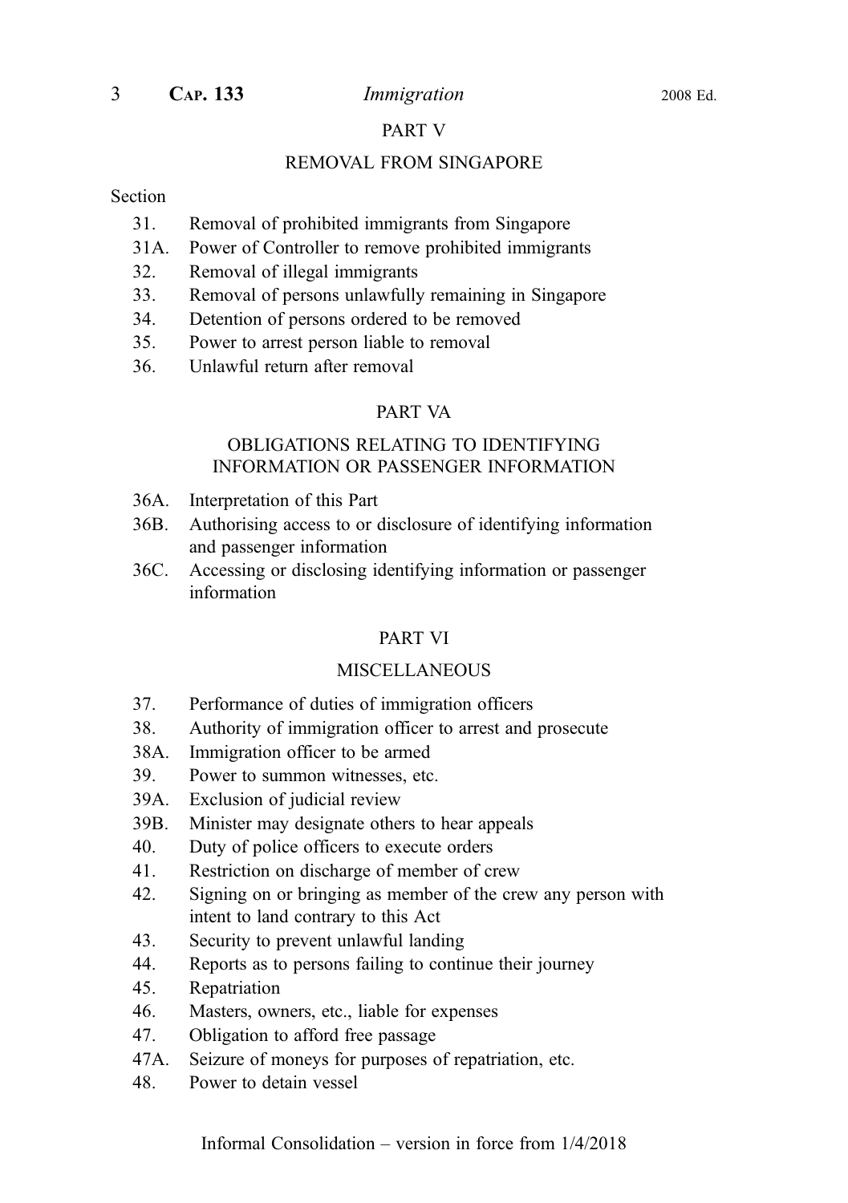## PART V

## REMOVAL FROM SINGAPORE

Section

31. Removal of prohibited immigrants from Singapore
31A. Power of Controller to remove prohibited immigrants
32. Removal of illegal immigrants
33. Removal of persons unlawfully remaining in Singapore
34. Detention of persons ordered to be removed
35. Power to arrest person liable to removal
36. Unlawful return after removal

## PART VA

## OBLIGATIONS RELATING TO IDENTIFYING INFORMATION OR PASSENGER INFORMATION

36A. Interpretation of this Part
36B. Authorising access to or disclosure of identifying information and passenger information
36C. Accessing or disclosing identifying information or passenger information

## PART VI

## MISCELLANEOUS

37. Performance of duties of immigration officers
38. Authority of immigration officer to arrest and prosecute
38A. Immigration officer to be armed
39. Power to summon witnesses, etc.
39A. Exclusion of judicial review
39B. Minister may designate others to hear appeals
40. Duty of police officers to execute orders
41. Restriction on discharge of member of crew
42. Signing on or bringing as member of the crew any person with intent to land contrary to this Act
43. Security to prevent unlawful landing
44. Reports as to persons failing to continue their journey
45. Repatriation
46. Masters, owners, etc., liable for expenses
47. Obligation to afford free passage
47A. Seizure of moneys for purposes of repatriation, etc.
48. Power to detain vessel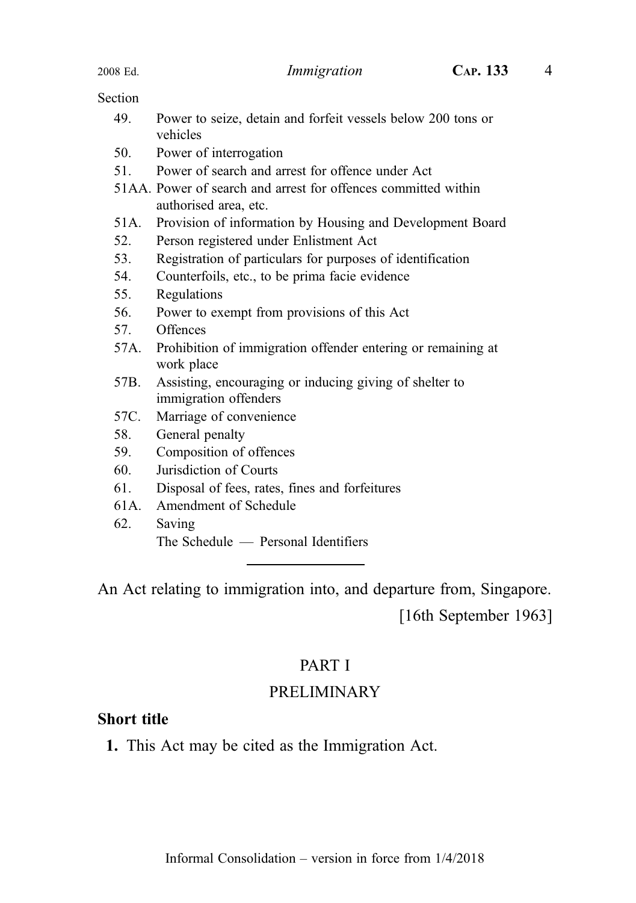Section

49. Power to seize, detain and forfeit vessels below 200 tons or vehicles
50. Power of interrogation
51. Power of search and arrest for offence under Act
51AA. Power of search and arrest for offences committed within authorised area, etc.
51A. Provision of information by Housing and Development Board
52. Person registered under Enlistment Act
53. Registration of particulars for purposes of identification
54. Counterfoils, etc., to be prima facie evidence
55. Regulations
56. Power to exempt from provisions of this Act
57. Offences
57A. Prohibition of immigration offender entering or remaining at work place
57B. Assisting, encouraging or inducing giving of shelter to immigration offenders
57C. Marriage of convenience
58. General penalty
59. Composition of offences
60. Jurisdiction of Courts
61. Disposal of fees, rates, fines and forfeitures
61A. Amendment of Schedule
62. Saving

The Schedule — Personal Identifiers

---

An Act relating to immigration into, and departure from, Singapore.

[16th September 1963]

## PART I

## PRELIMINARY

### Short title

**1.** This Act may be cited as the Immigration Act.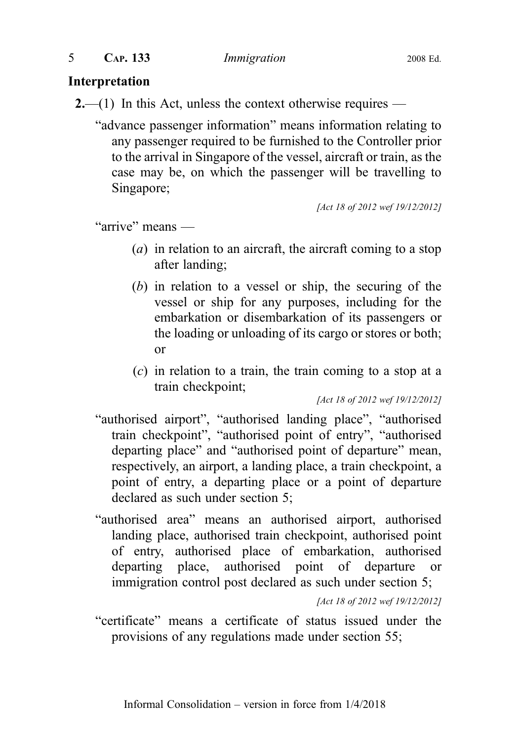## Interpretation

**2.**—(1) In this Act, unless the context otherwise requires —

"advance passenger information" means information relating to any passenger required to be furnished to the Controller prior to the arrival in Singapore of the vessel, aircraft or train, as the case may be, on which the passenger will be travelling to Singapore;

*[Act 18 of 2012 wef 19/12/2012]*

"arrive" means —

(*a*) in relation to an aircraft, the aircraft coming to a stop after landing;

(*b*) in relation to a vessel or ship, the securing of the vessel or ship for any purposes, including for the embarkation or disembarkation of its passengers or the loading or unloading of its cargo or stores or both; or

(*c*) in relation to a train, the train coming to a stop at a train checkpoint;

*[Act 18 of 2012 wef 19/12/2012]*

"authorised airport", "authorised landing place", "authorised train checkpoint", "authorised point of entry", "authorised departing place" and "authorised point of departure" mean, respectively, an airport, a landing place, a train checkpoint, a point of entry, a departing place or a point of departure declared as such under section 5;

"authorised area" means an authorised airport, authorised landing place, authorised train checkpoint, authorised point of entry, authorised place of embarkation, authorised departing place, authorised point of departure or immigration control post declared as such under section 5;

*[Act 18 of 2012 wef 19/12/2012]*

"certificate" means a certificate of status issued under the provisions of any regulations made under section 55;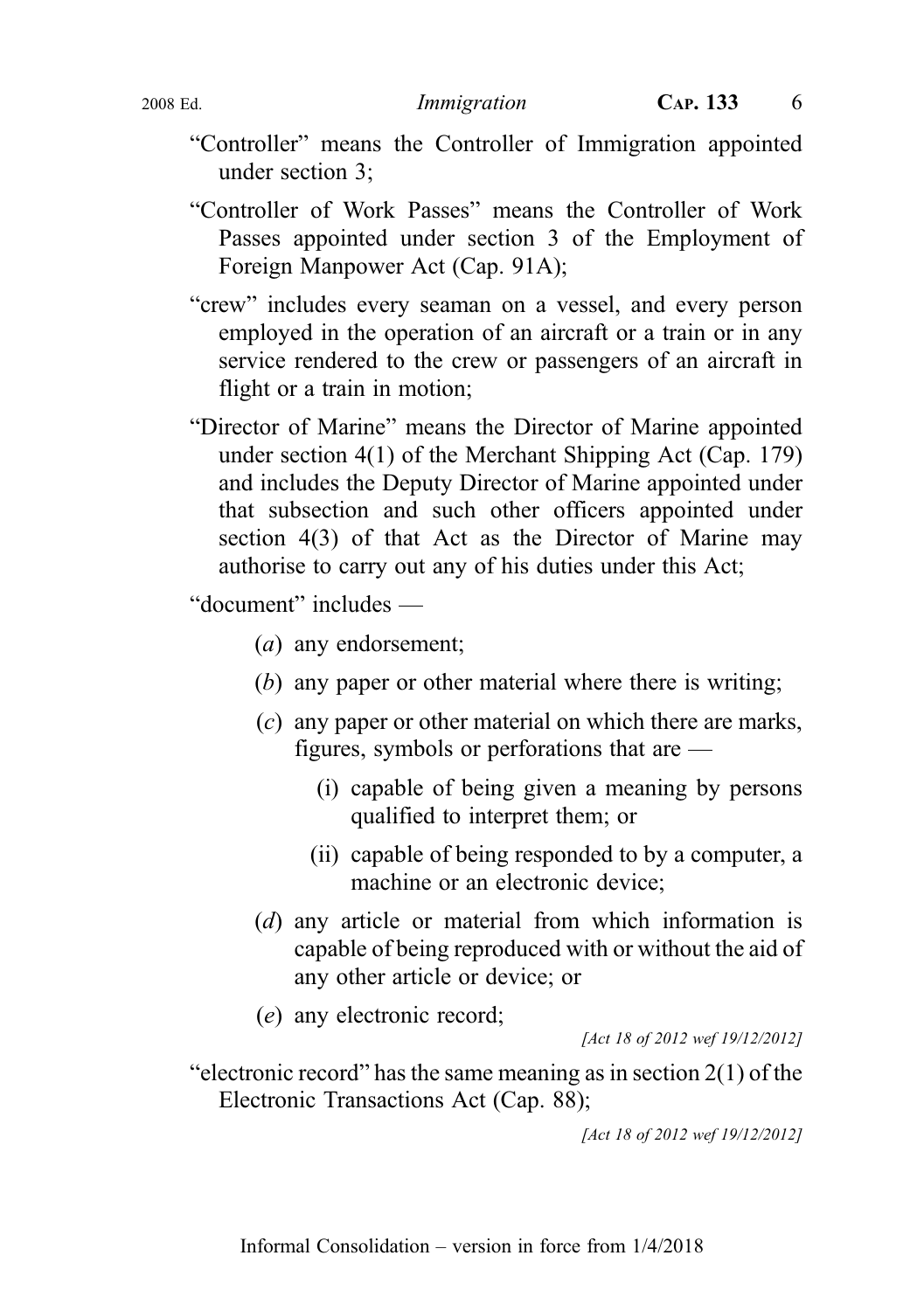"Controller" means the Controller of Immigration appointed under section 3;

"Controller of Work Passes" means the Controller of Work Passes appointed under section 3 of the Employment of Foreign Manpower Act (Cap. 91A);

"crew" includes every seaman on a vessel, and every person employed in the operation of an aircraft or a train or in any service rendered to the crew or passengers of an aircraft in flight or a train in motion;

"Director of Marine" means the Director of Marine appointed under section 4(1) of the Merchant Shipping Act (Cap. 179) and includes the Deputy Director of Marine appointed under that subsection and such other officers appointed under section 4(3) of that Act as the Director of Marine may authorise to carry out any of his duties under this Act;

"document" includes —

(*a*) any endorsement;

(*b*) any paper or other material where there is writing;

(*c*) any paper or other material on which there are marks, figures, symbols or perforations that are —

(i) capable of being given a meaning by persons qualified to interpret them; or

(ii) capable of being responded to by a computer, a machine or an electronic device;

(*d*) any article or material from which information is capable of being reproduced with or without the aid of any other article or device; or

(*e*) any electronic record;

*[Act 18 of 2012 wef 19/12/2012]*

"electronic record" has the same meaning as in section 2(1) of the Electronic Transactions Act (Cap. 88);

*[Act 18 of 2012 wef 19/12/2012]*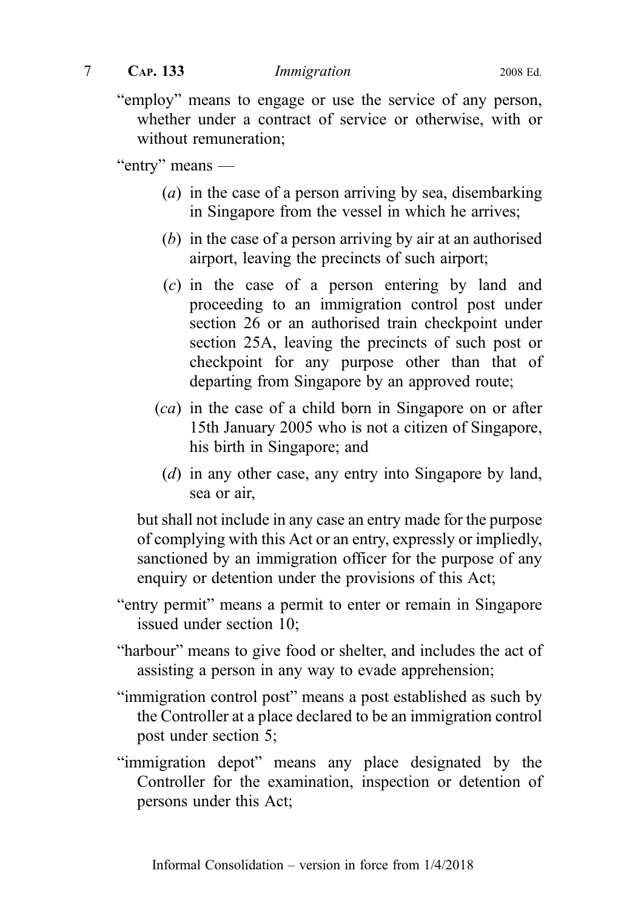"employ" means to engage or use the service of any person, whether under a contract of service or otherwise, with or without remuneration;

"entry" means —

(*a*) in the case of a person arriving by sea, disembarking in Singapore from the vessel in which he arrives;

(*b*) in the case of a person arriving by air at an authorised airport, leaving the precincts of such airport;

(*c*) in the case of a person entering by land and proceeding to an immigration control post under section 26 or an authorised train checkpoint under section 25A, leaving the precincts of such post or checkpoint for any purpose other than that of departing from Singapore by an approved route;

(*ca*) in the case of a child born in Singapore on or after 15th January 2005 who is not a citizen of Singapore, his birth in Singapore; and

(*d*) in any other case, any entry into Singapore by land, sea or air,

but shall not include in any case an entry made for the purpose of complying with this Act or an entry, expressly or impliedly, sanctioned by an immigration officer for the purpose of any enquiry or detention under the provisions of this Act;

"entry permit" means a permit to enter or remain in Singapore issued under section 10;

"harbour" means to give food or shelter, and includes the act of assisting a person in any way to evade apprehension;

"immigration control post" means a post established as such by the Controller at a place declared to be an immigration control post under section 5;

"immigration depot" means any place designated by the Controller for the examination, inspection or detention of persons under this Act;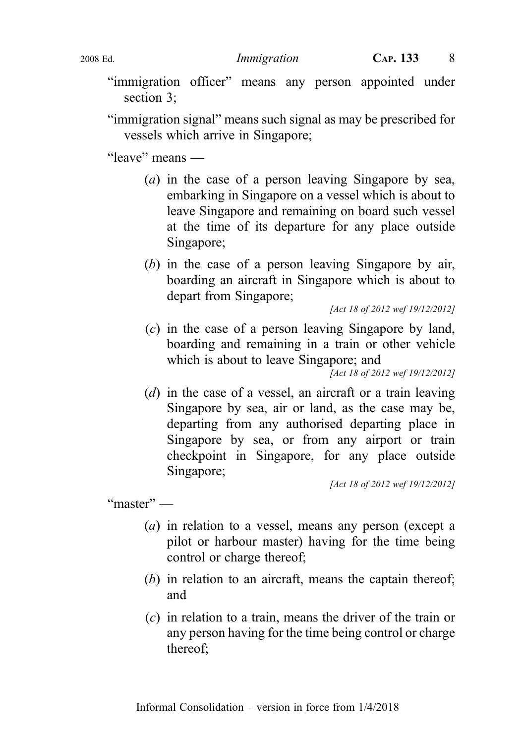"immigration officer" means any person appointed under section 3;

"immigration signal" means such signal as may be prescribed for vessels which arrive in Singapore;

"leave" means —

(*a*) in the case of a person leaving Singapore by sea, embarking in Singapore on a vessel which is about to leave Singapore and remaining on board such vessel at the time of its departure for any place outside Singapore;

(*b*) in the case of a person leaving Singapore by air, boarding an aircraft in Singapore which is about to depart from Singapore;

*[Act 18 of 2012 wef 19/12/2012]*

(*c*) in the case of a person leaving Singapore by land, boarding and remaining in a train or other vehicle which is about to leave Singapore; and

*[Act 18 of 2012 wef 19/12/2012]*

(*d*) in the case of a vessel, an aircraft or a train leaving Singapore by sea, air or land, as the case may be, departing from any authorised departing place in Singapore by sea, or from any airport or train checkpoint in Singapore, for any place outside Singapore;

*[Act 18 of 2012 wef 19/12/2012]*

"master" —

(*a*) in relation to a vessel, means any person (except a pilot or harbour master) having for the time being control or charge thereof;

(*b*) in relation to an aircraft, means the captain thereof; and

(*c*) in relation to a train, means the driver of the train or any person having for the time being control or charge thereof;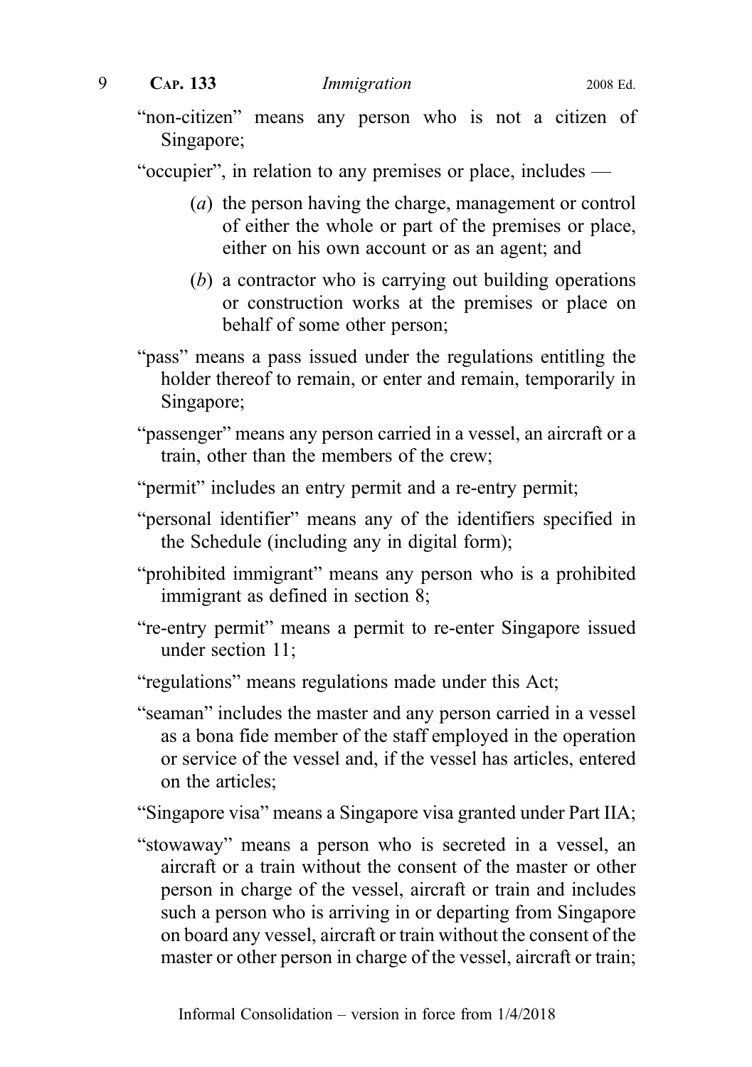"non-citizen" means any person who is not a citizen of Singapore;

"occupier", in relation to any premises or place, includes —

(*a*) the person having the charge, management or control of either the whole or part of the premises or place, either on his own account or as an agent; and

(*b*) a contractor who is carrying out building operations or construction works at the premises or place on behalf of some other person;

"pass" means a pass issued under the regulations entitling the holder thereof to remain, or enter and remain, temporarily in Singapore;

"passenger" means any person carried in a vessel, an aircraft or a train, other than the members of the crew;

"permit" includes an entry permit and a re-entry permit;

"personal identifier" means any of the identifiers specified in the Schedule (including any in digital form);

"prohibited immigrant" means any person who is a prohibited immigrant as defined in section 8;

"re-entry permit" means a permit to re-enter Singapore issued under section 11;

"regulations" means regulations made under this Act;

"seaman" includes the master and any person carried in a vessel as a bona fide member of the staff employed in the operation or service of the vessel and, if the vessel has articles, entered on the articles;

"Singapore visa" means a Singapore visa granted under Part IIA;

"stowaway" means a person who is secreted in a vessel, an aircraft or a train without the consent of the master or other person in charge of the vessel, aircraft or train and includes such a person who is arriving in or departing from Singapore on board any vessel, aircraft or train without the consent of the master or other person in charge of the vessel, aircraft or train;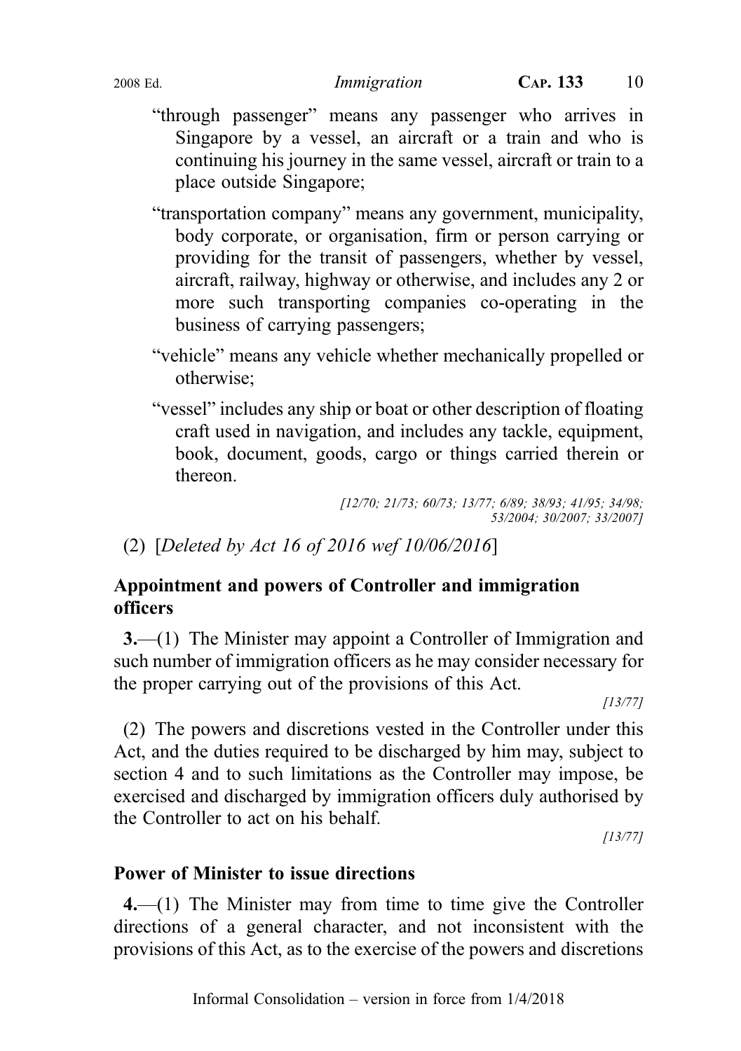"through passenger" means any passenger who arrives in Singapore by a vessel, an aircraft or a train and who is continuing his journey in the same vessel, aircraft or train to a place outside Singapore;

"transportation company" means any government, municipality, body corporate, or organisation, firm or person carrying or providing for the transit of passengers, whether by vessel, aircraft, railway, highway or otherwise, and includes any 2 or more such transporting companies co-operating in the business of carrying passengers;

"vehicle" means any vehicle whether mechanically propelled or otherwise;

"vessel" includes any ship or boat or other description of floating craft used in navigation, and includes any tackle, equipment, book, document, goods, cargo or things carried therein or thereon.

*[12/70; 21/73; 60/73; 13/77; 6/89; 38/93; 41/95; 34/98; 53/2004; 30/2007; 33/2007]*

(2) [*Deleted by Act 16 of 2016 wef 10/06/2016*]

**Appointment and powers of Controller and immigration officers**

**3.**—(1) The Minister may appoint a Controller of Immigration and such number of immigration officers as he may consider necessary for the proper carrying out of the provisions of this Act.

*[13/77]*

(2) The powers and discretions vested in the Controller under this Act, and the duties required to be discharged by him may, subject to section 4 and to such limitations as the Controller may impose, be exercised and discharged by immigration officers duly authorised by the Controller to act on his behalf.

*[13/77]*

**Power of Minister to issue directions**

**4.**—(1) The Minister may from time to time give the Controller directions of a general character, and not inconsistent with the provisions of this Act, as to the exercise of the powers and discretions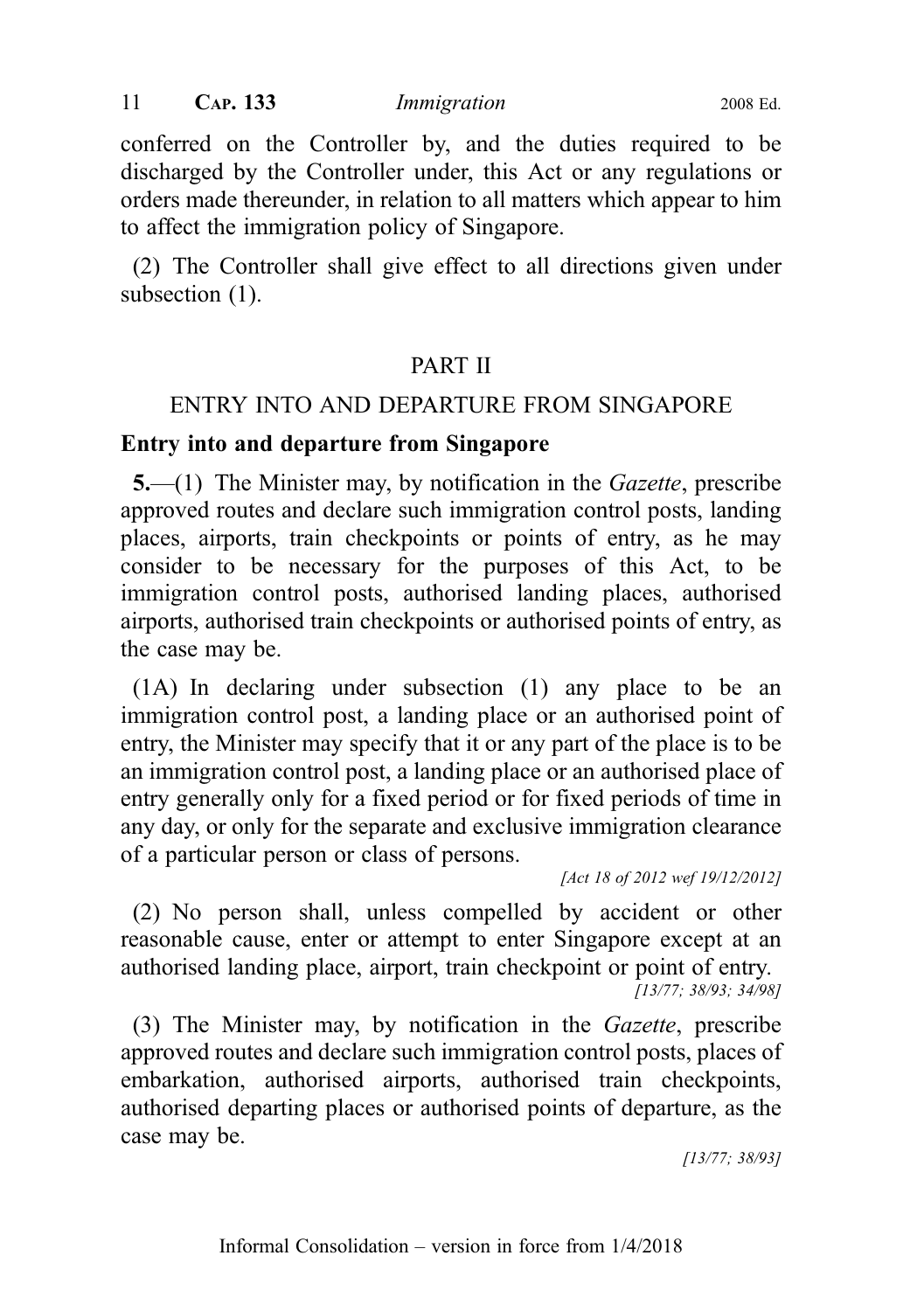conferred on the Controller by, and the duties required to be discharged by the Controller under, this Act or any regulations or orders made thereunder, in relation to all matters which appear to him to affect the immigration policy of Singapore.

(2) The Controller shall give effect to all directions given under subsection (1).

## PART II

## ENTRY INTO AND DEPARTURE FROM SINGAPORE

### Entry into and departure from Singapore

**5.**—(1) The Minister may, by notification in the *Gazette*, prescribe approved routes and declare such immigration control posts, landing places, airports, train checkpoints or points of entry, as he may consider to be necessary for the purposes of this Act, to be immigration control posts, authorised landing places, authorised airports, authorised train checkpoints or authorised points of entry, as the case may be.

(1A) In declaring under subsection (1) any place to be an immigration control post, a landing place or an authorised point of entry, the Minister may specify that it or any part of the place is to be an immigration control post, a landing place or an authorised place of entry generally only for a fixed period or for fixed periods of time in any day, or only for the separate and exclusive immigration clearance of a particular person or class of persons.

*[Act 18 of 2012 wef 19/12/2012]*

(2) No person shall, unless compelled by accident or other reasonable cause, enter or attempt to enter Singapore except at an authorised landing place, airport, train checkpoint or point of entry.

*[13/77; 38/93; 34/98]*

(3) The Minister may, by notification in the *Gazette*, prescribe approved routes and declare such immigration control posts, places of embarkation, authorised airports, authorised train checkpoints, authorised departing places or authorised points of departure, as the case may be.

*[13/77; 38/93]*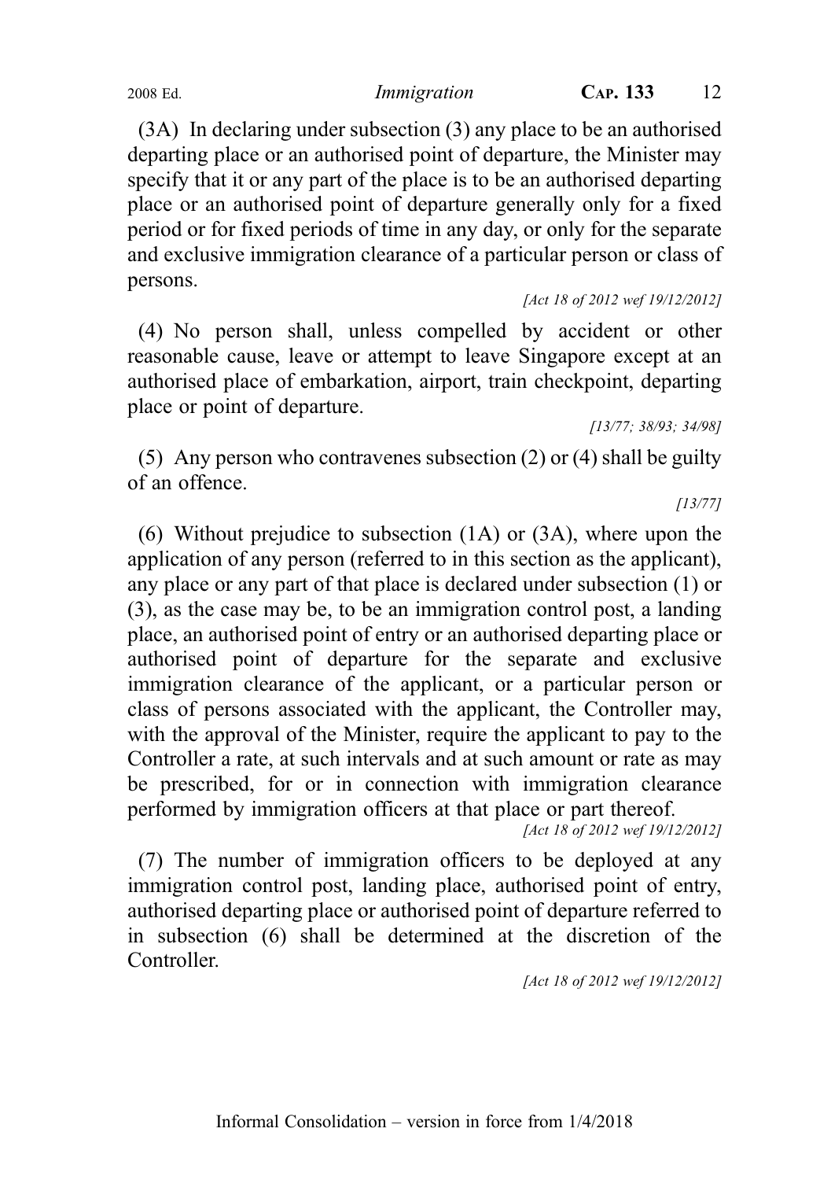(3A) In declaring under subsection (3) any place to be an authorised departing place or an authorised point of departure, the Minister may specify that it or any part of the place is to be an authorised departing place or an authorised point of departure generally only for a fixed period or for fixed periods of time in any day, or only for the separate and exclusive immigration clearance of a particular person or class of persons.

*[Act 18 of 2012 wef 19/12/2012]*

(4) No person shall, unless compelled by accident or other reasonable cause, leave or attempt to leave Singapore except at an authorised place of embarkation, airport, train checkpoint, departing place or point of departure.

*[13/77; 38/93; 34/98]*

(5) Any person who contravenes subsection (2) or (4) shall be guilty of an offence.

*[13/77]*

(6) Without prejudice to subsection (1A) or (3A), where upon the application of any person (referred to in this section as the applicant), any place or any part of that place is declared under subsection (1) or (3), as the case may be, to be an immigration control post, a landing place, an authorised point of entry or an authorised departing place or authorised point of departure for the separate and exclusive immigration clearance of the applicant, or a particular person or class of persons associated with the applicant, the Controller may, with the approval of the Minister, require the applicant to pay to the Controller a rate, at such intervals and at such amount or rate as may be prescribed, for or in connection with immigration clearance performed by immigration officers at that place or part thereof.

*[Act 18 of 2012 wef 19/12/2012]*

(7) The number of immigration officers to be deployed at any immigration control post, landing place, authorised point of entry, authorised departing place or authorised point of departure referred to in subsection (6) shall be determined at the discretion of the Controller.

*[Act 18 of 2012 wef 19/12/2012]*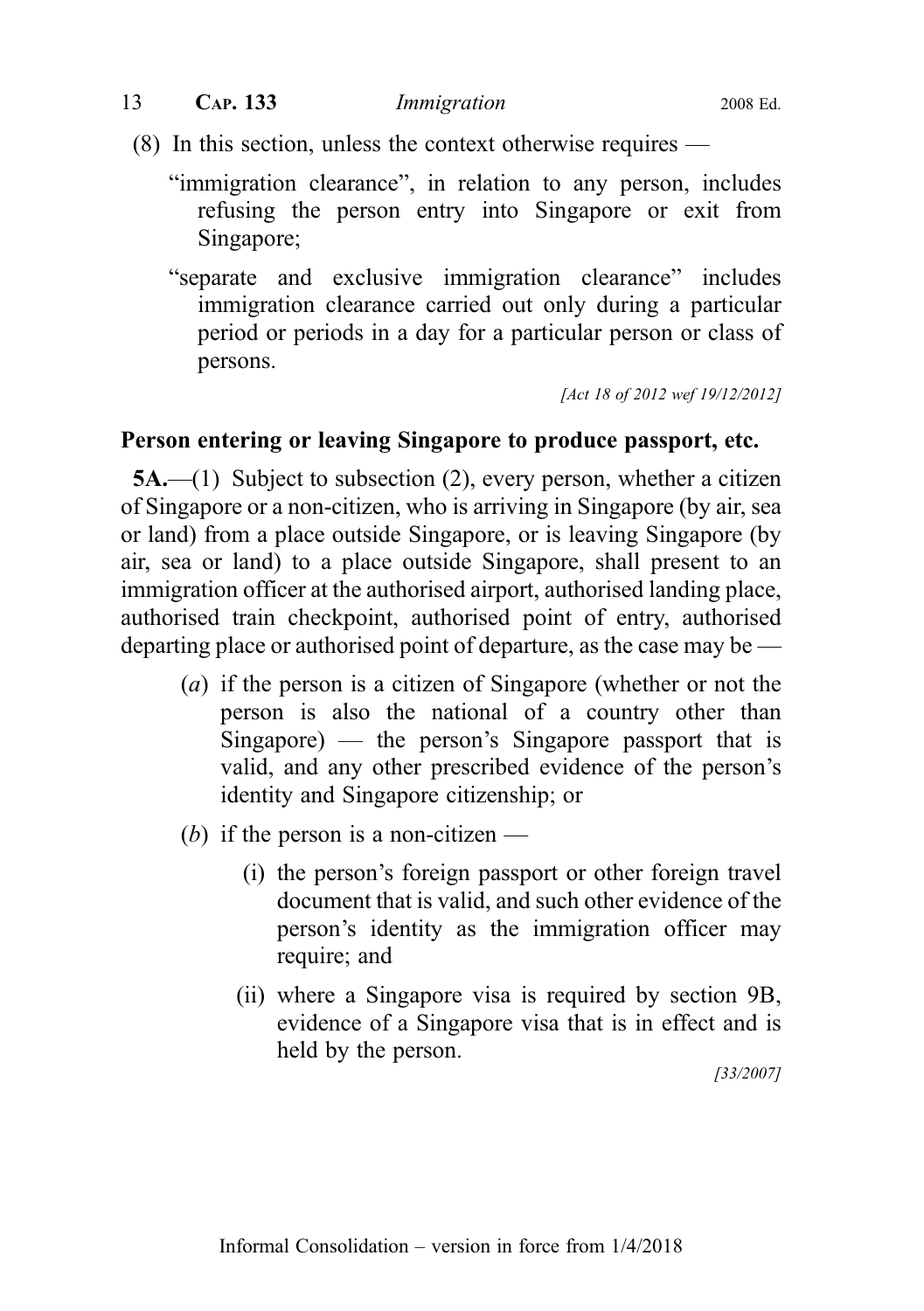(8) In this section, unless the context otherwise requires —

"immigration clearance", in relation to any person, includes refusing the person entry into Singapore or exit from Singapore;

"separate and exclusive immigration clearance" includes immigration clearance carried out only during a particular period or periods in a day for a particular person or class of persons.

*[Act 18 of 2012 wef 19/12/2012]*

**Person entering or leaving Singapore to produce passport, etc.**

**5A.**—(1) Subject to subsection (2), every person, whether a citizen of Singapore or a non-citizen, who is arriving in Singapore (by air, sea or land) from a place outside Singapore, or is leaving Singapore (by air, sea or land) to a place outside Singapore, shall present to an immigration officer at the authorised airport, authorised landing place, authorised train checkpoint, authorised point of entry, authorised departing place or authorised point of departure, as the case may be —

(*a*) if the person is a citizen of Singapore (whether or not the person is also the national of a country other than Singapore) — the person's Singapore passport that is valid, and any other prescribed evidence of the person's identity and Singapore citizenship; or

(*b*) if the person is a non-citizen —

(i) the person's foreign passport or other foreign travel document that is valid, and such other evidence of the person's identity as the immigration officer may require; and

(ii) where a Singapore visa is required by section 9B, evidence of a Singapore visa that is in effect and is held by the person.

*[33/2007]*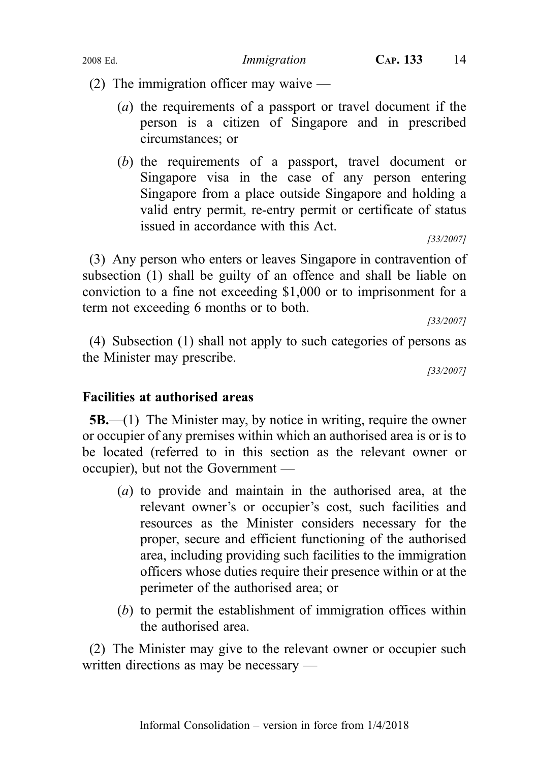(2) The immigration officer may waive —

(*a*) the requirements of a passport or travel document if the person is a citizen of Singapore and in prescribed circumstances; or

(*b*) the requirements of a passport, travel document or Singapore visa in the case of any person entering Singapore from a place outside Singapore and holding a valid entry permit, re-entry permit or certificate of status issued in accordance with this Act.

*[33/2007]*

(3) Any person who enters or leaves Singapore in contravention of subsection (1) shall be guilty of an offence and shall be liable on conviction to a fine not exceeding $1,000 or to imprisonment for a term not exceeding 6 months or to both.

*[33/2007]*

(4) Subsection (1) shall not apply to such categories of persons as the Minister may prescribe.

*[33/2007]*

### Facilities at authorised areas

**5B.**—(1) The Minister may, by notice in writing, require the owner or occupier of any premises within which an authorised area is or is to be located (referred to in this section as the relevant owner or occupier), but not the Government —

(*a*) to provide and maintain in the authorised area, at the relevant owner's or occupier's cost, such facilities and resources as the Minister considers necessary for the proper, secure and efficient functioning of the authorised area, including providing such facilities to the immigration officers whose duties require their presence within or at the perimeter of the authorised area; or

(*b*) to permit the establishment of immigration offices within the authorised area.

(2) The Minister may give to the relevant owner or occupier such written directions as may be necessary —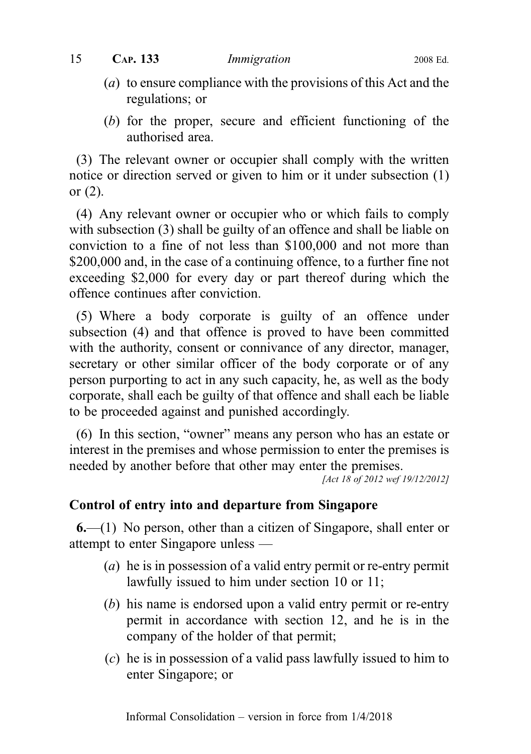(*a*) to ensure compliance with the provisions of this Act and the regulations; or

(*b*) for the proper, secure and efficient functioning of the authorised area.

(3) The relevant owner or occupier shall comply with the written notice or direction served or given to him or it under subsection (1) or (2).

(4) Any relevant owner or occupier who or which fails to comply with subsection (3) shall be guilty of an offence and shall be liable on conviction to a fine of not less than $100,000 and not more than $200,000 and, in the case of a continuing offence, to a further fine not exceeding $2,000 for every day or part thereof during which the offence continues after conviction.

(5) Where a body corporate is guilty of an offence under subsection (4) and that offence is proved to have been committed with the authority, consent or connivance of any director, manager, secretary or other similar officer of the body corporate or of any person purporting to act in any such capacity, he, as well as the body corporate, shall each be guilty of that offence and shall each be liable to be proceeded against and punished accordingly.

(6) In this section, "owner" means any person who has an estate or interest in the premises and whose permission to enter the premises is needed by another before that other may enter the premises.

*[Act 18 of 2012 wef 19/12/2012]*

### Control of entry into and departure from Singapore

**6.**—(1) No person, other than a citizen of Singapore, shall enter or attempt to enter Singapore unless —

(*a*) he is in possession of a valid entry permit or re-entry permit lawfully issued to him under section 10 or 11;

(*b*) his name is endorsed upon a valid entry permit or re-entry permit in accordance with section 12, and he is in the company of the holder of that permit;

(*c*) he is in possession of a valid pass lawfully issued to him to enter Singapore; or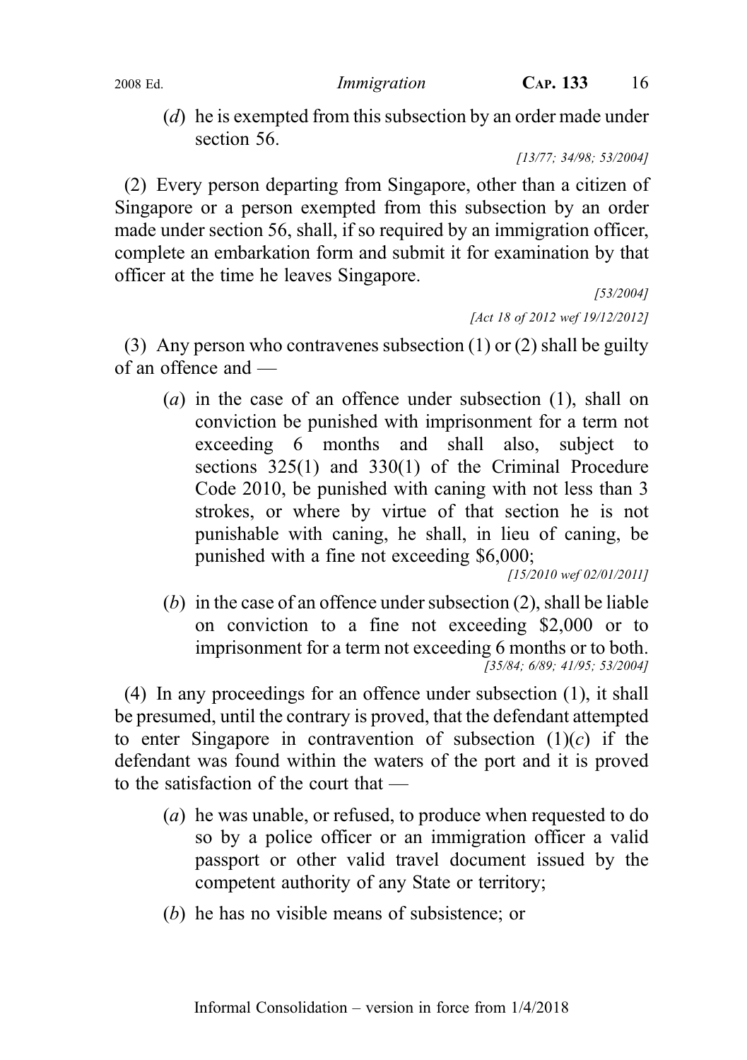(*d*) he is exempted from this subsection by an order made under section 56.

[13/77; 34/98; 53/2004]

(2) Every person departing from Singapore, other than a citizen of Singapore or a person exempted from this subsection by an order made under section 56, shall, if so required by an immigration officer, complete an embarkation form and submit it for examination by that officer at the time he leaves Singapore.

[53/2004]

[Act 18 of 2012 wef 19/12/2012]

(3) Any person who contravenes subsection (1) or (2) shall be guilty of an offence and —

(*a*) in the case of an offence under subsection (1), shall on conviction be punished with imprisonment for a term not exceeding 6 months and shall also, subject to sections 325(1) and 330(1) of the Criminal Procedure Code 2010, be punished with caning with not less than 3 strokes, or where by virtue of that section he is not punishable with caning, he shall, in lieu of caning, be punished with a fine not exceeding $6,000;

[15/2010 wef 02/01/2011]

(*b*) in the case of an offence under subsection (2), shall be liable on conviction to a fine not exceeding $2,000 or to imprisonment for a term not exceeding 6 months or to both.

[35/84; 6/89; 41/95; 53/2004]

(4) In any proceedings for an offence under subsection (1), it shall be presumed, until the contrary is proved, that the defendant attempted to enter Singapore in contravention of subsection (1)(*c*) if the defendant was found within the waters of the port and it is proved to the satisfaction of the court that —

(*a*) he was unable, or refused, to produce when requested to do so by a police officer or an immigration officer a valid passport or other valid travel document issued by the competent authority of any State or territory;

(*b*) he has no visible means of subsistence; or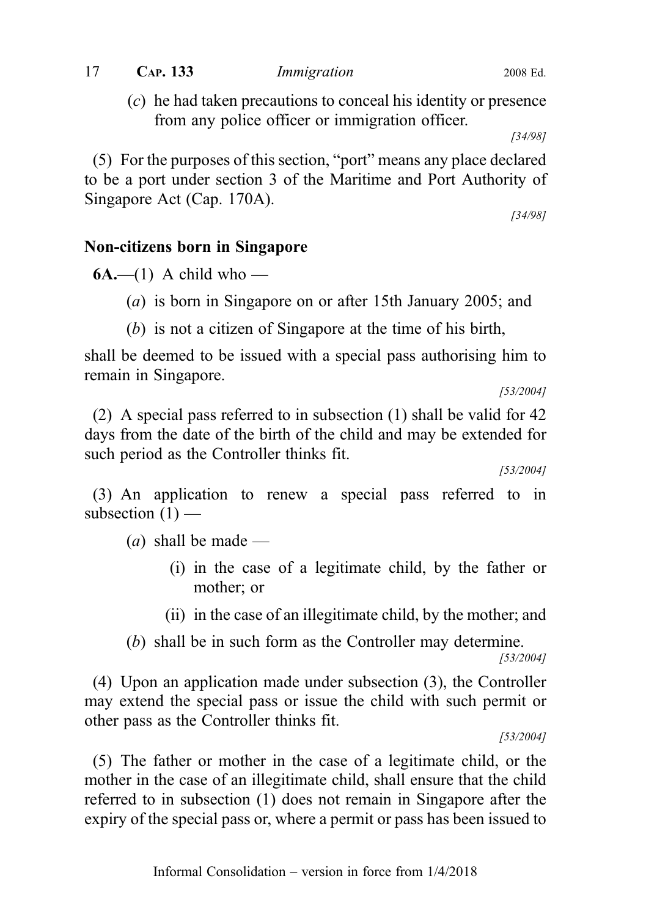(*c*) he had taken precautions to conceal his identity or presence from any police officer or immigration officer.

[34/98]

(5) For the purposes of this section, "port" means any place declared to be a port under section 3 of the Maritime and Port Authority of Singapore Act (Cap. 170A).

[34/98]

**Non-citizens born in Singapore**

**6A.**—(1) A child who —

(*a*) is born in Singapore on or after 15th January 2005; and

(*b*) is not a citizen of Singapore at the time of his birth,

shall be deemed to be issued with a special pass authorising him to remain in Singapore.

[53/2004]

(2) A special pass referred to in subsection (1) shall be valid for 42 days from the date of the birth of the child and may be extended for such period as the Controller thinks fit.

[53/2004]

(3) An application to renew a special pass referred to in subsection (1) —

(*a*) shall be made —

(i) in the case of a legitimate child, by the father or mother; or

(ii) in the case of an illegitimate child, by the mother; and

(*b*) shall be in such form as the Controller may determine.

[53/2004]

(4) Upon an application made under subsection (3), the Controller may extend the special pass or issue the child with such permit or other pass as the Controller thinks fit.

[53/2004]

(5) The father or mother in the case of a legitimate child, or the mother in the case of an illegitimate child, shall ensure that the child referred to in subsection (1) does not remain in Singapore after the expiry of the special pass or, where a permit or pass has been issued to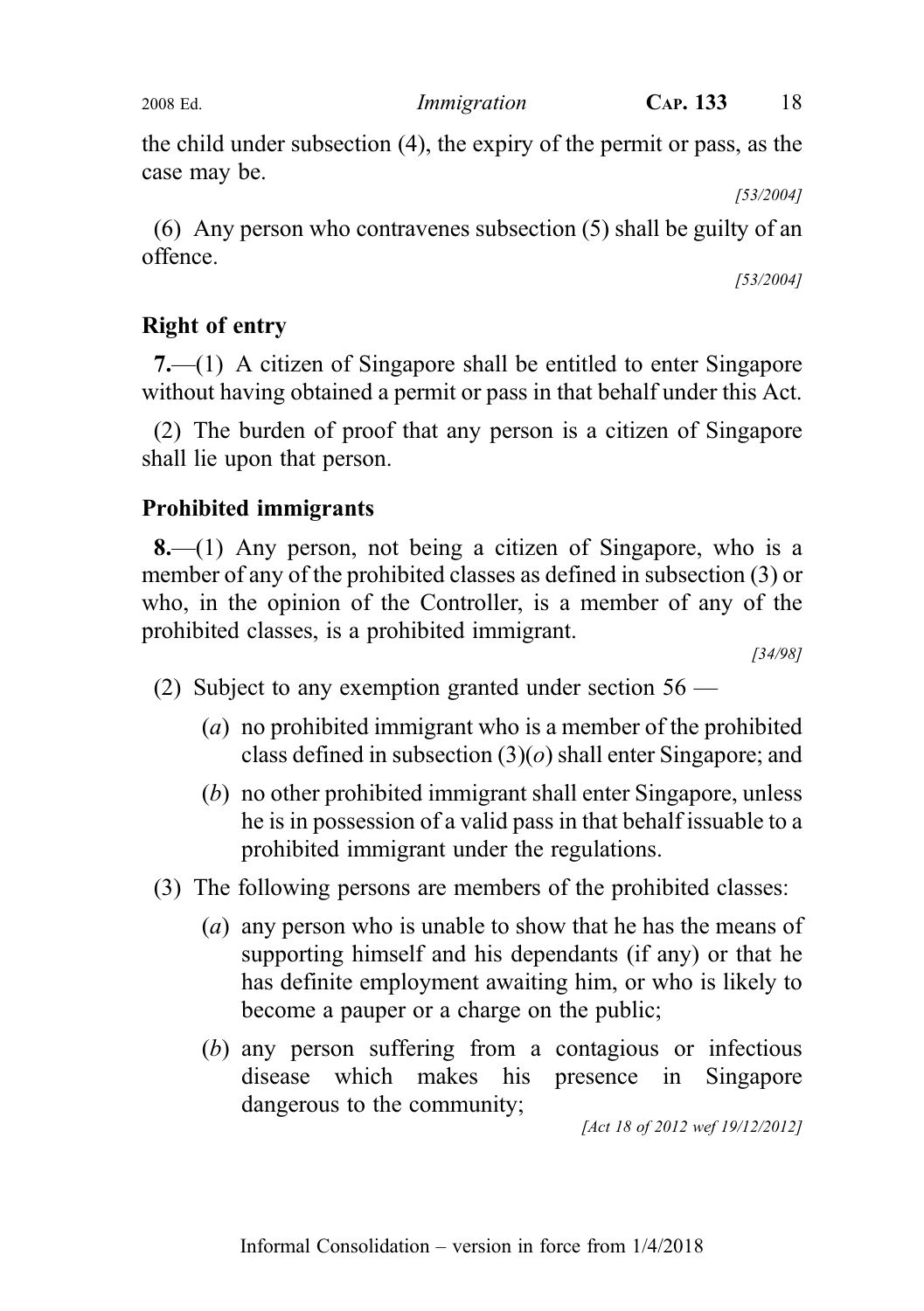the child under subsection (4), the expiry of the permit or pass, as the case may be.

[53/2004]

(6) Any person who contravenes subsection (5) shall be guilty of an offence.

[53/2004]

## Right of entry

**7.**—(1) A citizen of Singapore shall be entitled to enter Singapore without having obtained a permit or pass in that behalf under this Act.

(2) The burden of proof that any person is a citizen of Singapore shall lie upon that person.

## Prohibited immigrants

**8.**—(1) Any person, not being a citizen of Singapore, who is a member of any of the prohibited classes as defined in subsection (3) or who, in the opinion of the Controller, is a member of any of the prohibited classes, is a prohibited immigrant.

[34/98]

(2) Subject to any exemption granted under section 56 —

(*a*) no prohibited immigrant who is a member of the prohibited class defined in subsection (3)(*o*) shall enter Singapore; and

(*b*) no other prohibited immigrant shall enter Singapore, unless he is in possession of a valid pass in that behalf issuable to a prohibited immigrant under the regulations.

(3) The following persons are members of the prohibited classes:

(*a*) any person who is unable to show that he has the means of supporting himself and his dependants (if any) or that he has definite employment awaiting him, or who is likely to become a pauper or a charge on the public;

(*b*) any person suffering from a contagious or infectious disease which makes his presence in Singapore dangerous to the community;

[Act 18 of 2012 wef 19/12/2012]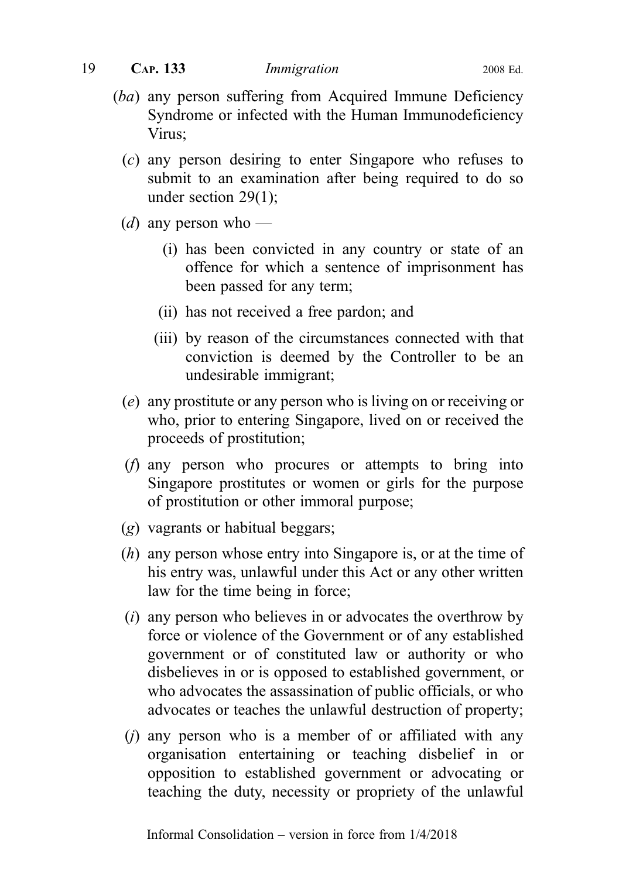(*ba*) any person suffering from Acquired Immune Deficiency Syndrome or infected with the Human Immunodeficiency Virus;

(*c*) any person desiring to enter Singapore who refuses to submit to an examination after being required to do so under section 29(1);

(*d*) any person who —

(i) has been convicted in any country or state of an offence for which a sentence of imprisonment has been passed for any term;

(ii) has not received a free pardon; and

(iii) by reason of the circumstances connected with that conviction is deemed by the Controller to be an undesirable immigrant;

(*e*) any prostitute or any person who is living on or receiving or who, prior to entering Singapore, lived on or received the proceeds of prostitution;

(*f*) any person who procures or attempts to bring into Singapore prostitutes or women or girls for the purpose of prostitution or other immoral purpose;

(*g*) vagrants or habitual beggars;

(*h*) any person whose entry into Singapore is, or at the time of his entry was, unlawful under this Act or any other written law for the time being in force;

(*i*) any person who believes in or advocates the overthrow by force or violence of the Government or of any established government or of constituted law or authority or who disbelieves in or is opposed to established government, or who advocates the assassination of public officials, or who advocates or teaches the unlawful destruction of property;

(*j*) any person who is a member of or affiliated with any organisation entertaining or teaching disbelief in or opposition to established government or advocating or teaching the duty, necessity or propriety of the unlawful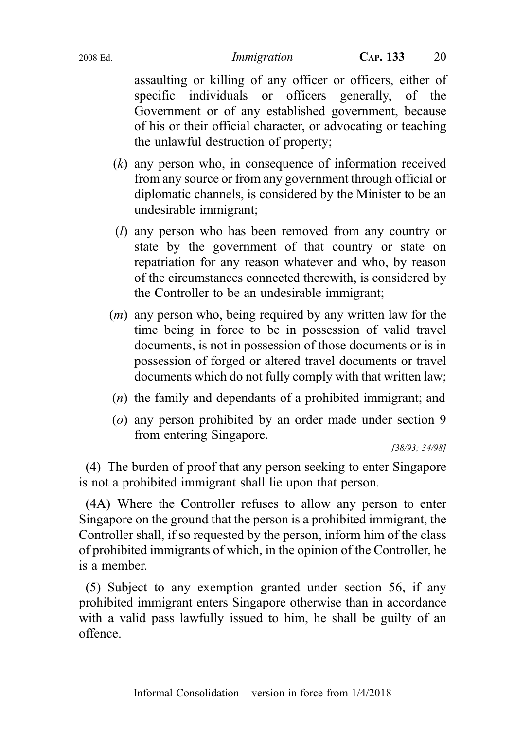assaulting or killing of any officer or officers, either of specific individuals or officers generally, of the Government or of any established government, because of his or their official character, or advocating or teaching the unlawful destruction of property;

(*k*) any person who, in consequence of information received from any source or from any government through official or diplomatic channels, is considered by the Minister to be an undesirable immigrant;

(*l*) any person who has been removed from any country or state by the government of that country or state on repatriation for any reason whatever and who, by reason of the circumstances connected therewith, is considered by the Controller to be an undesirable immigrant;

(*m*) any person who, being required by any written law for the time being in force to be in possession of valid travel documents, is not in possession of those documents or is in possession of forged or altered travel documents or travel documents which do not fully comply with that written law;

(*n*) the family and dependants of a prohibited immigrant; and

(*o*) any person prohibited by an order made under section 9 from entering Singapore.

*[38/93; 34/98]*

(4) The burden of proof that any person seeking to enter Singapore is not a prohibited immigrant shall lie upon that person.

(4A) Where the Controller refuses to allow any person to enter Singapore on the ground that the person is a prohibited immigrant, the Controller shall, if so requested by the person, inform him of the class of prohibited immigrants of which, in the opinion of the Controller, he is a member.

(5) Subject to any exemption granted under section 56, if any prohibited immigrant enters Singapore otherwise than in accordance with a valid pass lawfully issued to him, he shall be guilty of an offence.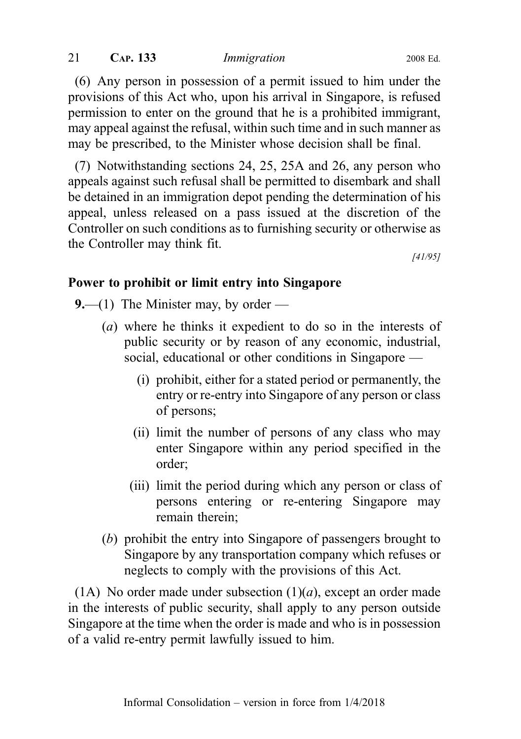(6) Any person in possession of a permit issued to him under the provisions of this Act who, upon his arrival in Singapore, is refused permission to enter on the ground that he is a prohibited immigrant, may appeal against the refusal, within such time and in such manner as may be prescribed, to the Minister whose decision shall be final.

(7) Notwithstanding sections 24, 25, 25A and 26, any person who appeals against such refusal shall be permitted to disembark and shall be detained in an immigration depot pending the determination of his appeal, unless released on a pass issued at the discretion of the Controller on such conditions as to furnishing security or otherwise as the Controller may think fit.

*[41/95]*

**Power to prohibit or limit entry into Singapore**

**9.**—(1) The Minister may, by order —

(*a*) where he thinks it expedient to do so in the interests of public security or by reason of any economic, industrial, social, educational or other conditions in Singapore —

(i) prohibit, either for a stated period or permanently, the entry or re-entry into Singapore of any person or class of persons;

(ii) limit the number of persons of any class who may enter Singapore within any period specified in the order;

(iii) limit the period during which any person or class of persons entering or re-entering Singapore may remain therein;

(*b*) prohibit the entry into Singapore of passengers brought to Singapore by any transportation company which refuses or neglects to comply with the provisions of this Act.

(1A) No order made under subsection (1)(*a*), except an order made in the interests of public security, shall apply to any person outside Singapore at the time when the order is made and who is in possession of a valid re-entry permit lawfully issued to him.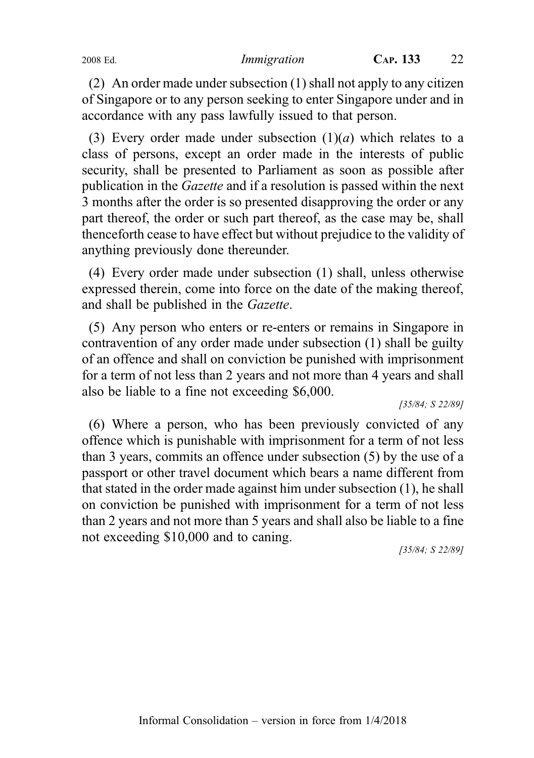(2) An order made under subsection (1) shall not apply to any citizen of Singapore or to any person seeking to enter Singapore under and in accordance with any pass lawfully issued to that person.

(3) Every order made under subsection (1)(*a*) which relates to a class of persons, except an order made in the interests of public security, shall be presented to Parliament as soon as possible after publication in the *Gazette* and if a resolution is passed within the next 3 months after the order is so presented disapproving the order or any part thereof, the order or such part thereof, as the case may be, shall thenceforth cease to have effect but without prejudice to the validity of anything previously done thereunder.

(4) Every order made under subsection (1) shall, unless otherwise expressed therein, come into force on the date of the making thereof, and shall be published in the *Gazette*.

(5) Any person who enters or re-enters or remains in Singapore in contravention of any order made under subsection (1) shall be guilty of an offence and shall on conviction be punished with imprisonment for a term of not less than 2 years and not more than 4 years and shall also be liable to a fine not exceeding $6,000.

*[35/84; S 22/89]*

(6) Where a person, who has been previously convicted of any offence which is punishable with imprisonment for a term of not less than 3 years, commits an offence under subsection (5) by the use of a passport or other travel document which bears a name different from that stated in the order made against him under subsection (1), he shall on conviction be punished with imprisonment for a term of not less than 2 years and not more than 5 years and shall also be liable to a fine not exceeding $10,000 and to caning.

*[35/84; S 22/89]*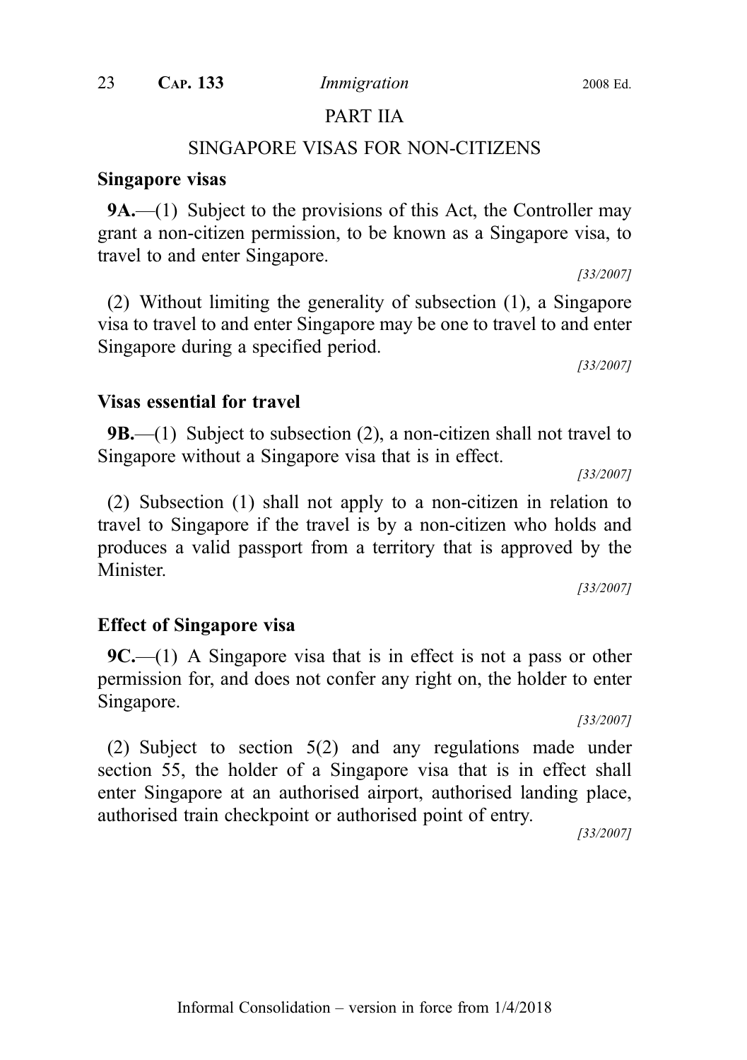## PART IIA

## SINGAPORE VISAS FOR NON-CITIZENS

### Singapore visas

**9A.**—(1) Subject to the provisions of this Act, the Controller may grant a non-citizen permission, to be known as a Singapore visa, to travel to and enter Singapore.

*[33/2007]*

(2) Without limiting the generality of subsection (1), a Singapore visa to travel to and enter Singapore may be one to travel to and enter Singapore during a specified period.

*[33/2007]*

### Visas essential for travel

**9B.**—(1) Subject to subsection (2), a non-citizen shall not travel to Singapore without a Singapore visa that is in effect.

*[33/2007]*

(2) Subsection (1) shall not apply to a non-citizen in relation to travel to Singapore if the travel is by a non-citizen who holds and produces a valid passport from a territory that is approved by the Minister.

*[33/2007]*

### Effect of Singapore visa

**9C.**—(1) A Singapore visa that is in effect is not a pass or other permission for, and does not confer any right on, the holder to enter Singapore.

*[33/2007]*

(2) Subject to section 5(2) and any regulations made under section 55, the holder of a Singapore visa that is in effect shall enter Singapore at an authorised airport, authorised landing place, authorised train checkpoint or authorised point of entry.

*[33/2007]*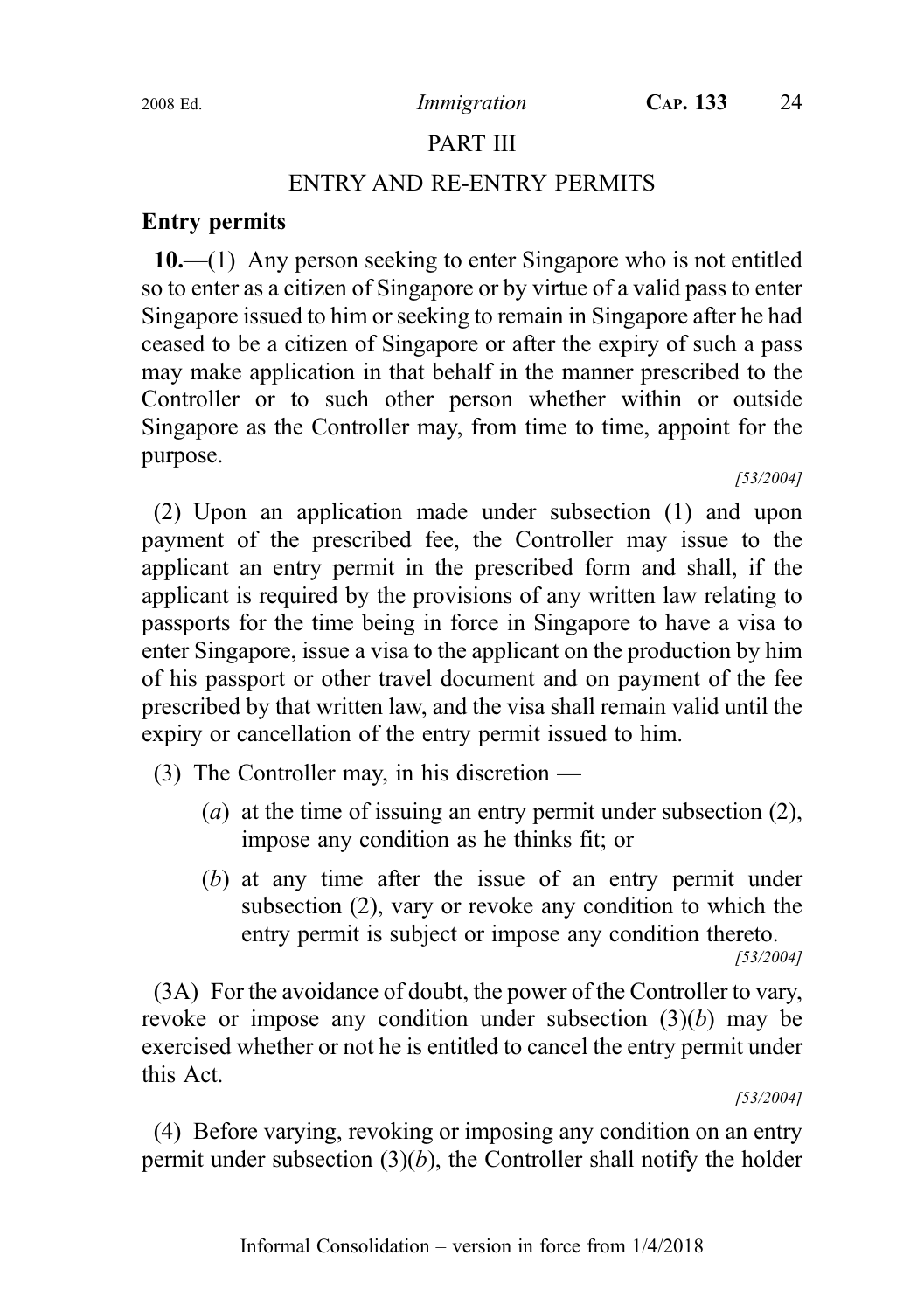## PART III

## ENTRY AND RE-ENTRY PERMITS

### Entry permits

**10.**—(1) Any person seeking to enter Singapore who is not entitled so to enter as a citizen of Singapore or by virtue of a valid pass to enter Singapore issued to him or seeking to remain in Singapore after he had ceased to be a citizen of Singapore or after the expiry of such a pass may make application in that behalf in the manner prescribed to the Controller or to such other person whether within or outside Singapore as the Controller may, from time to time, appoint for the purpose.

*[53/2004]*

(2) Upon an application made under subsection (1) and upon payment of the prescribed fee, the Controller may issue to the applicant an entry permit in the prescribed form and shall, if the applicant is required by the provisions of any written law relating to passports for the time being in force in Singapore to have a visa to enter Singapore, issue a visa to the applicant on the production by him of his passport or other travel document and on payment of the fee prescribed by that written law, and the visa shall remain valid until the expiry or cancellation of the entry permit issued to him.

(3) The Controller may, in his discretion —

- (*a*) at the time of issuing an entry permit under subsection (2), impose any condition as he thinks fit; or
- (*b*) at any time after the issue of an entry permit under subsection (2), vary or revoke any condition to which the entry permit is subject or impose any condition thereto.

*[53/2004]*

(3A) For the avoidance of doubt, the power of the Controller to vary, revoke or impose any condition under subsection (3)(*b*) may be exercised whether or not he is entitled to cancel the entry permit under this Act.

*[53/2004]*

(4) Before varying, revoking or imposing any condition on an entry permit under subsection (3)(*b*), the Controller shall notify the holder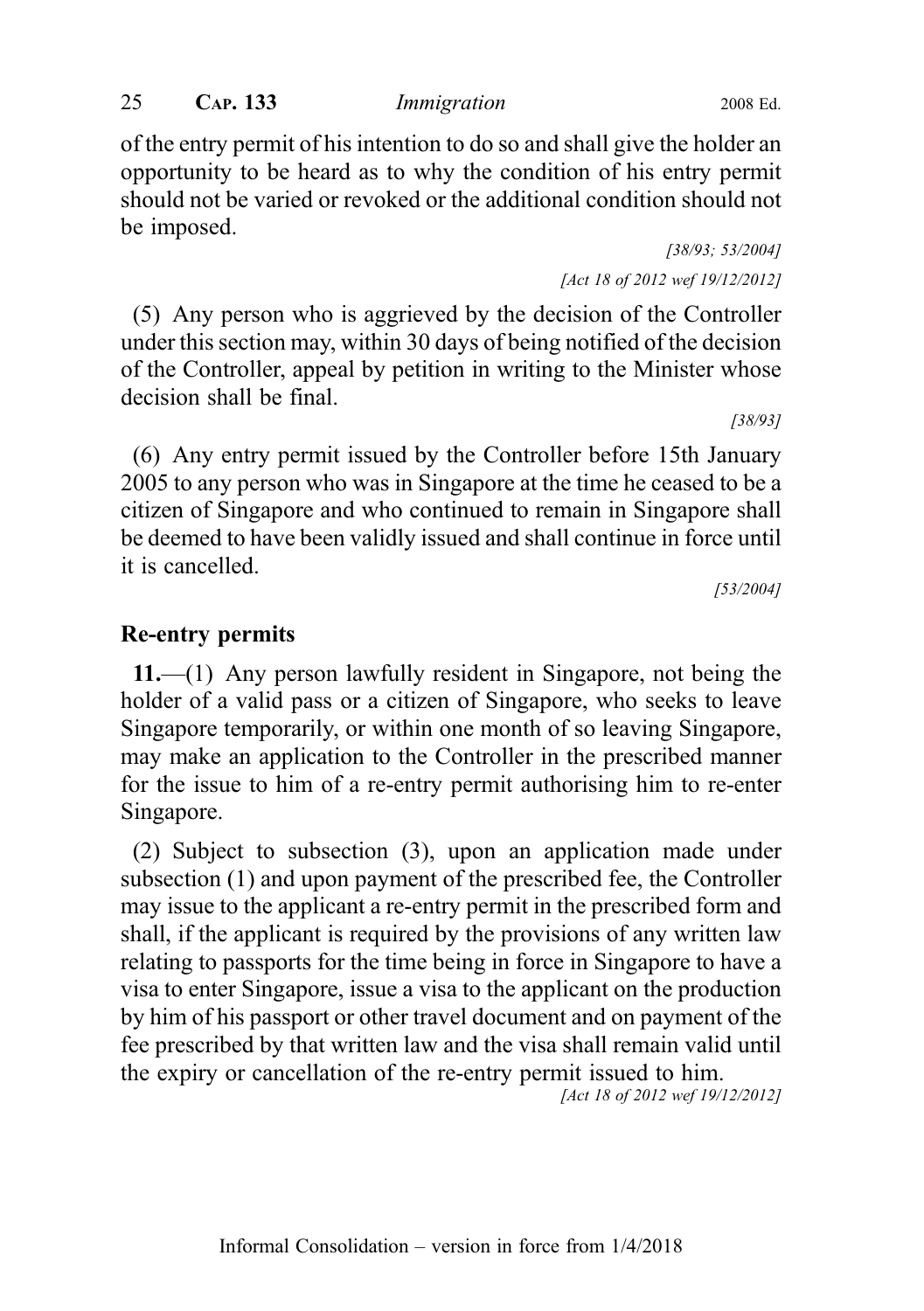of the entry permit of his intention to do so and shall give the holder an opportunity to be heard as to why the condition of his entry permit should not be varied or revoked or the additional condition should not be imposed.

*[38/93; 53/2004]*

*[Act 18 of 2012 wef 19/12/2012]*

(5) Any person who is aggrieved by the decision of the Controller under this section may, within 30 days of being notified of the decision of the Controller, appeal by petition in writing to the Minister whose decision shall be final.

*[38/93]*

(6) Any entry permit issued by the Controller before 15th January 2005 to any person who was in Singapore at the time he ceased to be a citizen of Singapore and who continued to remain in Singapore shall be deemed to have been validly issued and shall continue in force until it is cancelled.

*[53/2004]*

### Re-entry permits

**11.**—(1) Any person lawfully resident in Singapore, not being the holder of a valid pass or a citizen of Singapore, who seeks to leave Singapore temporarily, or within one month of so leaving Singapore, may make an application to the Controller in the prescribed manner for the issue to him of a re-entry permit authorising him to re-enter Singapore.

(2) Subject to subsection (3), upon an application made under subsection (1) and upon payment of the prescribed fee, the Controller may issue to the applicant a re-entry permit in the prescribed form and shall, if the applicant is required by the provisions of any written law relating to passports for the time being in force in Singapore to have a visa to enter Singapore, issue a visa to the applicant on the production by him of his passport or other travel document and on payment of the fee prescribed by that written law and the visa shall remain valid until the expiry or cancellation of the re-entry permit issued to him.

*[Act 18 of 2012 wef 19/12/2012]*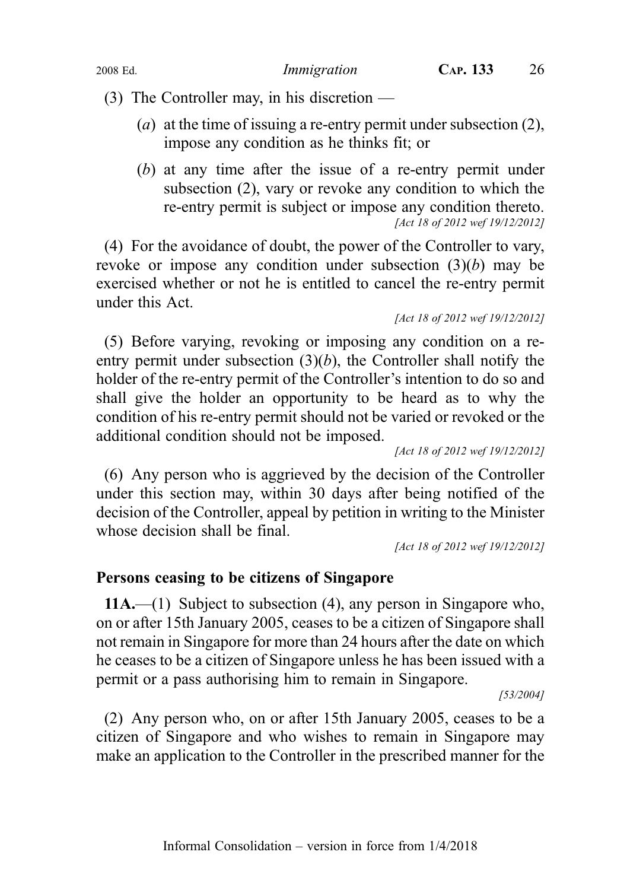(3) The Controller may, in his discretion —

(*a*) at the time of issuing a re-entry permit under subsection (2), impose any condition as he thinks fit; or

(*b*) at any time after the issue of a re-entry permit under subsection (2), vary or revoke any condition to which the re-entry permit is subject or impose any condition thereto.

*[Act 18 of 2012 wef 19/12/2012]*

(4) For the avoidance of doubt, the power of the Controller to vary, revoke or impose any condition under subsection (3)(*b*) may be exercised whether or not he is entitled to cancel the re-entry permit under this Act.

*[Act 18 of 2012 wef 19/12/2012]*

(5) Before varying, revoking or imposing any condition on a re-entry permit under subsection (3)(*b*), the Controller shall notify the holder of the re-entry permit of the Controller's intention to do so and shall give the holder an opportunity to be heard as to why the condition of his re-entry permit should not be varied or revoked or the additional condition should not be imposed.

*[Act 18 of 2012 wef 19/12/2012]*

(6) Any person who is aggrieved by the decision of the Controller under this section may, within 30 days after being notified of the decision of the Controller, appeal by petition in writing to the Minister whose decision shall be final.

*[Act 18 of 2012 wef 19/12/2012]*

### Persons ceasing to be citizens of Singapore

**11A.**—(1) Subject to subsection (4), any person in Singapore who, on or after 15th January 2005, ceases to be a citizen of Singapore shall not remain in Singapore for more than 24 hours after the date on which he ceases to be a citizen of Singapore unless he has been issued with a permit or a pass authorising him to remain in Singapore.

*[53/2004]*

(2) Any person who, on or after 15th January 2005, ceases to be a citizen of Singapore and who wishes to remain in Singapore may make an application to the Controller in the prescribed manner for the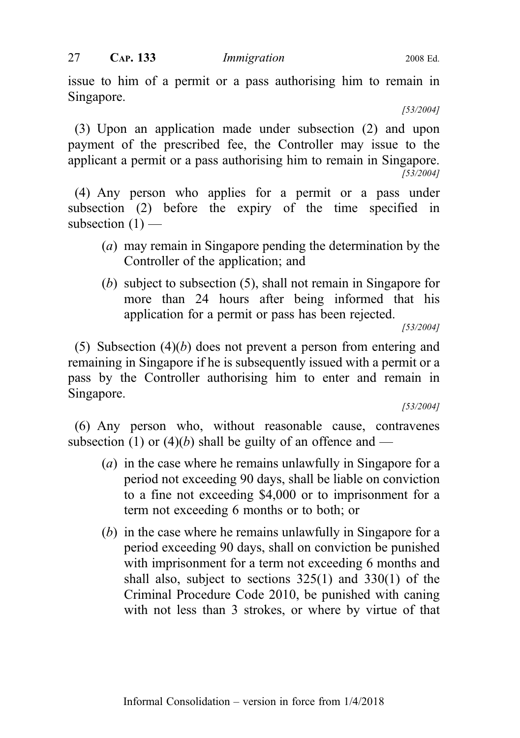issue to him of a permit or a pass authorising him to remain in Singapore.

[53/2004]

(3) Upon an application made under subsection (2) and upon payment of the prescribed fee, the Controller may issue to the applicant a permit or a pass authorising him to remain in Singapore.

[53/2004]

(4) Any person who applies for a permit or a pass under subsection (2) before the expiry of the time specified in subsection (1) —

(*a*) may remain in Singapore pending the determination by the Controller of the application; and

(*b*) subject to subsection (5), shall not remain in Singapore for more than 24 hours after being informed that his application for a permit or pass has been rejected.

[53/2004]

(5) Subsection (4)(*b*) does not prevent a person from entering and remaining in Singapore if he is subsequently issued with a permit or a pass by the Controller authorising him to enter and remain in Singapore.

[53/2004]

(6) Any person who, without reasonable cause, contravenes subsection (1) or (4)(*b*) shall be guilty of an offence and —

(*a*) in the case where he remains unlawfully in Singapore for a period not exceeding 90 days, shall be liable on conviction to a fine not exceeding $4,000 or to imprisonment for a term not exceeding 6 months or to both; or

(*b*) in the case where he remains unlawfully in Singapore for a period exceeding 90 days, shall on conviction be punished with imprisonment for a term not exceeding 6 months and shall also, subject to sections 325(1) and 330(1) of the Criminal Procedure Code 2010, be punished with caning with not less than 3 strokes, or where by virtue of that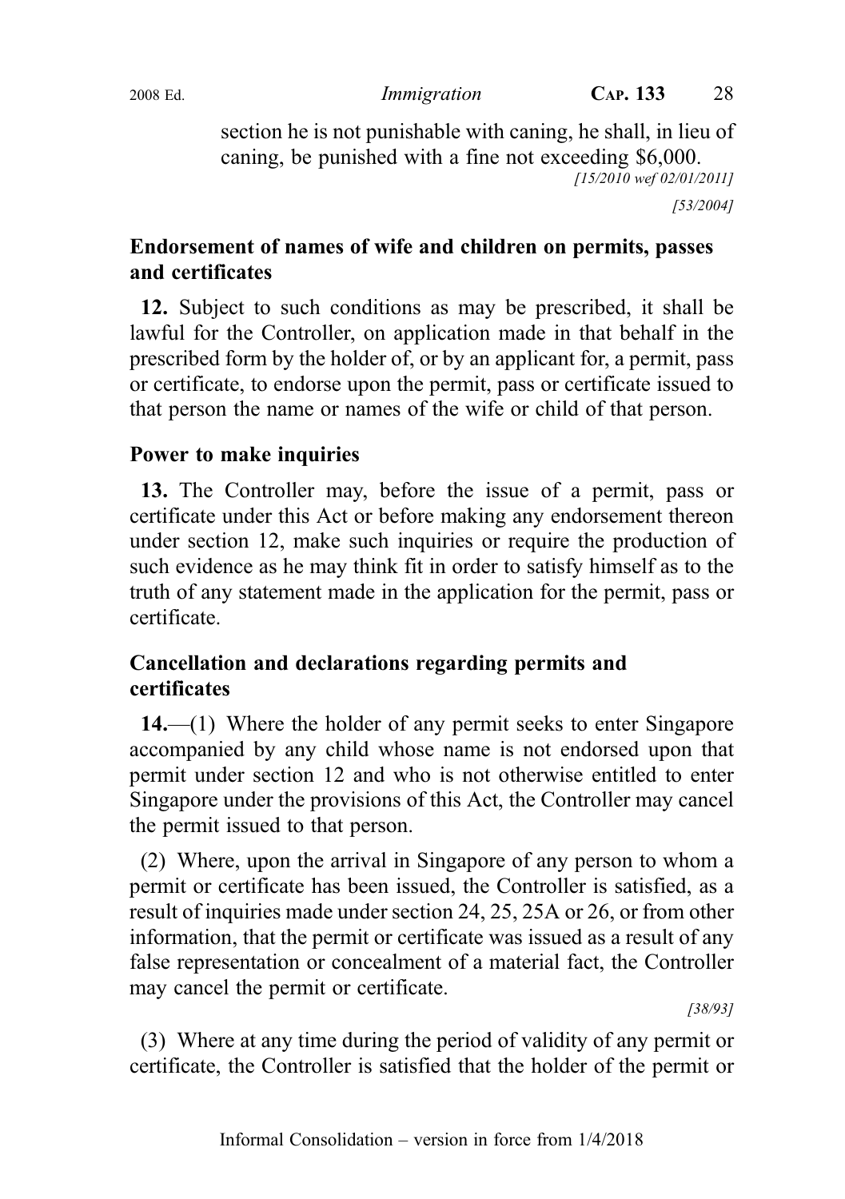section he is not punishable with caning, he shall, in lieu of caning, be punished with a fine not exceeding $6,000.

[15/2010 wef 02/01/2011]

[53/2004]

**Endorsement of names of wife and children on permits, passes and certificates**

**12.** Subject to such conditions as may be prescribed, it shall be lawful for the Controller, on application made in that behalf in the prescribed form by the holder of, or by an applicant for, a permit, pass or certificate, to endorse upon the permit, pass or certificate issued to that person the name or names of the wife or child of that person.

**Power to make inquiries**

**13.** The Controller may, before the issue of a permit, pass or certificate under this Act or before making any endorsement thereon under section 12, make such inquiries or require the production of such evidence as he may think fit in order to satisfy himself as to the truth of any statement made in the application for the permit, pass or certificate.

**Cancellation and declarations regarding permits and certificates**

**14.**—(1) Where the holder of any permit seeks to enter Singapore accompanied by any child whose name is not endorsed upon that permit under section 12 and who is not otherwise entitled to enter Singapore under the provisions of this Act, the Controller may cancel the permit issued to that person.

(2) Where, upon the arrival in Singapore of any person to whom a permit or certificate has been issued, the Controller is satisfied, as a result of inquiries made under section 24, 25, 25A or 26, or from other information, that the permit or certificate was issued as a result of any false representation or concealment of a material fact, the Controller may cancel the permit or certificate.

[38/93]

(3) Where at any time during the period of validity of any permit or certificate, the Controller is satisfied that the holder of the permit or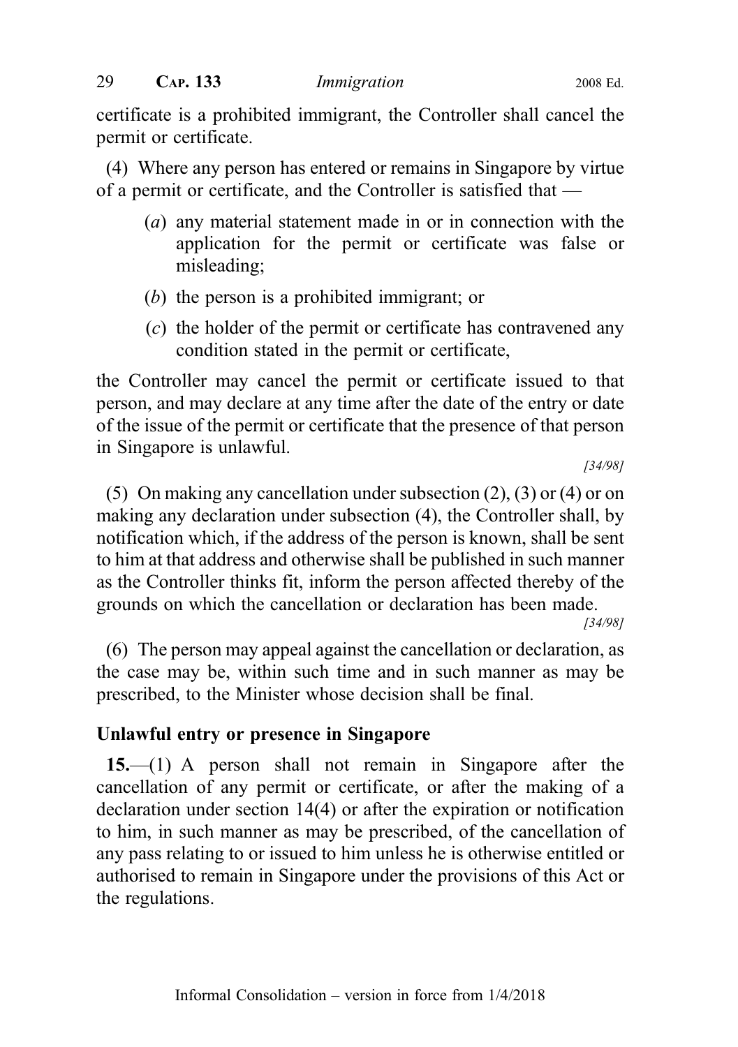certificate is a prohibited immigrant, the Controller shall cancel the permit or certificate.

(4) Where any person has entered or remains in Singapore by virtue of a permit or certificate, and the Controller is satisfied that —

(*a*) any material statement made in or in connection with the application for the permit or certificate was false or misleading;

(*b*) the person is a prohibited immigrant; or

(*c*) the holder of the permit or certificate has contravened any condition stated in the permit or certificate,

the Controller may cancel the permit or certificate issued to that person, and may declare at any time after the date of the entry or date of the issue of the permit or certificate that the presence of that person in Singapore is unlawful.

*[34/98]*

(5) On making any cancellation under subsection (2), (3) or (4) or on making any declaration under subsection (4), the Controller shall, by notification which, if the address of the person is known, shall be sent to him at that address and otherwise shall be published in such manner as the Controller thinks fit, inform the person affected thereby of the grounds on which the cancellation or declaration has been made.

*[34/98]*

(6) The person may appeal against the cancellation or declaration, as the case may be, within such time and in such manner as may be prescribed, to the Minister whose decision shall be final.

### Unlawful entry or presence in Singapore

**15.**—(1) A person shall not remain in Singapore after the cancellation of any permit or certificate, or after the making of a declaration under section 14(4) or after the expiration or notification to him, in such manner as may be prescribed, of the cancellation of any pass relating to or issued to him unless he is otherwise entitled or authorised to remain in Singapore under the provisions of this Act or the regulations.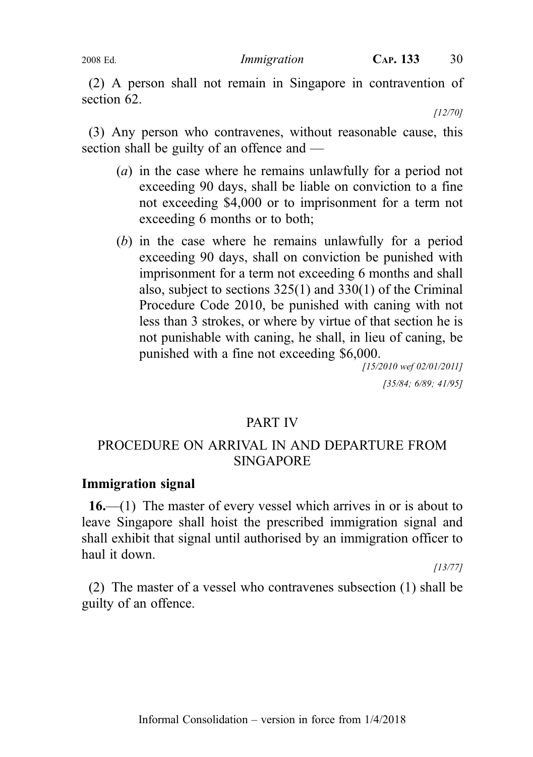(2) A person shall not remain in Singapore in contravention of section 62.

[12/70]

(3) Any person who contravenes, without reasonable cause, this section shall be guilty of an offence and —

(*a*) in the case where he remains unlawfully for a period not exceeding 90 days, shall be liable on conviction to a fine not exceeding $4,000 or to imprisonment for a term not exceeding 6 months or to both;

(*b*) in the case where he remains unlawfully for a period exceeding 90 days, shall on conviction be punished with imprisonment for a term not exceeding 6 months and shall also, subject to sections 325(1) and 330(1) of the Criminal Procedure Code 2010, be punished with caning with not less than 3 strokes, or where by virtue of that section he is not punishable with caning, he shall, in lieu of caning, be punished with a fine not exceeding $6,000.

*[15/2010 wef 02/01/2011]*

*[35/84; 6/89; 41/95]*

## PART IV

## PROCEDURE ON ARRIVAL IN AND DEPARTURE FROM SINGAPORE

### Immigration signal

**16.**—(1) The master of every vessel which arrives in or is about to leave Singapore shall hoist the prescribed immigration signal and shall exhibit that signal until authorised by an immigration officer to haul it down.

*[13/77]*

(2) The master of a vessel who contravenes subsection (1) shall be guilty of an offence.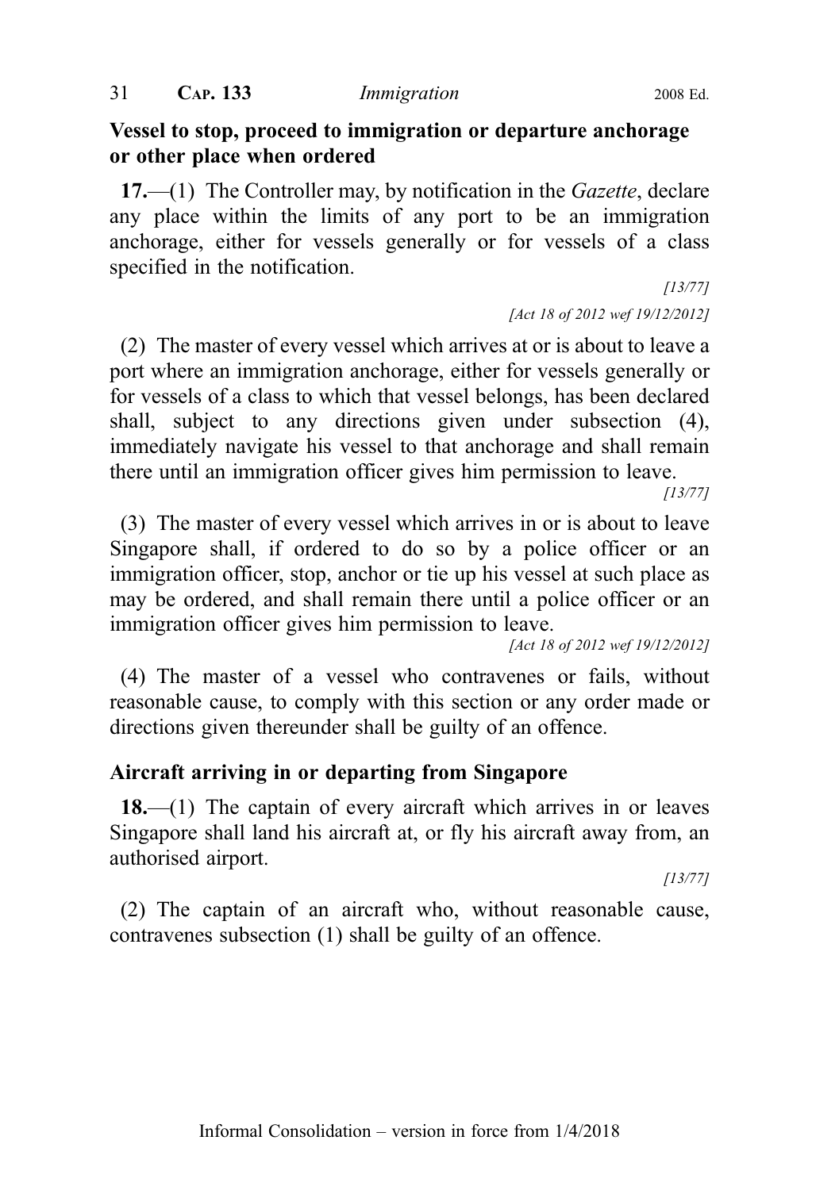### Vessel to stop, proceed to immigration or departure anchorage or other place when ordered

**17.**—(1) The Controller may, by notification in the *Gazette*, declare any place within the limits of any port to be an immigration anchorage, either for vessels generally or for vessels of a class specified in the notification.

*[13/77]*

*[Act 18 of 2012 wef 19/12/2012]*

(2) The master of every vessel which arrives at or is about to leave a port where an immigration anchorage, either for vessels generally or for vessels of a class to which that vessel belongs, has been declared shall, subject to any directions given under subsection (4), immediately navigate his vessel to that anchorage and shall remain there until an immigration officer gives him permission to leave.

*[13/77]*

(3) The master of every vessel which arrives in or is about to leave Singapore shall, if ordered to do so by a police officer or an immigration officer, stop, anchor or tie up his vessel at such place as may be ordered, and shall remain there until a police officer or an immigration officer gives him permission to leave.

*[Act 18 of 2012 wef 19/12/2012]*

(4) The master of a vessel who contravenes or fails, without reasonable cause, to comply with this section or any order made or directions given thereunder shall be guilty of an offence.

### Aircraft arriving in or departing from Singapore

**18.**—(1) The captain of every aircraft which arrives in or leaves Singapore shall land his aircraft at, or fly his aircraft away from, an authorised airport.

*[13/77]*

(2) The captain of an aircraft who, without reasonable cause, contravenes subsection (1) shall be guilty of an offence.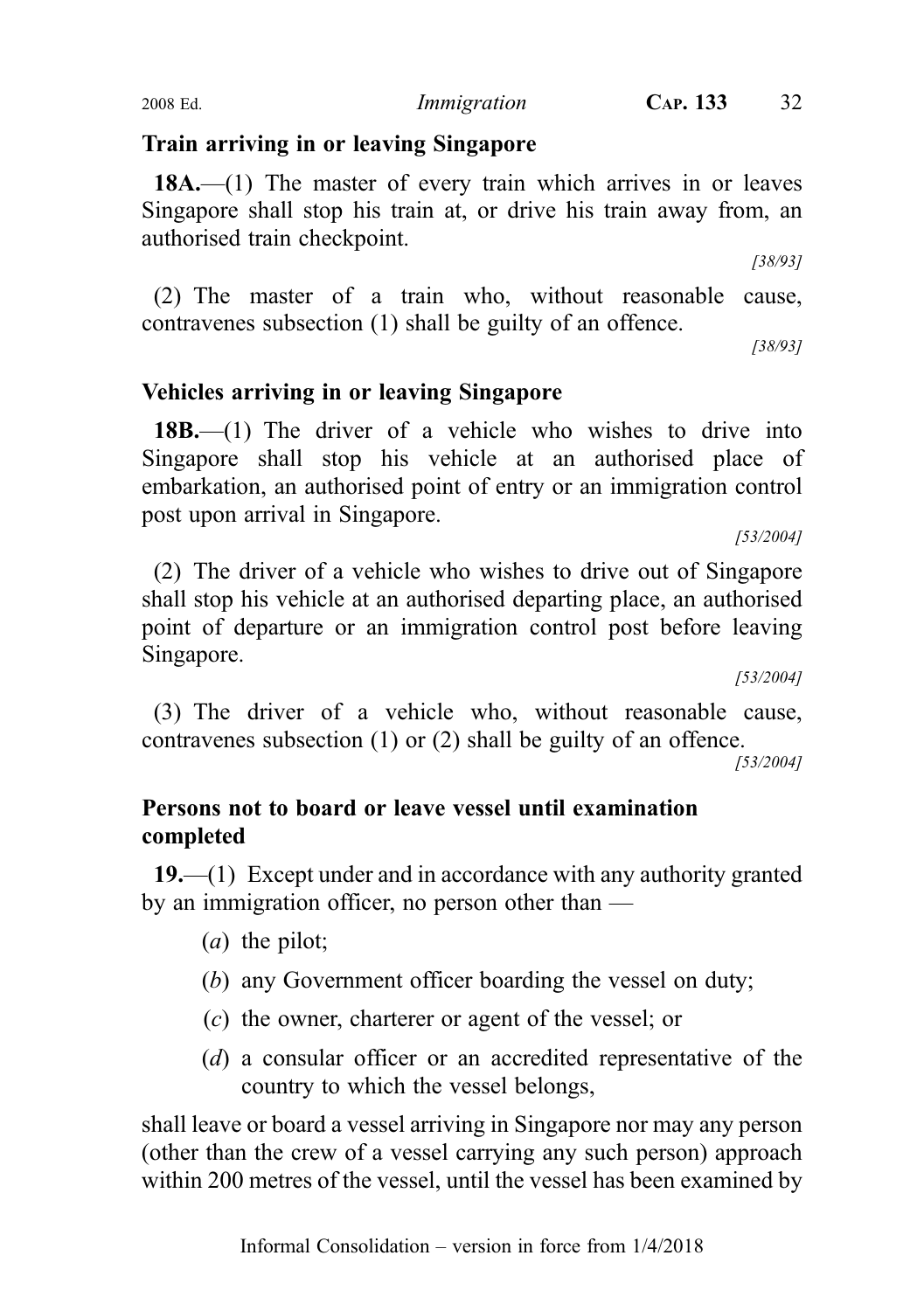**Train arriving in or leaving Singapore**

**18A.**—(1) The master of every train which arrives in or leaves Singapore shall stop his train at, or drive his train away from, an authorised train checkpoint.

[38/93]

(2) The master of a train who, without reasonable cause, contravenes subsection (1) shall be guilty of an offence.

[38/93]

**Vehicles arriving in or leaving Singapore**

**18B.**—(1) The driver of a vehicle who wishes to drive into Singapore shall stop his vehicle at an authorised place of embarkation, an authorised point of entry or an immigration control post upon arrival in Singapore.

[53/2004]

(2) The driver of a vehicle who wishes to drive out of Singapore shall stop his vehicle at an authorised departing place, an authorised point of departure or an immigration control post before leaving Singapore.

[53/2004]

(3) The driver of a vehicle who, without reasonable cause, contravenes subsection (1) or (2) shall be guilty of an offence.

[53/2004]

**Persons not to board or leave vessel until examination completed**

**19.**—(1) Except under and in accordance with any authority granted by an immigration officer, no person other than —

- (*a*) the pilot;
- (*b*) any Government officer boarding the vessel on duty;
- (*c*) the owner, charterer or agent of the vessel; or
- (*d*) a consular officer or an accredited representative of the country to which the vessel belongs,

shall leave or board a vessel arriving in Singapore nor may any person (other than the crew of a vessel carrying any such person) approach within 200 metres of the vessel, until the vessel has been examined by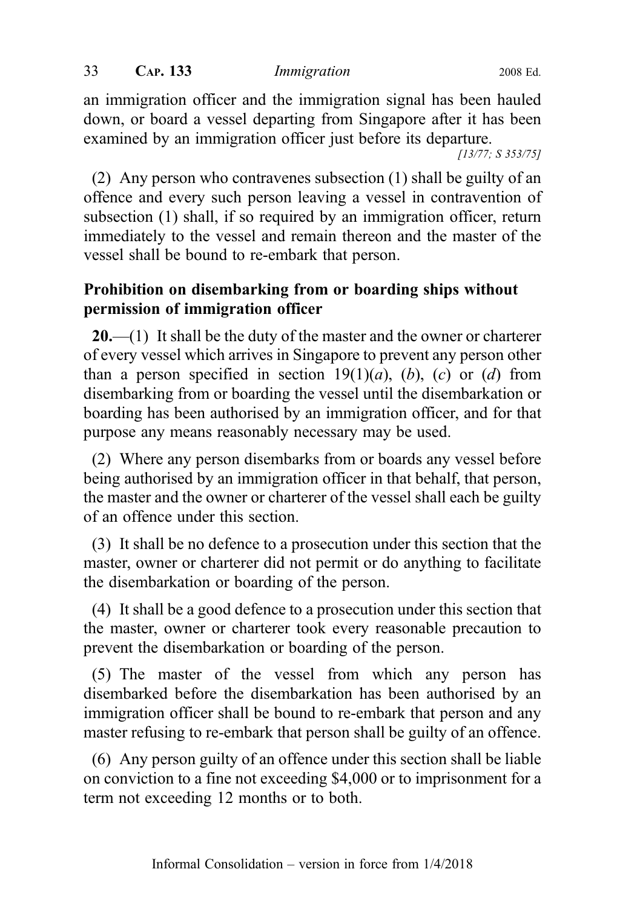an immigration officer and the immigration signal has been hauled down, or board a vessel departing from Singapore after it has been examined by an immigration officer just before its departure.

[13/77; S 353/75]

(2) Any person who contravenes subsection (1) shall be guilty of an offence and every such person leaving a vessel in contravention of subsection (1) shall, if so required by an immigration officer, return immediately to the vessel and remain thereon and the master of the vessel shall be bound to re-embark that person.

**Prohibition on disembarking from or boarding ships without permission of immigration officer**

**20.**—(1) It shall be the duty of the master and the owner or charterer of every vessel which arrives in Singapore to prevent any person other than a person specified in section 19(1)(*a*), (*b*), (*c*) or (*d*) from disembarking from or boarding the vessel until the disembarkation or boarding has been authorised by an immigration officer, and for that purpose any means reasonably necessary may be used.

(2) Where any person disembarks from or boards any vessel before being authorised by an immigration officer in that behalf, that person, the master and the owner or charterer of the vessel shall each be guilty of an offence under this section.

(3) It shall be no defence to a prosecution under this section that the master, owner or charterer did not permit or do anything to facilitate the disembarkation or boarding of the person.

(4) It shall be a good defence to a prosecution under this section that the master, owner or charterer took every reasonable precaution to prevent the disembarkation or boarding of the person.

(5) The master of the vessel from which any person has disembarked before the disembarkation has been authorised by an immigration officer shall be bound to re-embark that person and any master refusing to re-embark that person shall be guilty of an offence.

(6) Any person guilty of an offence under this section shall be liable on conviction to a fine not exceeding $4,000 or to imprisonment for a term not exceeding 12 months or to both.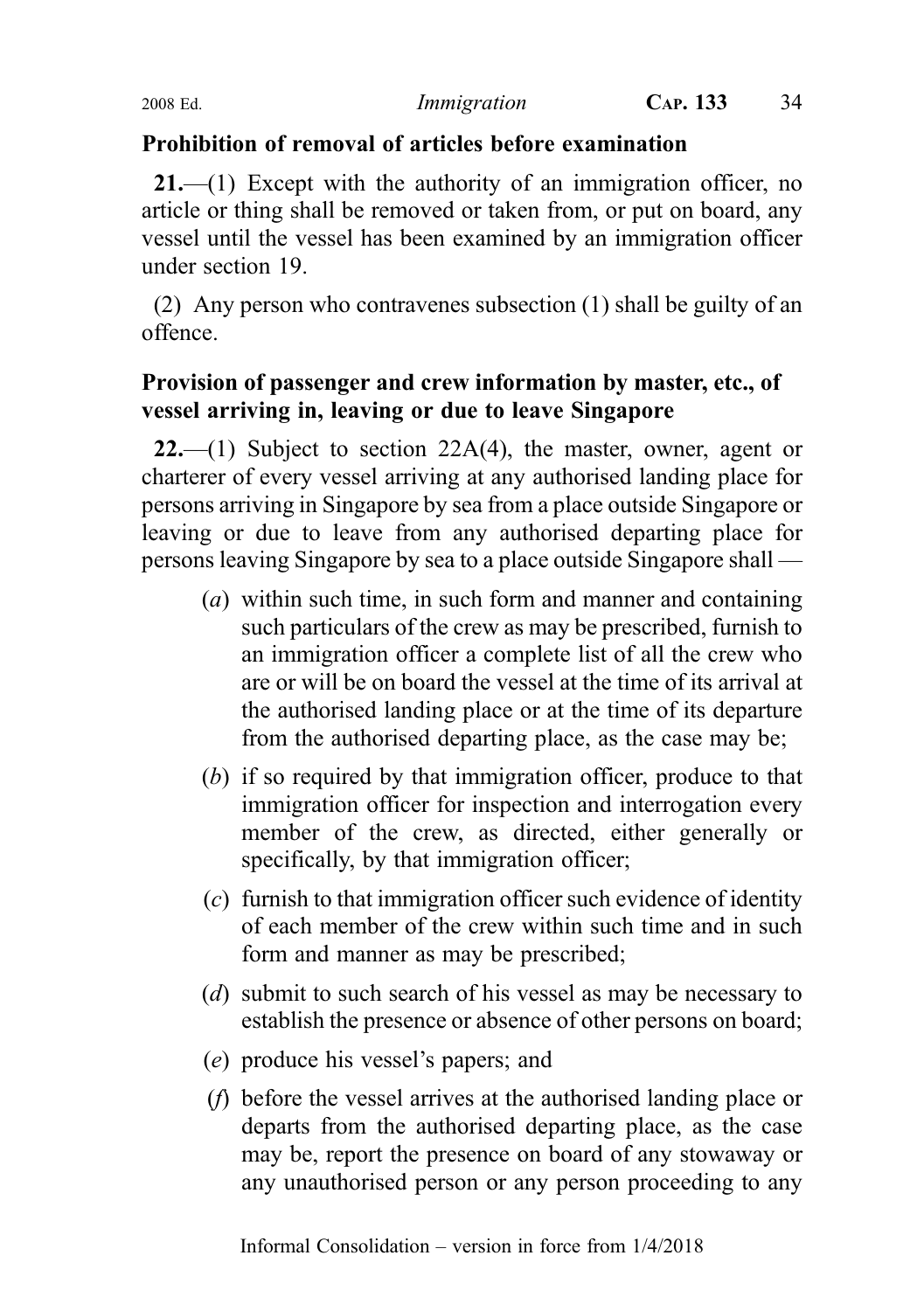**Prohibition of removal of articles before examination**

**21.**—(1) Except with the authority of an immigration officer, no article or thing shall be removed or taken from, or put on board, any vessel until the vessel has been examined by an immigration officer under section 19.

(2) Any person who contravenes subsection (1) shall be guilty of an offence.

**Provision of passenger and crew information by master, etc., of vessel arriving in, leaving or due to leave Singapore**

**22.**—(1) Subject to section 22A(4), the master, owner, agent or charterer of every vessel arriving at any authorised landing place for persons arriving in Singapore by sea from a place outside Singapore or leaving or due to leave from any authorised departing place for persons leaving Singapore by sea to a place outside Singapore shall —

(*a*) within such time, in such form and manner and containing such particulars of the crew as may be prescribed, furnish to an immigration officer a complete list of all the crew who are or will be on board the vessel at the time of its arrival at the authorised landing place or at the time of its departure from the authorised departing place, as the case may be;

(*b*) if so required by that immigration officer, produce to that immigration officer for inspection and interrogation every member of the crew, as directed, either generally or specifically, by that immigration officer;

(*c*) furnish to that immigration officer such evidence of identity of each member of the crew within such time and in such form and manner as may be prescribed;

(*d*) submit to such search of his vessel as may be necessary to establish the presence or absence of other persons on board;

(*e*) produce his vessel's papers; and

(*f*) before the vessel arrives at the authorised landing place or departs from the authorised departing place, as the case may be, report the presence on board of any stowaway or any unauthorised person or any person proceeding to any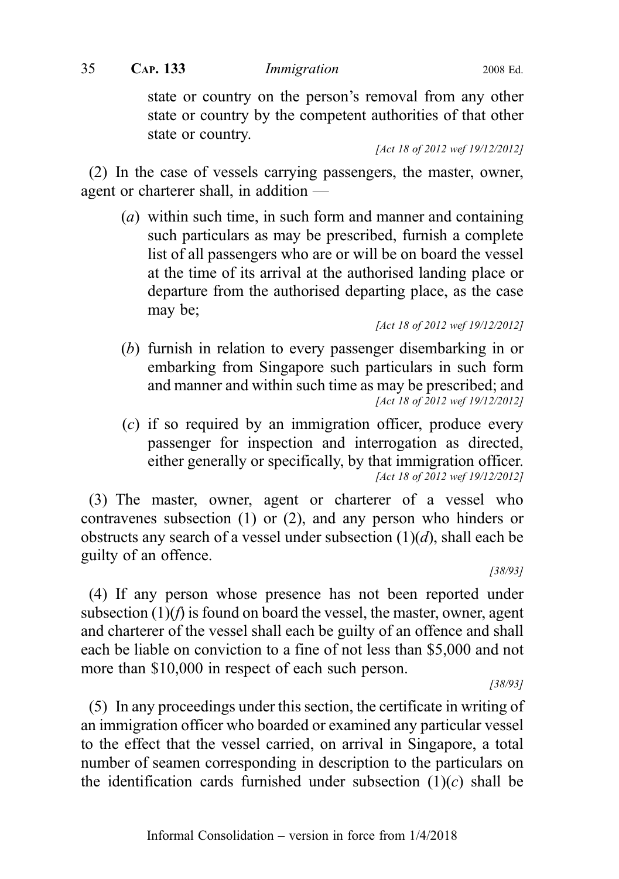state or country on the person's removal from any other state or country by the competent authorities of that other state or country.

[Act 18 of 2012 wef 19/12/2012]

(2) In the case of vessels carrying passengers, the master, owner, agent or charterer shall, in addition —

(*a*) within such time, in such form and manner and containing such particulars as may be prescribed, furnish a complete list of all passengers who are or will be on board the vessel at the time of its arrival at the authorised landing place or departure from the authorised departing place, as the case may be;

[Act 18 of 2012 wef 19/12/2012]

(*b*) furnish in relation to every passenger disembarking in or embarking from Singapore such particulars in such form and manner and within such time as may be prescribed; and

[Act 18 of 2012 wef 19/12/2012]

(*c*) if so required by an immigration officer, produce every passenger for inspection and interrogation as directed, either generally or specifically, by that immigration officer.

[Act 18 of 2012 wef 19/12/2012]

(3) The master, owner, agent or charterer of a vessel who contravenes subsection (1) or (2), and any person who hinders or obstructs any search of a vessel under subsection (1)(*d*), shall each be guilty of an offence.

[38/93]

(4) If any person whose presence has not been reported under subsection (1)(*f*) is found on board the vessel, the master, owner, agent and charterer of the vessel shall each be guilty of an offence and shall each be liable on conviction to a fine of not less than $5,000 and not more than $10,000 in respect of each such person.

[38/93]

(5) In any proceedings under this section, the certificate in writing of an immigration officer who boarded or examined any particular vessel to the effect that the vessel carried, on arrival in Singapore, a total number of seamen corresponding in description to the particulars on the identification cards furnished under subsection (1)(*c*) shall be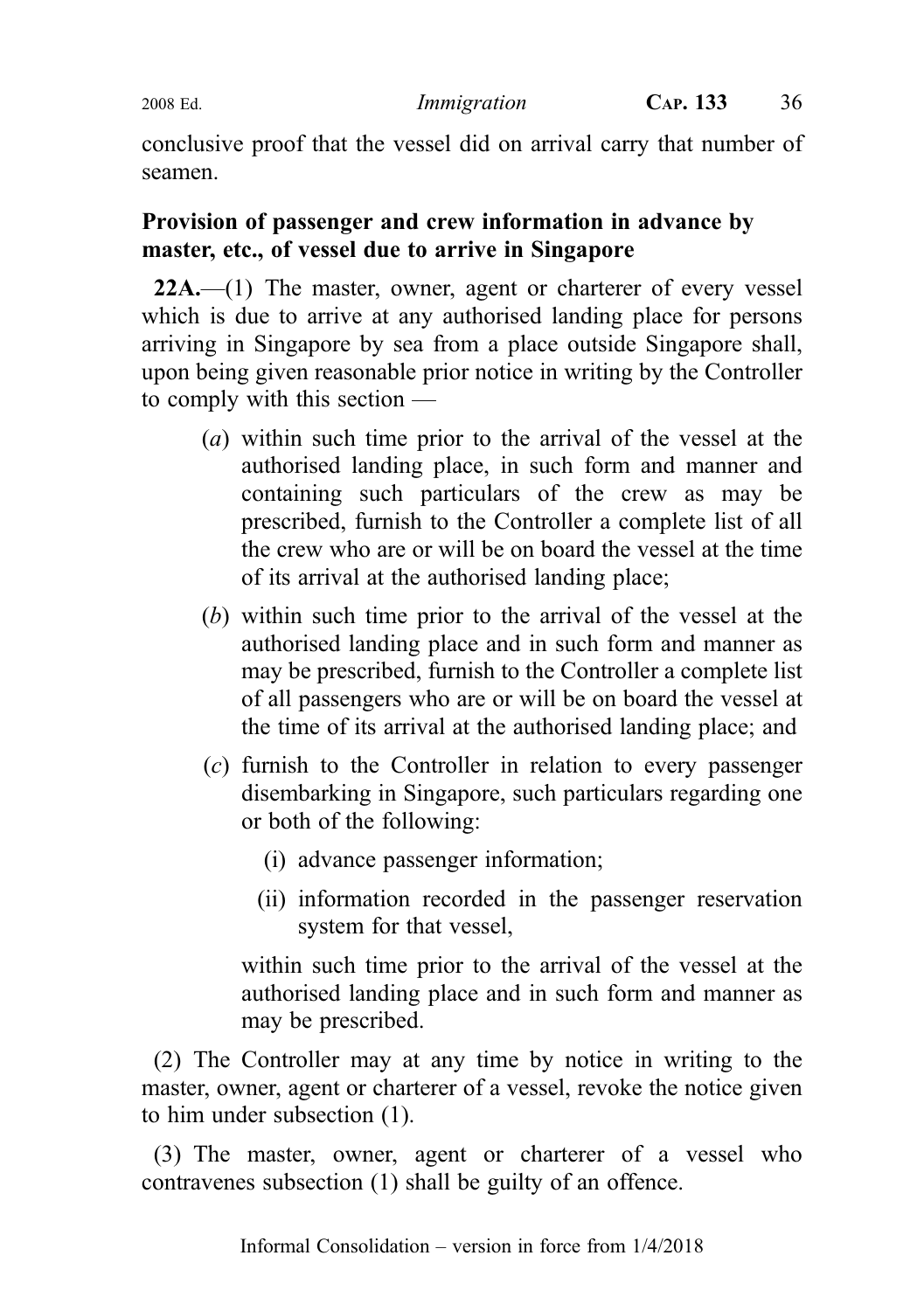conclusive proof that the vessel did on arrival carry that number of seamen.

**Provision of passenger and crew information in advance by master, etc., of vessel due to arrive in Singapore**

**22A.**—(1) The master, owner, agent or charterer of every vessel which is due to arrive at any authorised landing place for persons arriving in Singapore by sea from a place outside Singapore shall, upon being given reasonable prior notice in writing by the Controller to comply with this section —

(*a*) within such time prior to the arrival of the vessel at the authorised landing place, in such form and manner and containing such particulars of the crew as may be prescribed, furnish to the Controller a complete list of all the crew who are or will be on board the vessel at the time of its arrival at the authorised landing place;

(*b*) within such time prior to the arrival of the vessel at the authorised landing place and in such form and manner as may be prescribed, furnish to the Controller a complete list of all passengers who are or will be on board the vessel at the time of its arrival at the authorised landing place; and

(*c*) furnish to the Controller in relation to every passenger disembarking in Singapore, such particulars regarding one or both of the following:

(i) advance passenger information;

(ii) information recorded in the passenger reservation system for that vessel,

within such time prior to the arrival of the vessel at the authorised landing place and in such form and manner as may be prescribed.

(2) The Controller may at any time by notice in writing to the master, owner, agent or charterer of a vessel, revoke the notice given to him under subsection (1).

(3) The master, owner, agent or charterer of a vessel who contravenes subsection (1) shall be guilty of an offence.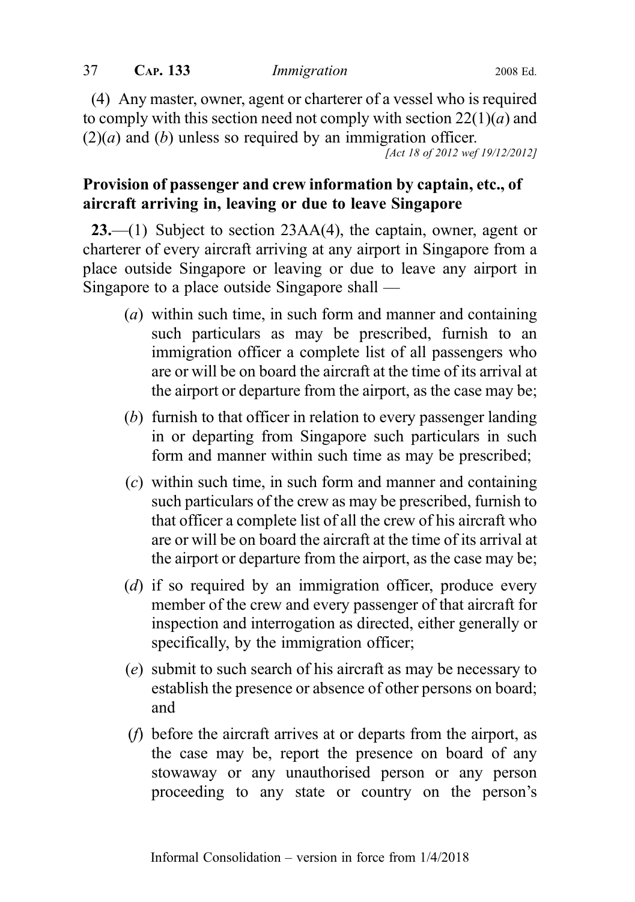(4) Any master, owner, agent or charterer of a vessel who is required to comply with this section need not comply with section 22(1)(*a*) and (2)(*a*) and (*b*) unless so required by an immigration officer.

*[Act 18 of 2012 wef 19/12/2012]*

**Provision of passenger and crew information by captain, etc., of aircraft arriving in, leaving or due to leave Singapore**

**23.**—(1) Subject to section 23AA(4), the captain, owner, agent or charterer of every aircraft arriving at any airport in Singapore from a place outside Singapore or leaving or due to leave any airport in Singapore to a place outside Singapore shall —

(*a*) within such time, in such form and manner and containing such particulars as may be prescribed, furnish to an immigration officer a complete list of all passengers who are or will be on board the aircraft at the time of its arrival at the airport or departure from the airport, as the case may be;

(*b*) furnish to that officer in relation to every passenger landing in or departing from Singapore such particulars in such form and manner within such time as may be prescribed;

(*c*) within such time, in such form and manner and containing such particulars of the crew as may be prescribed, furnish to that officer a complete list of all the crew of his aircraft who are or will be on board the aircraft at the time of its arrival at the airport or departure from the airport, as the case may be;

(*d*) if so required by an immigration officer, produce every member of the crew and every passenger of that aircraft for inspection and interrogation as directed, either generally or specifically, by the immigration officer;

(*e*) submit to such search of his aircraft as may be necessary to establish the presence or absence of other persons on board; and

(*f*) before the aircraft arrives at or departs from the airport, as the case may be, report the presence on board of any stowaway or any unauthorised person or any person proceeding to any state or country on the person's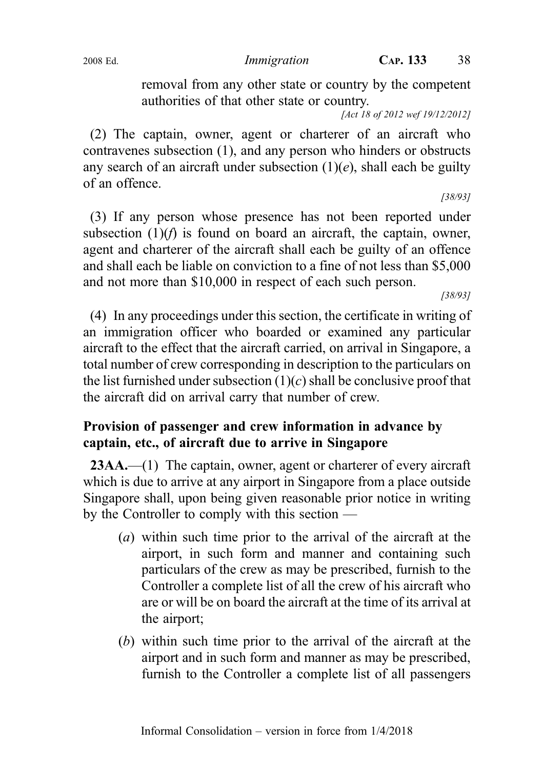removal from any other state or country by the competent authorities of that other state or country.

[Act 18 of 2012 wef 19/12/2012]

(2) The captain, owner, agent or charterer of an aircraft who contravenes subsection (1), and any person who hinders or obstructs any search of an aircraft under subsection (1)(*e*), shall each be guilty of an offence.

[38/93]

(3) If any person whose presence has not been reported under subsection (1)(*f*) is found on board an aircraft, the captain, owner, agent and charterer of the aircraft shall each be guilty of an offence and shall each be liable on conviction to a fine of not less than $5,000 and not more than $10,000 in respect of each such person.

[38/93]

(4) In any proceedings under this section, the certificate in writing of an immigration officer who boarded or examined any particular aircraft to the effect that the aircraft carried, on arrival in Singapore, a total number of crew corresponding in description to the particulars on the list furnished under subsection (1)(*c*) shall be conclusive proof that the aircraft did on arrival carry that number of crew.

### Provision of passenger and crew information in advance by captain, etc., of aircraft due to arrive in Singapore

**23AA.**—(1) The captain, owner, agent or charterer of every aircraft which is due to arrive at any airport in Singapore from a place outside Singapore shall, upon being given reasonable prior notice in writing by the Controller to comply with this section —

(*a*) within such time prior to the arrival of the aircraft at the airport, in such form and manner and containing such particulars of the crew as may be prescribed, furnish to the Controller a complete list of all the crew of his aircraft who are or will be on board the aircraft at the time of its arrival at the airport;

(*b*) within such time prior to the arrival of the aircraft at the airport and in such form and manner as may be prescribed, furnish to the Controller a complete list of all passengers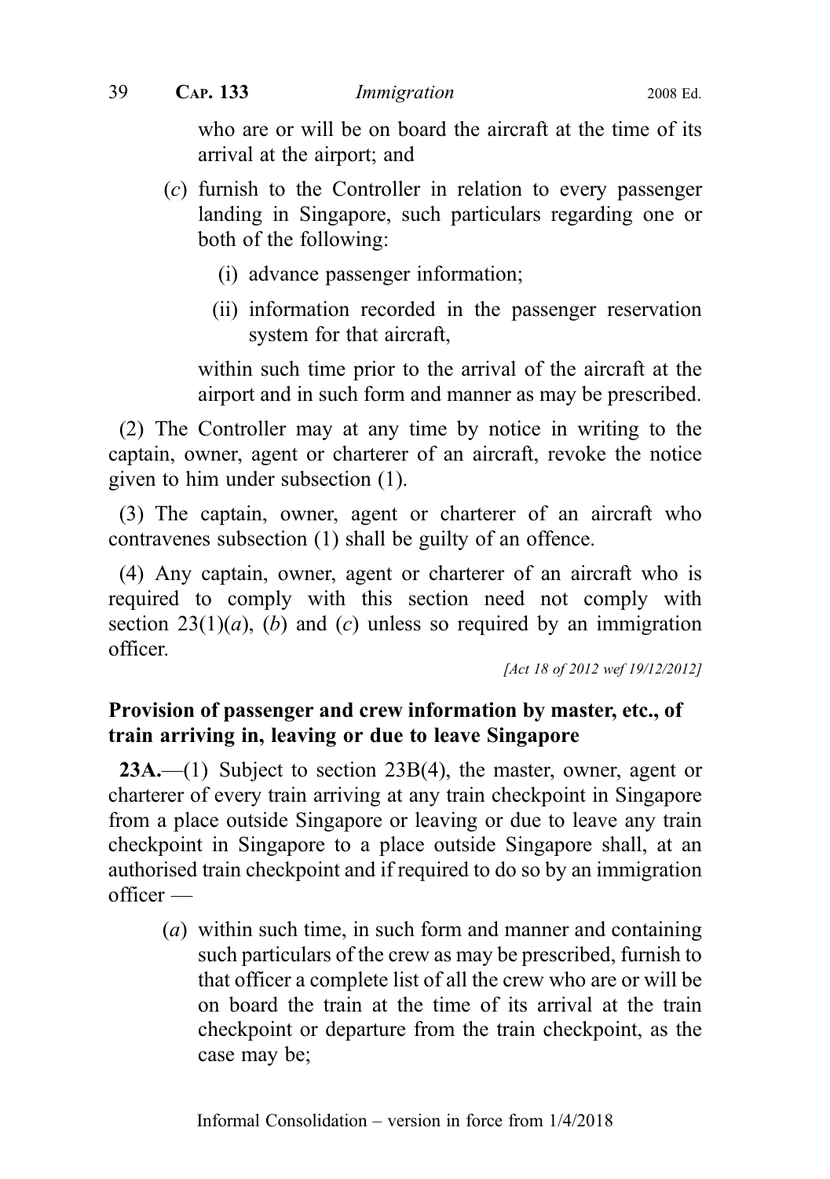who are or will be on board the aircraft at the time of its arrival at the airport; and

(*c*) furnish to the Controller in relation to every passenger landing in Singapore, such particulars regarding one or both of the following:

(i) advance passenger information;

(ii) information recorded in the passenger reservation system for that aircraft,

within such time prior to the arrival of the aircraft at the airport and in such form and manner as may be prescribed.

(2) The Controller may at any time by notice in writing to the captain, owner, agent or charterer of an aircraft, revoke the notice given to him under subsection (1).

(3) The captain, owner, agent or charterer of an aircraft who contravenes subsection (1) shall be guilty of an offence.

(4) Any captain, owner, agent or charterer of an aircraft who is required to comply with this section need not comply with section 23(1)(*a*), (*b*) and (*c*) unless so required by an immigration officer.

*[Act 18 of 2012 wef 19/12/2012]*

**Provision of passenger and crew information by master, etc., of train arriving in, leaving or due to leave Singapore**

**23A.**—(1) Subject to section 23B(4), the master, owner, agent or charterer of every train arriving at any train checkpoint in Singapore from a place outside Singapore or leaving or due to leave any train checkpoint in Singapore to a place outside Singapore shall, at an authorised train checkpoint and if required to do so by an immigration officer —

(*a*) within such time, in such form and manner and containing such particulars of the crew as may be prescribed, furnish to that officer a complete list of all the crew who are or will be on board the train at the time of its arrival at the train checkpoint or departure from the train checkpoint, as the case may be;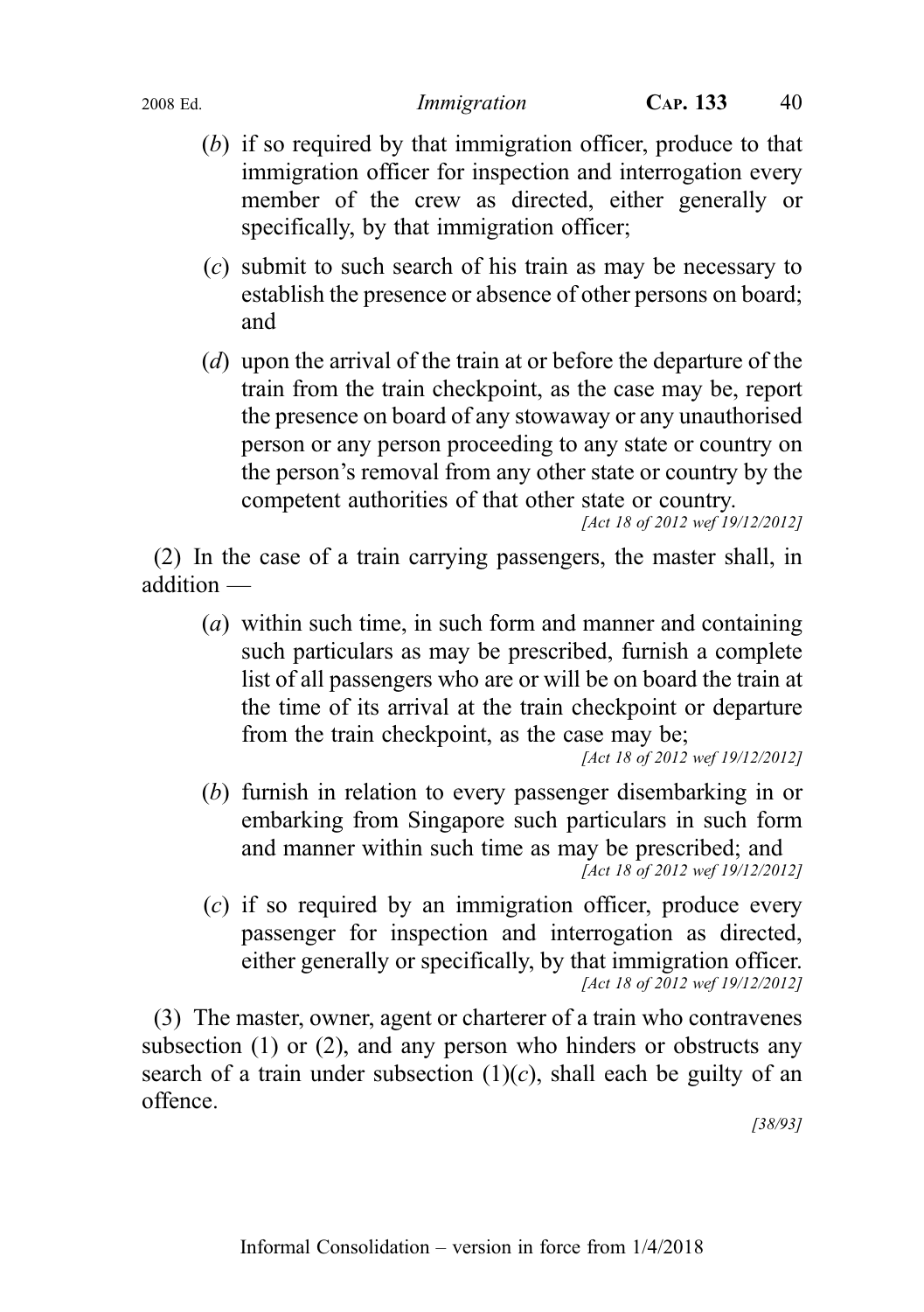(*b*) if so required by that immigration officer, produce to that immigration officer for inspection and interrogation every member of the crew as directed, either generally or specifically, by that immigration officer;

(*c*) submit to such search of his train as may be necessary to establish the presence or absence of other persons on board; and

(*d*) upon the arrival of the train at or before the departure of the train from the train checkpoint, as the case may be, report the presence on board of any stowaway or any unauthorised person or any person proceeding to any state or country on the person's removal from any other state or country by the competent authorities of that other state or country.

*[Act 18 of 2012 wef 19/12/2012]*

(2) In the case of a train carrying passengers, the master shall, in addition —

(*a*) within such time, in such form and manner and containing such particulars as may be prescribed, furnish a complete list of all passengers who are or will be on board the train at the time of its arrival at the train checkpoint or departure from the train checkpoint, as the case may be;

*[Act 18 of 2012 wef 19/12/2012]*

(*b*) furnish in relation to every passenger disembarking in or embarking from Singapore such particulars in such form and manner within such time as may be prescribed; and

*[Act 18 of 2012 wef 19/12/2012]*

(*c*) if so required by an immigration officer, produce every passenger for inspection and interrogation as directed, either generally or specifically, by that immigration officer.

*[Act 18 of 2012 wef 19/12/2012]*

(3) The master, owner, agent or charterer of a train who contravenes subsection (1) or (2), and any person who hinders or obstructs any search of a train under subsection (1)(*c*), shall each be guilty of an offence.

*[38/93]*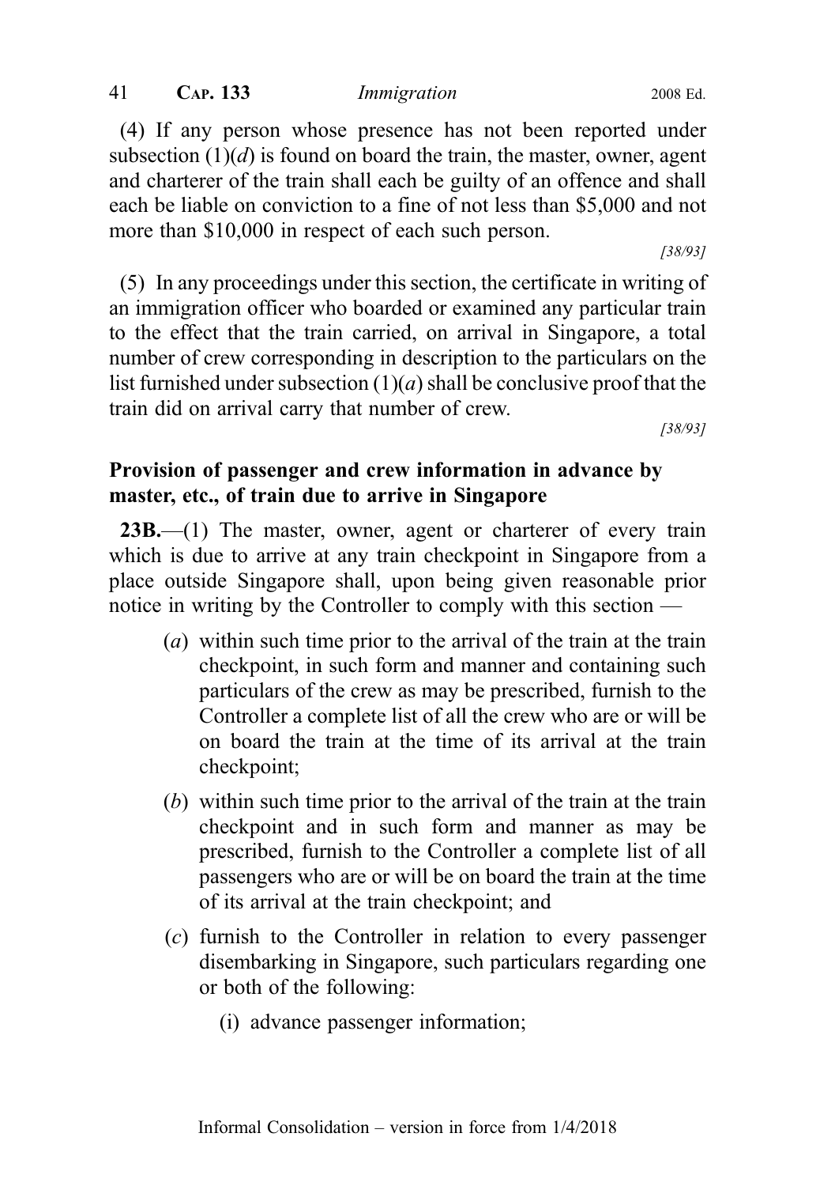(4) If any person whose presence has not been reported under subsection (1)(*d*) is found on board the train, the master, owner, agent and charterer of the train shall each be guilty of an offence and shall each be liable on conviction to a fine of not less than $5,000 and not more than $10,000 in respect of each such person.

[38/93]

(5) In any proceedings under this section, the certificate in writing of an immigration officer who boarded or examined any particular train to the effect that the train carried, on arrival in Singapore, a total number of crew corresponding in description to the particulars on the list furnished under subsection (1)(*a*) shall be conclusive proof that the train did on arrival carry that number of crew.

[38/93]

**Provision of passenger and crew information in advance by master, etc., of train due to arrive in Singapore**

**23B.**—(1) The master, owner, agent or charterer of every train which is due to arrive at any train checkpoint in Singapore from a place outside Singapore shall, upon being given reasonable prior notice in writing by the Controller to comply with this section —

(*a*) within such time prior to the arrival of the train at the train checkpoint, in such form and manner and containing such particulars of the crew as may be prescribed, furnish to the Controller a complete list of all the crew who are or will be on board the train at the time of its arrival at the train checkpoint;

(*b*) within such time prior to the arrival of the train at the train checkpoint and in such form and manner as may be prescribed, furnish to the Controller a complete list of all passengers who are or will be on board the train at the time of its arrival at the train checkpoint; and

(*c*) furnish to the Controller in relation to every passenger disembarking in Singapore, such particulars regarding one or both of the following:

(i) advance passenger information;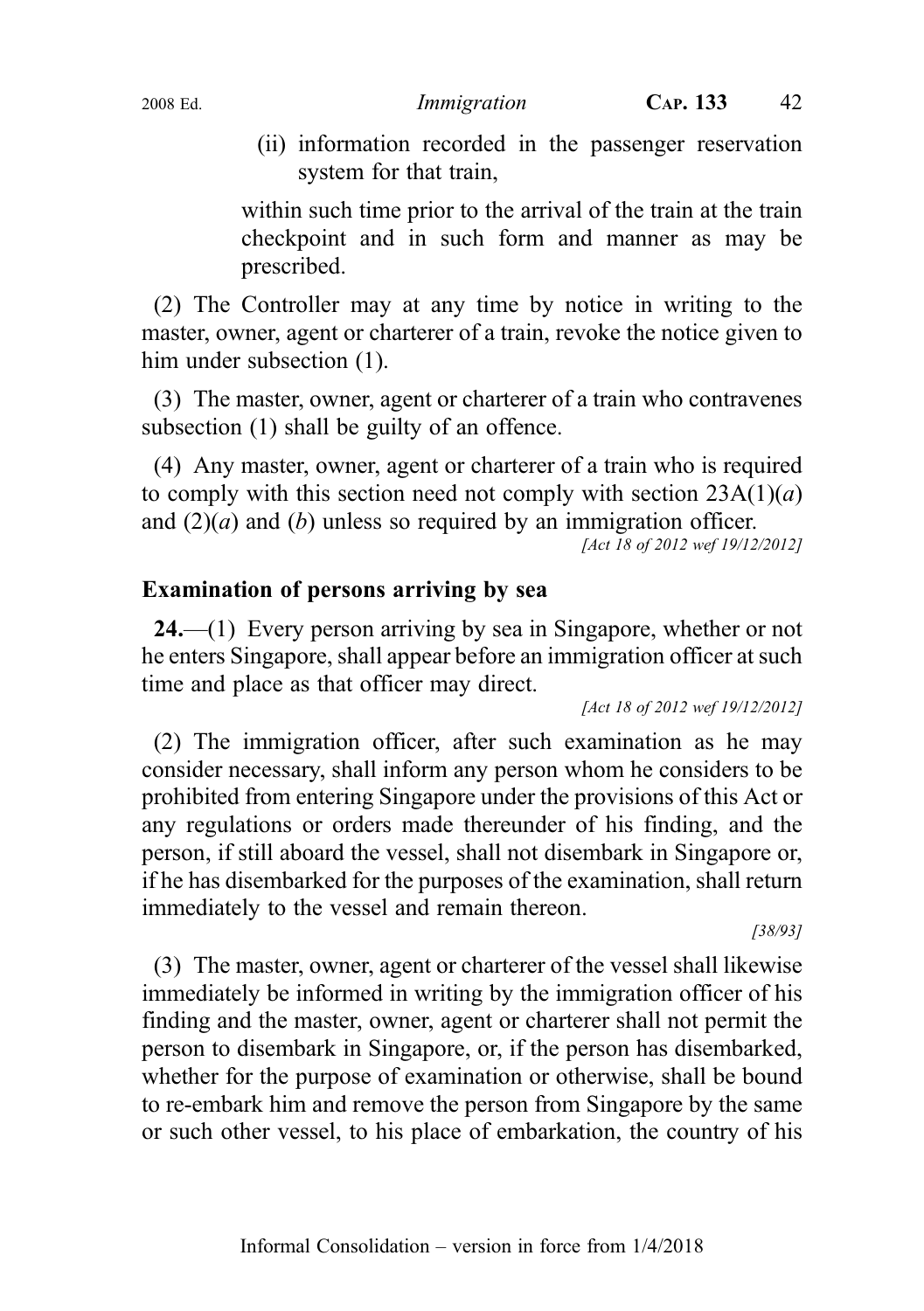(ii) information recorded in the passenger reservation system for that train,

within such time prior to the arrival of the train at the train checkpoint and in such form and manner as may be prescribed.

(2) The Controller may at any time by notice in writing to the master, owner, agent or charterer of a train, revoke the notice given to him under subsection (1).

(3) The master, owner, agent or charterer of a train who contravenes subsection (1) shall be guilty of an offence.

(4) Any master, owner, agent or charterer of a train who is required to comply with this section need not comply with section 23A(1)(*a*) and (2)(*a*) and (*b*) unless so required by an immigration officer.

*[Act 18 of 2012 wef 19/12/2012]*

### Examination of persons arriving by sea

**24.**—(1) Every person arriving by sea in Singapore, whether or not he enters Singapore, shall appear before an immigration officer at such time and place as that officer may direct.

*[Act 18 of 2012 wef 19/12/2012]*

(2) The immigration officer, after such examination as he may consider necessary, shall inform any person whom he considers to be prohibited from entering Singapore under the provisions of this Act or any regulations or orders made thereunder of his finding, and the person, if still aboard the vessel, shall not disembark in Singapore or, if he has disembarked for the purposes of the examination, shall return immediately to the vessel and remain thereon.

*[38/93]*

(3) The master, owner, agent or charterer of the vessel shall likewise immediately be informed in writing by the immigration officer of his finding and the master, owner, agent or charterer shall not permit the person to disembark in Singapore, or, if the person has disembarked, whether for the purpose of examination or otherwise, shall be bound to re-embark him and remove the person from Singapore by the same or such other vessel, to his place of embarkation, the country of his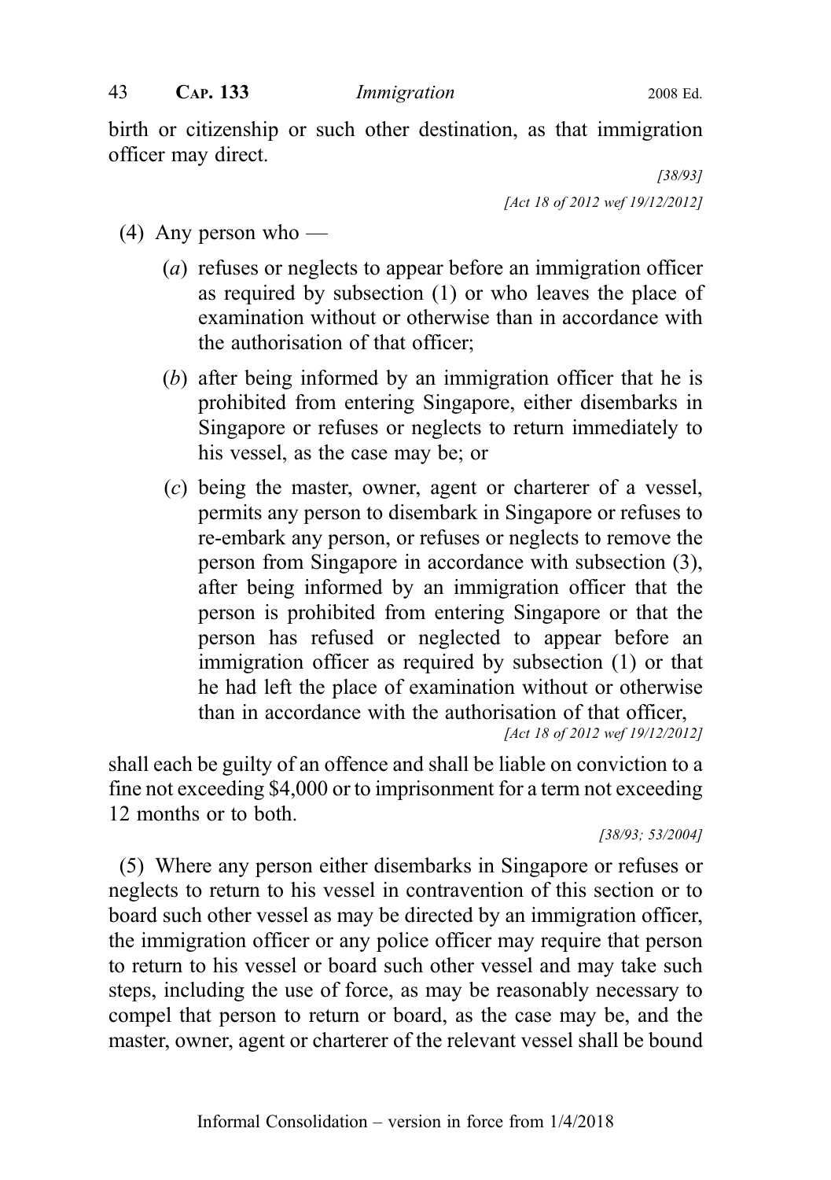birth or citizenship or such other destination, as that immigration officer may direct.

[38/93]

[Act 18 of 2012 wef 19/12/2012]

(4) Any person who —

(*a*) refuses or neglects to appear before an immigration officer as required by subsection (1) or who leaves the place of examination without or otherwise than in accordance with the authorisation of that officer;

(*b*) after being informed by an immigration officer that he is prohibited from entering Singapore, either disembarks in Singapore or refuses or neglects to return immediately to his vessel, as the case may be; or

(*c*) being the master, owner, agent or charterer of a vessel, permits any person to disembark in Singapore or refuses to re-embark any person, or refuses or neglects to remove the person from Singapore in accordance with subsection (3), after being informed by an immigration officer that the person is prohibited from entering Singapore or that the person has refused or neglected to appear before an immigration officer as required by subsection (1) or that he had left the place of examination without or otherwise than in accordance with the authorisation of that officer,

[Act 18 of 2012 wef 19/12/2012]

shall each be guilty of an offence and shall be liable on conviction to a fine not exceeding $4,000 or to imprisonment for a term not exceeding 12 months or to both.

[38/93; 53/2004]

(5) Where any person either disembarks in Singapore or refuses or neglects to return to his vessel in contravention of this section or to board such other vessel as may be directed by an immigration officer, the immigration officer or any police officer may require that person to return to his vessel or board such other vessel and may take such steps, including the use of force, as may be reasonably necessary to compel that person to return or board, as the case may be, and the master, owner, agent or charterer of the relevant vessel shall be bound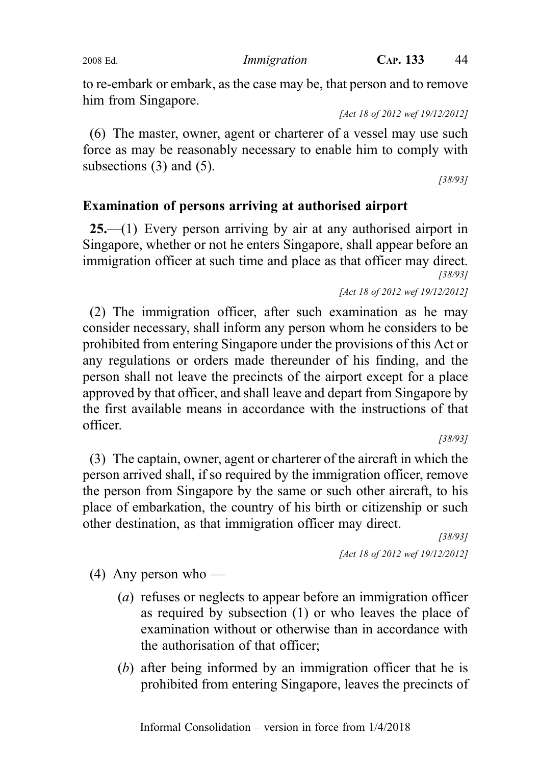to re-embark or embark, as the case may be, that person and to remove him from Singapore.

[Act 18 of 2012 wef 19/12/2012]

(6) The master, owner, agent or charterer of a vessel may use such force as may be reasonably necessary to enable him to comply with subsections (3) and (5).

[38/93]

### Examination of persons arriving at authorised airport

**25.**—(1) Every person arriving by air at any authorised airport in Singapore, whether or not he enters Singapore, shall appear before an immigration officer at such time and place as that officer may direct.

[38/93]

[Act 18 of 2012 wef 19/12/2012]

(2) The immigration officer, after such examination as he may consider necessary, shall inform any person whom he considers to be prohibited from entering Singapore under the provisions of this Act or any regulations or orders made thereunder of his finding, and the person shall not leave the precincts of the airport except for a place approved by that officer, and shall leave and depart from Singapore by the first available means in accordance with the instructions of that officer.

[38/93]

(3) The captain, owner, agent or charterer of the aircraft in which the person arrived shall, if so required by the immigration officer, remove the person from Singapore by the same or such other aircraft, to his place of embarkation, the country of his birth or citizenship or such other destination, as that immigration officer may direct.

[38/93]

[Act 18 of 2012 wef 19/12/2012]

(4) Any person who —

(*a*) refuses or neglects to appear before an immigration officer as required by subsection (1) or who leaves the place of examination without or otherwise than in accordance with the authorisation of that officer;

(*b*) after being informed by an immigration officer that he is prohibited from entering Singapore, leaves the precincts of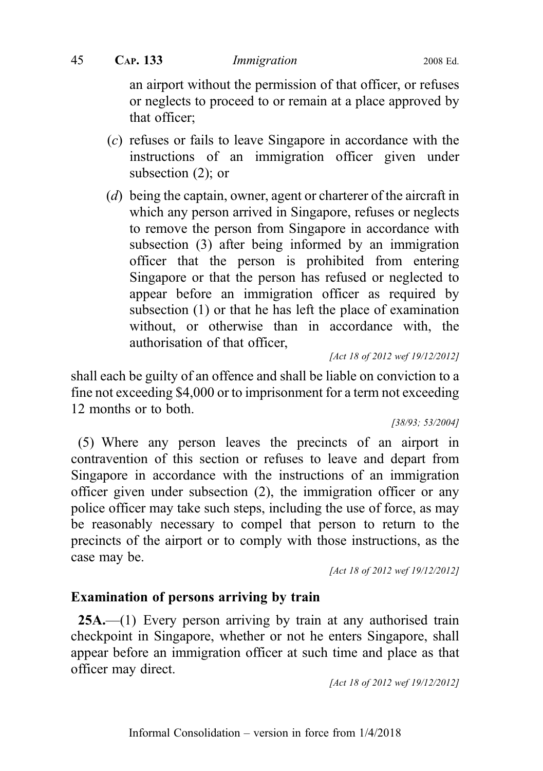an airport without the permission of that officer, or refuses or neglects to proceed to or remain at a place approved by that officer;

(*c*) refuses or fails to leave Singapore in accordance with the instructions of an immigration officer given under subsection (2); or

(*d*) being the captain, owner, agent or charterer of the aircraft in which any person arrived in Singapore, refuses or neglects to remove the person from Singapore in accordance with subsection (3) after being informed by an immigration officer that the person is prohibited from entering Singapore or that the person has refused or neglected to appear before an immigration officer as required by subsection (1) or that he has left the place of examination without, or otherwise than in accordance with, the authorisation of that officer,

*[Act 18 of 2012 wef 19/12/2012]*

shall each be guilty of an offence and shall be liable on conviction to a fine not exceeding $4,000 or to imprisonment for a term not exceeding 12 months or to both.

*[38/93; 53/2004]*

(5) Where any person leaves the precincts of an airport in contravention of this section or refuses to leave and depart from Singapore in accordance with the instructions of an immigration officer given under subsection (2), the immigration officer or any police officer may take such steps, including the use of force, as may be reasonably necessary to compel that person to return to the precincts of the airport or to comply with those instructions, as the case may be.

*[Act 18 of 2012 wef 19/12/2012]*

### Examination of persons arriving by train

**25A.**—(1) Every person arriving by train at any authorised train checkpoint in Singapore, whether or not he enters Singapore, shall appear before an immigration officer at such time and place as that officer may direct.

*[Act 18 of 2012 wef 19/12/2012]*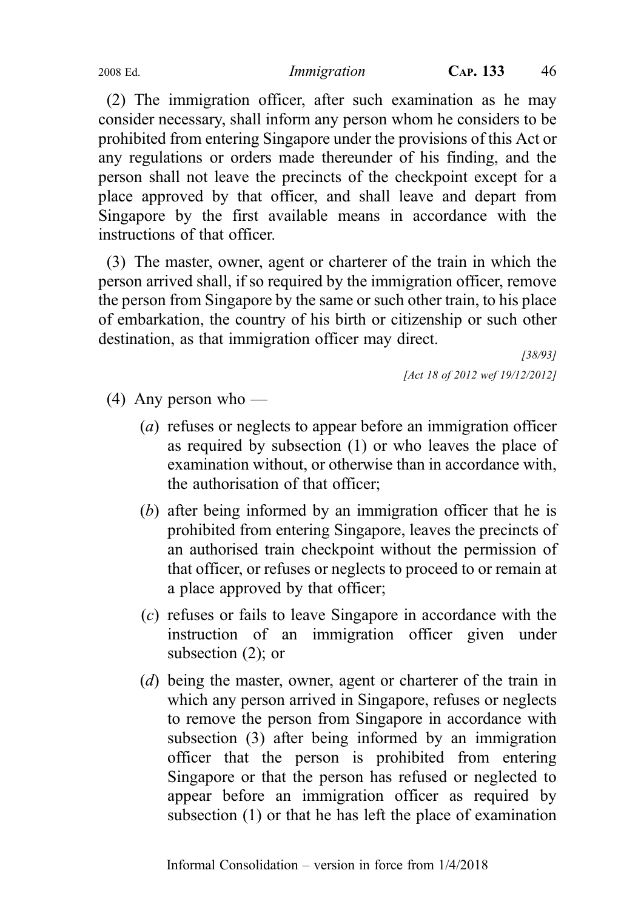(2) The immigration officer, after such examination as he may consider necessary, shall inform any person whom he considers to be prohibited from entering Singapore under the provisions of this Act or any regulations or orders made thereunder of his finding, and the person shall not leave the precincts of the checkpoint except for a place approved by that officer, and shall leave and depart from Singapore by the first available means in accordance with the instructions of that officer.

(3) The master, owner, agent or charterer of the train in which the person arrived shall, if so required by the immigration officer, remove the person from Singapore by the same or such other train, to his place of embarkation, the country of his birth or citizenship or such other destination, as that immigration officer may direct.

*[38/93]*

*[Act 18 of 2012 wef 19/12/2012]*

(4) Any person who —

(*a*) refuses or neglects to appear before an immigration officer as required by subsection (1) or who leaves the place of examination without, or otherwise than in accordance with, the authorisation of that officer;

(*b*) after being informed by an immigration officer that he is prohibited from entering Singapore, leaves the precincts of an authorised train checkpoint without the permission of that officer, or refuses or neglects to proceed to or remain at a place approved by that officer;

(*c*) refuses or fails to leave Singapore in accordance with the instruction of an immigration officer given under subsection (2); or

(*d*) being the master, owner, agent or charterer of the train in which any person arrived in Singapore, refuses or neglects to remove the person from Singapore in accordance with subsection (3) after being informed by an immigration officer that the person is prohibited from entering Singapore or that the person has refused or neglected to appear before an immigration officer as required by subsection (1) or that he has left the place of examination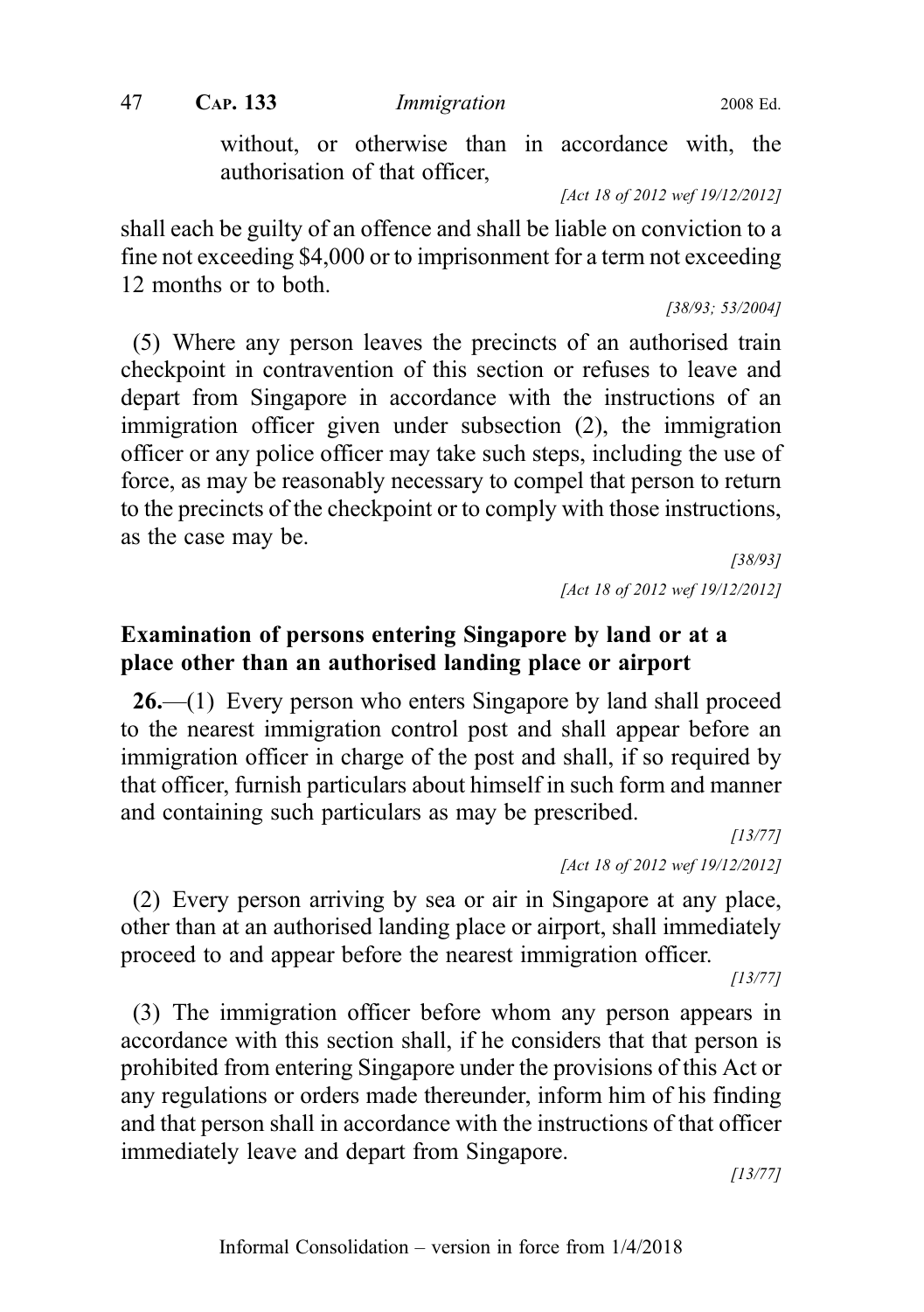without, or otherwise than in accordance with, the authorisation of that officer,

[Act 18 of 2012 wef 19/12/2012]

shall each be guilty of an offence and shall be liable on conviction to a fine not exceeding $4,000 or to imprisonment for a term not exceeding 12 months or to both.

[38/93; 53/2004]

(5) Where any person leaves the precincts of an authorised train checkpoint in contravention of this section or refuses to leave and depart from Singapore in accordance with the instructions of an immigration officer given under subsection (2), the immigration officer or any police officer may take such steps, including the use of force, as may be reasonably necessary to compel that person to return to the precincts of the checkpoint or to comply with those instructions, as the case may be.

[38/93]

[Act 18 of 2012 wef 19/12/2012]

**Examination of persons entering Singapore by land or at a place other than an authorised landing place or airport**

**26.**—(1) Every person who enters Singapore by land shall proceed to the nearest immigration control post and shall appear before an immigration officer in charge of the post and shall, if so required by that officer, furnish particulars about himself in such form and manner and containing such particulars as may be prescribed.

[13/77]

[Act 18 of 2012 wef 19/12/2012]

(2) Every person arriving by sea or air in Singapore at any place, other than at an authorised landing place or airport, shall immediately proceed to and appear before the nearest immigration officer.

[13/77]

(3) The immigration officer before whom any person appears in accordance with this section shall, if he considers that that person is prohibited from entering Singapore under the provisions of this Act or any regulations or orders made thereunder, inform him of his finding and that person shall in accordance with the instructions of that officer immediately leave and depart from Singapore.

[13/77]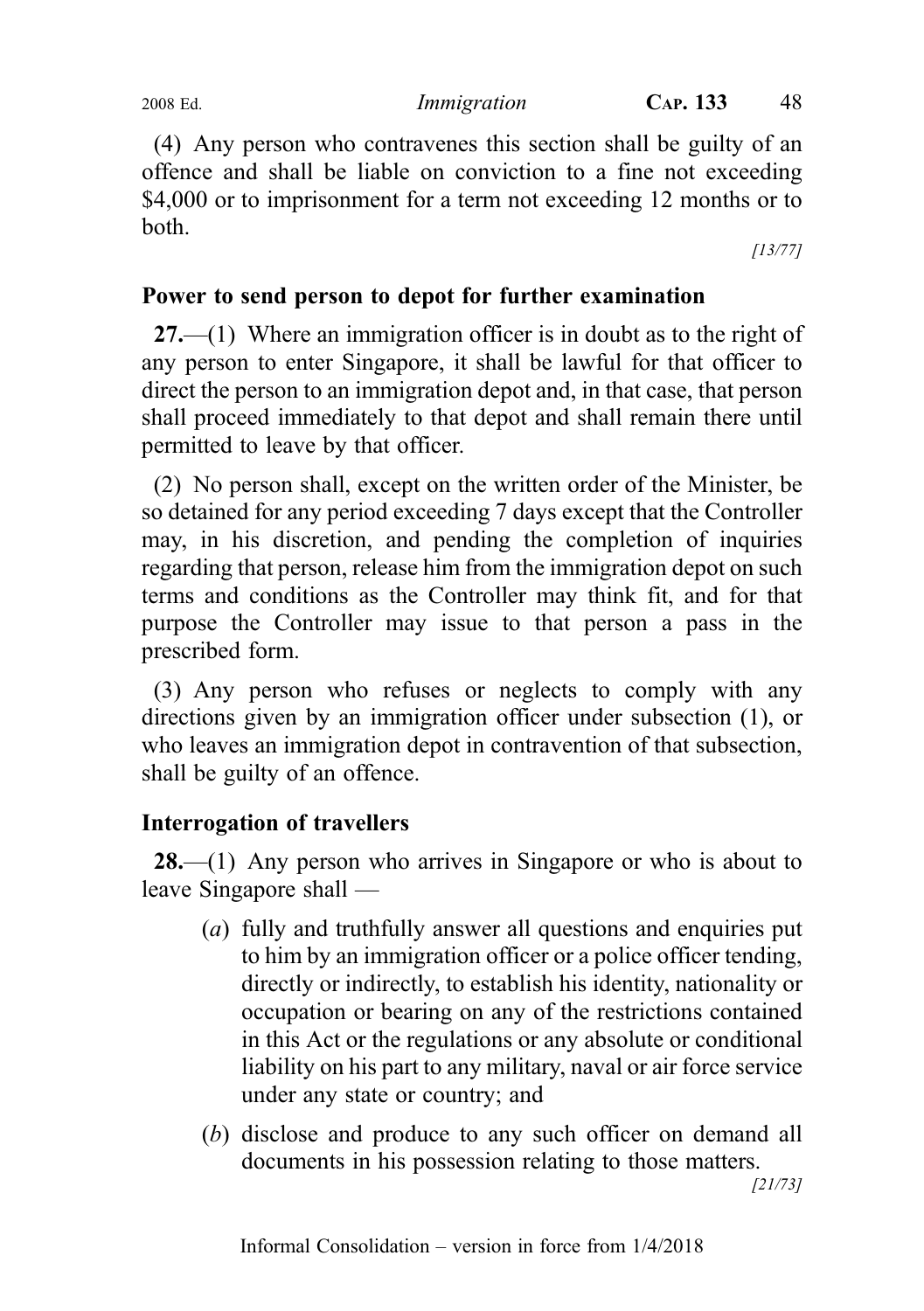(4) Any person who contravenes this section shall be guilty of an offence and shall be liable on conviction to a fine not exceeding $4,000 or to imprisonment for a term not exceeding 12 months or to both.

[13/77]

### Power to send person to depot for further examination

**27.**—(1) Where an immigration officer is in doubt as to the right of any person to enter Singapore, it shall be lawful for that officer to direct the person to an immigration depot and, in that case, that person shall proceed immediately to that depot and shall remain there until permitted to leave by that officer.

(2) No person shall, except on the written order of the Minister, be so detained for any period exceeding 7 days except that the Controller may, in his discretion, and pending the completion of inquiries regarding that person, release him from the immigration depot on such terms and conditions as the Controller may think fit, and for that purpose the Controller may issue to that person a pass in the prescribed form.

(3) Any person who refuses or neglects to comply with any directions given by an immigration officer under subsection (1), or who leaves an immigration depot in contravention of that subsection, shall be guilty of an offence.

### Interrogation of travellers

**28.**—(1) Any person who arrives in Singapore or who is about to leave Singapore shall —

- (*a*) fully and truthfully answer all questions and enquiries put to him by an immigration officer or a police officer tending, directly or indirectly, to establish his identity, nationality or occupation or bearing on any of the restrictions contained in this Act or the regulations or any absolute or conditional liability on his part to any military, naval or air force service under any state or country; and
- (*b*) disclose and produce to any such officer on demand all documents in his possession relating to those matters.

[21/73]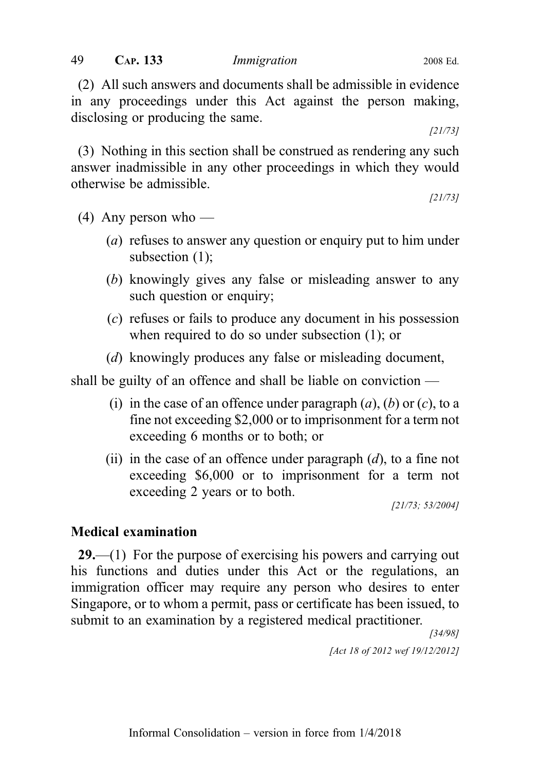(2) All such answers and documents shall be admissible in evidence in any proceedings under this Act against the person making, disclosing or producing the same.

[21/73]

(3) Nothing in this section shall be construed as rendering any such answer inadmissible in any other proceedings in which they would otherwise be admissible.

[21/73]

(4) Any person who —

(*a*) refuses to answer any question or enquiry put to him under subsection (1);

(*b*) knowingly gives any false or misleading answer to any such question or enquiry;

(*c*) refuses or fails to produce any document in his possession when required to do so under subsection (1); or

(*d*) knowingly produces any false or misleading document,

shall be guilty of an offence and shall be liable on conviction —

(i) in the case of an offence under paragraph (*a*), (*b*) or (*c*), to a fine not exceeding $2,000 or to imprisonment for a term not exceeding 6 months or to both; or

(ii) in the case of an offence under paragraph (*d*), to a fine not exceeding $6,000 or to imprisonment for a term not exceeding 2 years or to both.

[21/73; 53/2004]

**Medical examination**

**29.**—(1) For the purpose of exercising his powers and carrying out his functions and duties under this Act or the regulations, an immigration officer may require any person who desires to enter Singapore, or to whom a permit, pass or certificate has been issued, to submit to an examination by a registered medical practitioner.

[34/98]

[Act 18 of 2012 wef 19/12/2012]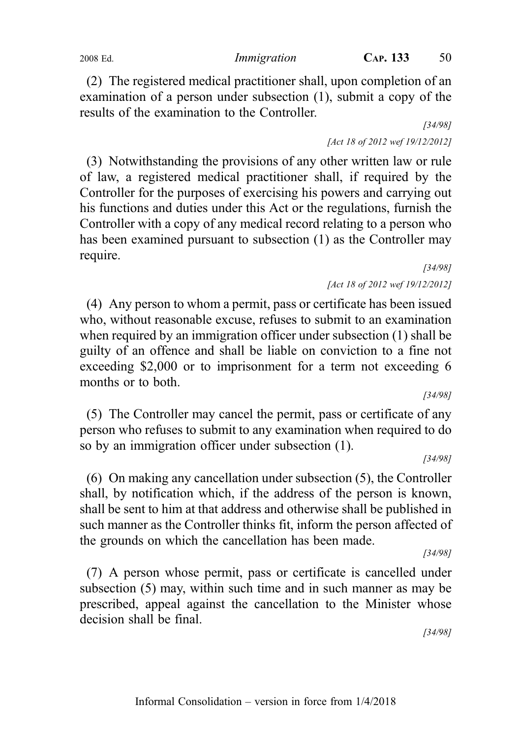(2) The registered medical practitioner shall, upon completion of an examination of a person under subsection (1), submit a copy of the results of the examination to the Controller.

*[34/98]*

*[Act 18 of 2012 wef 19/12/2012]*

(3) Notwithstanding the provisions of any other written law or rule of law, a registered medical practitioner shall, if required by the Controller for the purposes of exercising his powers and carrying out his functions and duties under this Act or the regulations, furnish the Controller with a copy of any medical record relating to a person who has been examined pursuant to subsection (1) as the Controller may require.

*[34/98]*

*[Act 18 of 2012 wef 19/12/2012]*

(4) Any person to whom a permit, pass or certificate has been issued who, without reasonable excuse, refuses to submit to an examination when required by an immigration officer under subsection (1) shall be guilty of an offence and shall be liable on conviction to a fine not exceeding $2,000 or to imprisonment for a term not exceeding 6 months or to both.

*[34/98]*

(5) The Controller may cancel the permit, pass or certificate of any person who refuses to submit to any examination when required to do so by an immigration officer under subsection (1).

*[34/98]*

(6) On making any cancellation under subsection (5), the Controller shall, by notification which, if the address of the person is known, shall be sent to him at that address and otherwise shall be published in such manner as the Controller thinks fit, inform the person affected of the grounds on which the cancellation has been made.

*[34/98]*

(7) A person whose permit, pass or certificate is cancelled under subsection (5) may, within such time and in such manner as may be prescribed, appeal against the cancellation to the Minister whose decision shall be final.

*[34/98]*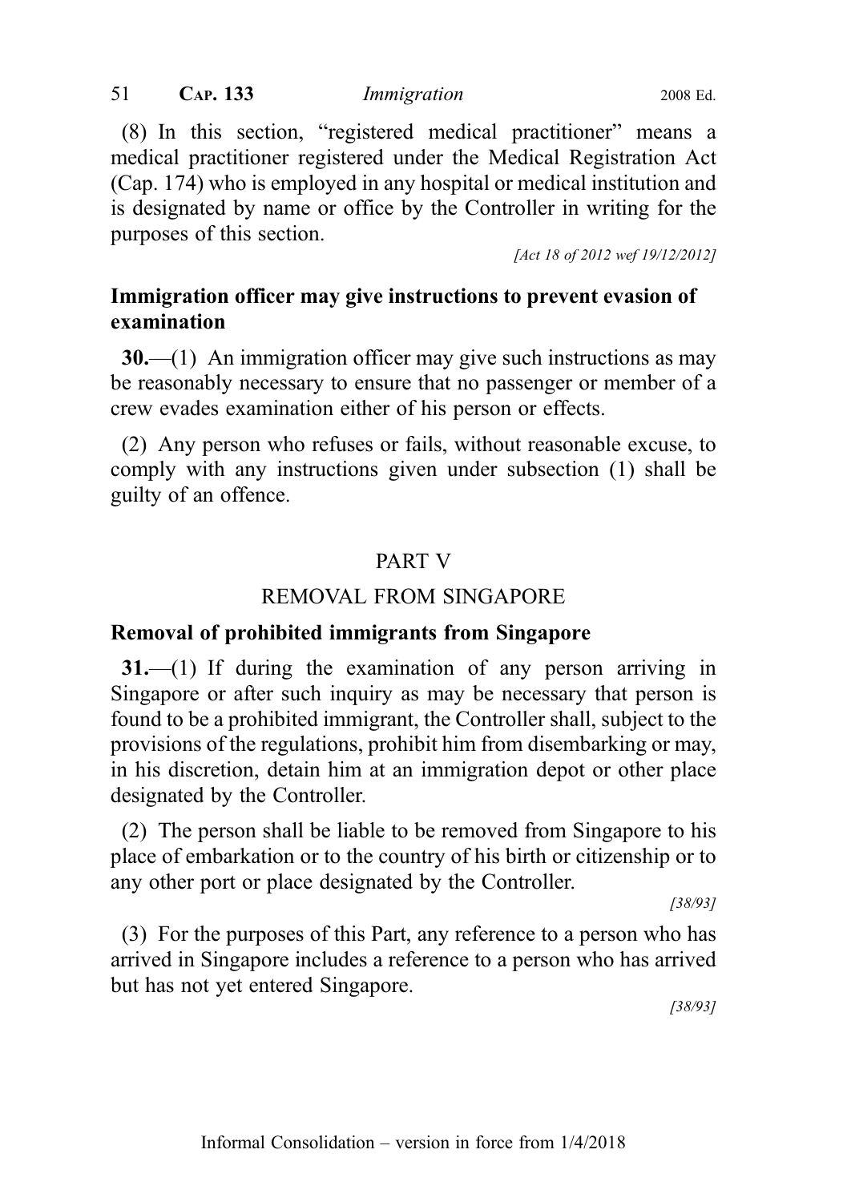(8) In this section, "registered medical practitioner" means a medical practitioner registered under the Medical Registration Act (Cap. 174) who is employed in any hospital or medical institution and is designated by name or office by the Controller in writing for the purposes of this section.

*[Act 18 of 2012 wef 19/12/2012]*

### Immigration officer may give instructions to prevent evasion of examination

**30.**—(1) An immigration officer may give such instructions as may be reasonably necessary to ensure that no passenger or member of a crew evades examination either of his person or effects.

(2) Any person who refuses or fails, without reasonable excuse, to comply with any instructions given under subsection (1) shall be guilty of an offence.

## PART V

## REMOVAL FROM SINGAPORE

### Removal of prohibited immigrants from Singapore

**31.**—(1) If during the examination of any person arriving in Singapore or after such inquiry as may be necessary that person is found to be a prohibited immigrant, the Controller shall, subject to the provisions of the regulations, prohibit him from disembarking or may, in his discretion, detain him at an immigration depot or other place designated by the Controller.

(2) The person shall be liable to be removed from Singapore to his place of embarkation or to the country of his birth or citizenship or to any other port or place designated by the Controller.

*[38/93]*

(3) For the purposes of this Part, any reference to a person who has arrived in Singapore includes a reference to a person who has arrived but has not yet entered Singapore.

*[38/93]*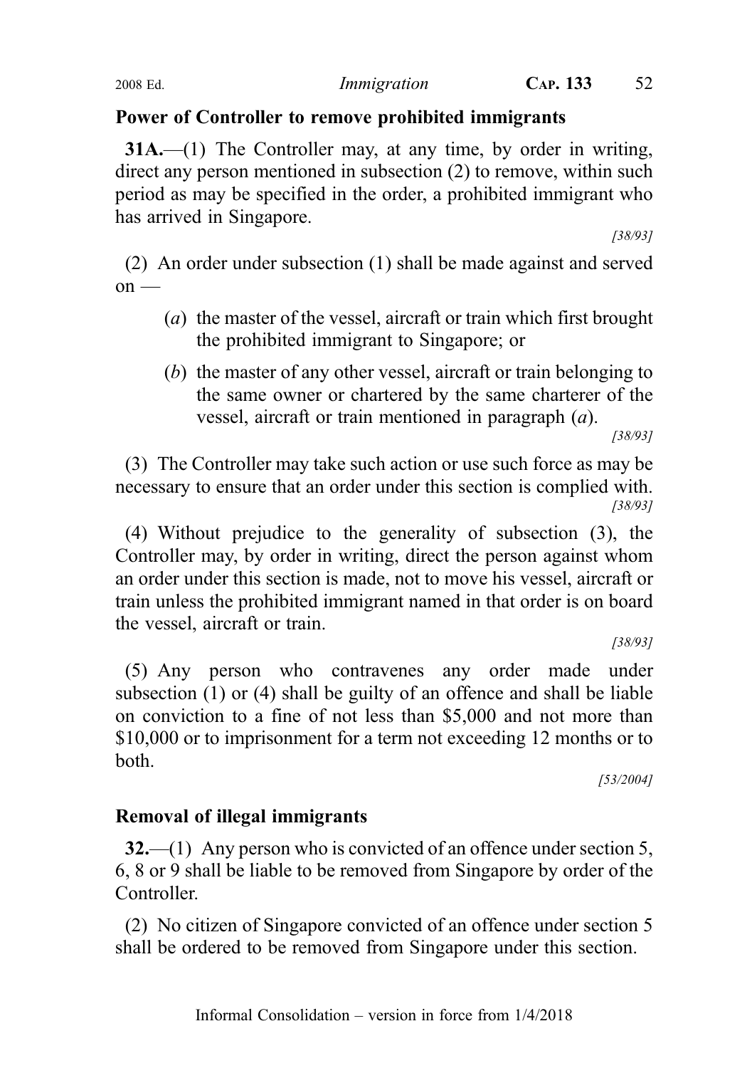**Power of Controller to remove prohibited immigrants**

**31A.**—(1) The Controller may, at any time, by order in writing, direct any person mentioned in subsection (2) to remove, within such period as may be specified in the order, a prohibited immigrant who has arrived in Singapore.

[38/93]

(2) An order under subsection (1) shall be made against and served on —

- (*a*) the master of the vessel, aircraft or train which first brought the prohibited immigrant to Singapore; or
- (*b*) the master of any other vessel, aircraft or train belonging to the same owner or chartered by the same charterer of the vessel, aircraft or train mentioned in paragraph (*a*).

[38/93]

(3) The Controller may take such action or use such force as may be necessary to ensure that an order under this section is complied with.

[38/93]

(4) Without prejudice to the generality of subsection (3), the Controller may, by order in writing, direct the person against whom an order under this section is made, not to move his vessel, aircraft or train unless the prohibited immigrant named in that order is on board the vessel, aircraft or train.

[38/93]

(5) Any person who contravenes any order made under subsection (1) or (4) shall be guilty of an offence and shall be liable on conviction to a fine of not less than $5,000 and not more than $10,000 or to imprisonment for a term not exceeding 12 months or to both.

[53/2004]

**Removal of illegal immigrants**

**32.**—(1) Any person who is convicted of an offence under section 5, 6, 8 or 9 shall be liable to be removed from Singapore by order of the Controller.

(2) No citizen of Singapore convicted of an offence under section 5 shall be ordered to be removed from Singapore under this section.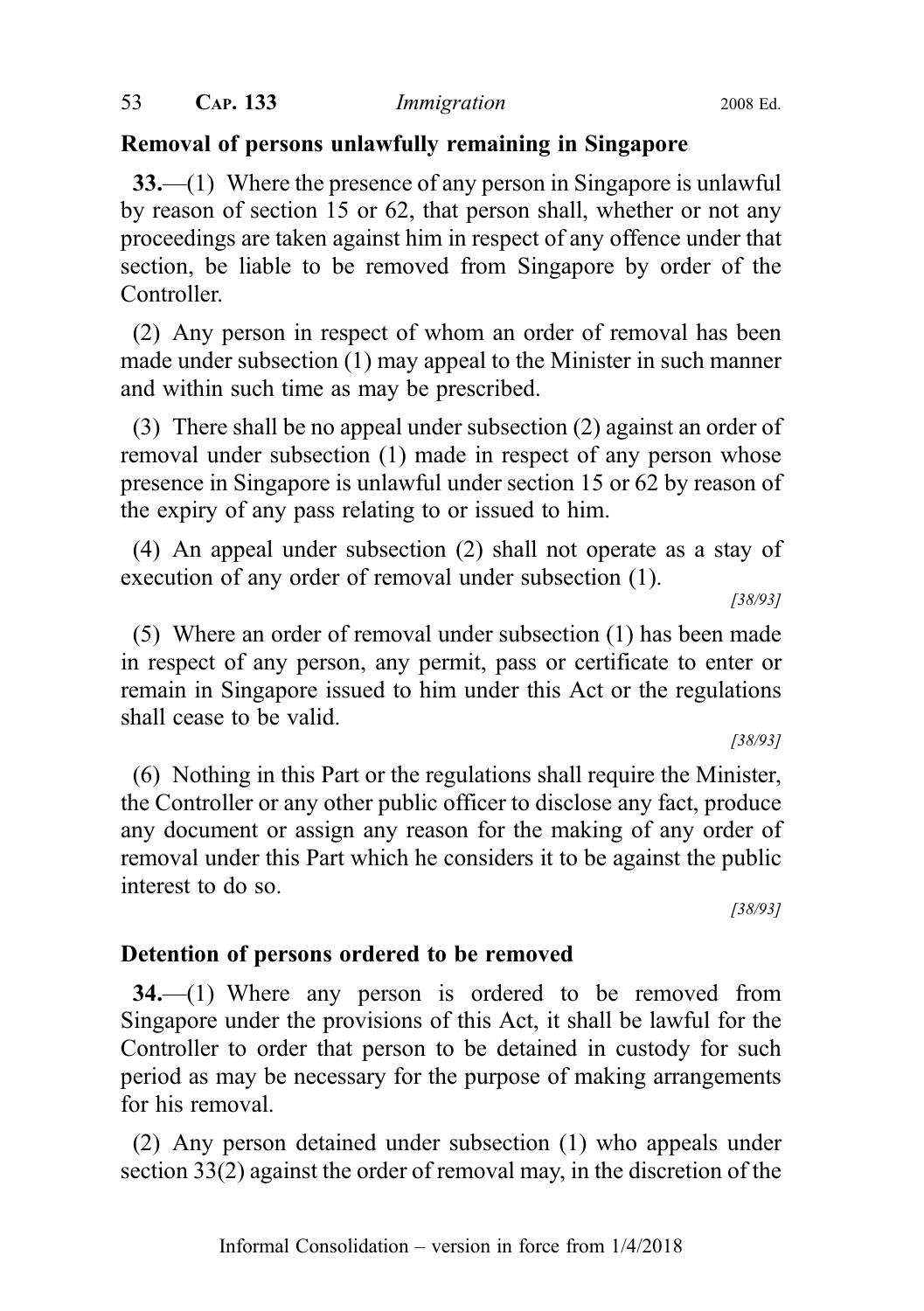## Removal of persons unlawfully remaining in Singapore

**33.**—(1) Where the presence of any person in Singapore is unlawful by reason of section 15 or 62, that person shall, whether or not any proceedings are taken against him in respect of any offence under that section, be liable to be removed from Singapore by order of the Controller.

(2) Any person in respect of whom an order of removal has been made under subsection (1) may appeal to the Minister in such manner and within such time as may be prescribed.

(3) There shall be no appeal under subsection (2) against an order of removal under subsection (1) made in respect of any person whose presence in Singapore is unlawful under section 15 or 62 by reason of the expiry of any pass relating to or issued to him.

(4) An appeal under subsection (2) shall not operate as a stay of execution of any order of removal under subsection (1).

*[38/93]*

(5) Where an order of removal under subsection (1) has been made in respect of any person, any permit, pass or certificate to enter or remain in Singapore issued to him under this Act or the regulations shall cease to be valid.

*[38/93]*

(6) Nothing in this Part or the regulations shall require the Minister, the Controller or any other public officer to disclose any fact, produce any document or assign any reason for the making of any order of removal under this Part which he considers it to be against the public interest to do so.

*[38/93]*

## Detention of persons ordered to be removed

**34.**—(1) Where any person is ordered to be removed from Singapore under the provisions of this Act, it shall be lawful for the Controller to order that person to be detained in custody for such period as may be necessary for the purpose of making arrangements for his removal.

(2) Any person detained under subsection (1) who appeals under section 33(2) against the order of removal may, in the discretion of the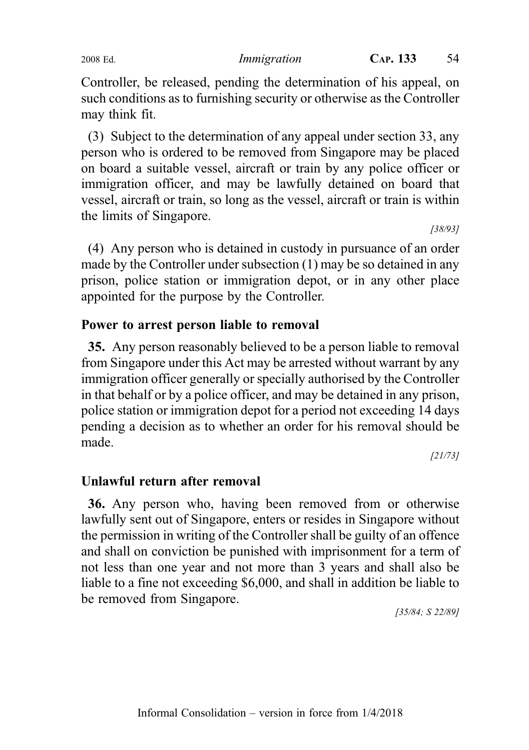Controller, be released, pending the determination of his appeal, on such conditions as to furnishing security or otherwise as the Controller may think fit.

(3) Subject to the determination of any appeal under section 33, any person who is ordered to be removed from Singapore may be placed on board a suitable vessel, aircraft or train by any police officer or immigration officer, and may be lawfully detained on board that vessel, aircraft or train, so long as the vessel, aircraft or train is within the limits of Singapore.

*[38/93]*

(4) Any person who is detained in custody in pursuance of an order made by the Controller under subsection (1) may be so detained in any prison, police station or immigration depot, or in any other place appointed for the purpose by the Controller.

**Power to arrest person liable to removal**

**35.** Any person reasonably believed to be a person liable to removal from Singapore under this Act may be arrested without warrant by any immigration officer generally or specially authorised by the Controller in that behalf or by a police officer, and may be detained in any prison, police station or immigration depot for a period not exceeding 14 days pending a decision as to whether an order for his removal should be made.

*[21/73]*

**Unlawful return after removal**

**36.** Any person who, having been removed from or otherwise lawfully sent out of Singapore, enters or resides in Singapore without the permission in writing of the Controller shall be guilty of an offence and shall on conviction be punished with imprisonment for a term of not less than one year and not more than 3 years and shall also be liable to a fine not exceeding $6,000, and shall in addition be liable to be removed from Singapore.

*[35/84; S 22/89]*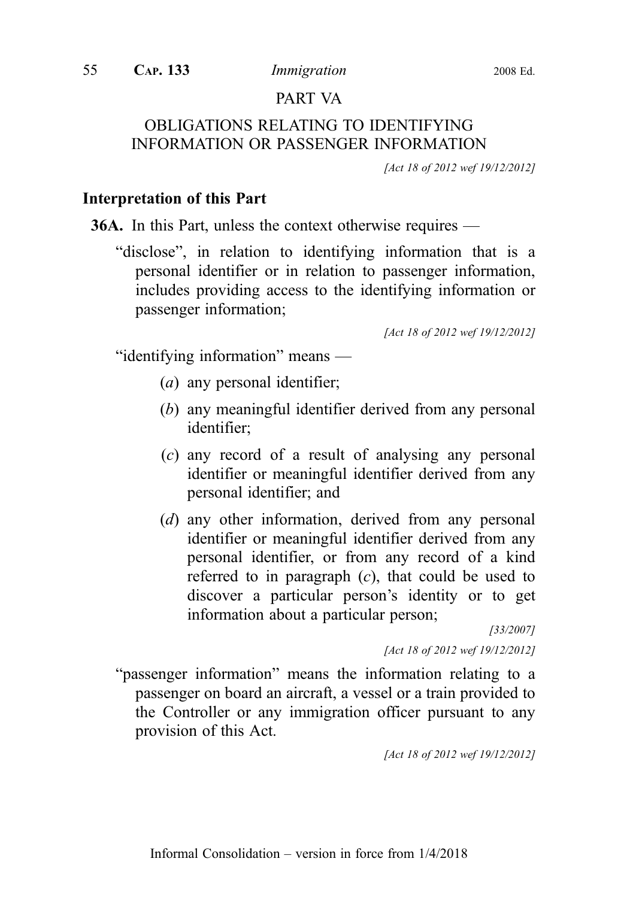## PART VA

## OBLIGATIONS RELATING TO IDENTIFYING INFORMATION OR PASSENGER INFORMATION

[Act 18 of 2012 wef 19/12/2012]

### Interpretation of this Part

**36A.** In this Part, unless the context otherwise requires —

"disclose", in relation to identifying information that is a personal identifier or in relation to passenger information, includes providing access to the identifying information or passenger information;

[Act 18 of 2012 wef 19/12/2012]

"identifying information" means —

(*a*) any personal identifier;

(*b*) any meaningful identifier derived from any personal identifier;

(*c*) any record of a result of analysing any personal identifier or meaningful identifier derived from any personal identifier; and

(*d*) any other information, derived from any personal identifier or meaningful identifier derived from any personal identifier, or from any record of a kind referred to in paragraph (*c*), that could be used to discover a particular person's identity or to get information about a particular person;

[33/2007]

[Act 18 of 2012 wef 19/12/2012]

"passenger information" means the information relating to a passenger on board an aircraft, a vessel or a train provided to the Controller or any immigration officer pursuant to any provision of this Act.

[Act 18 of 2012 wef 19/12/2012]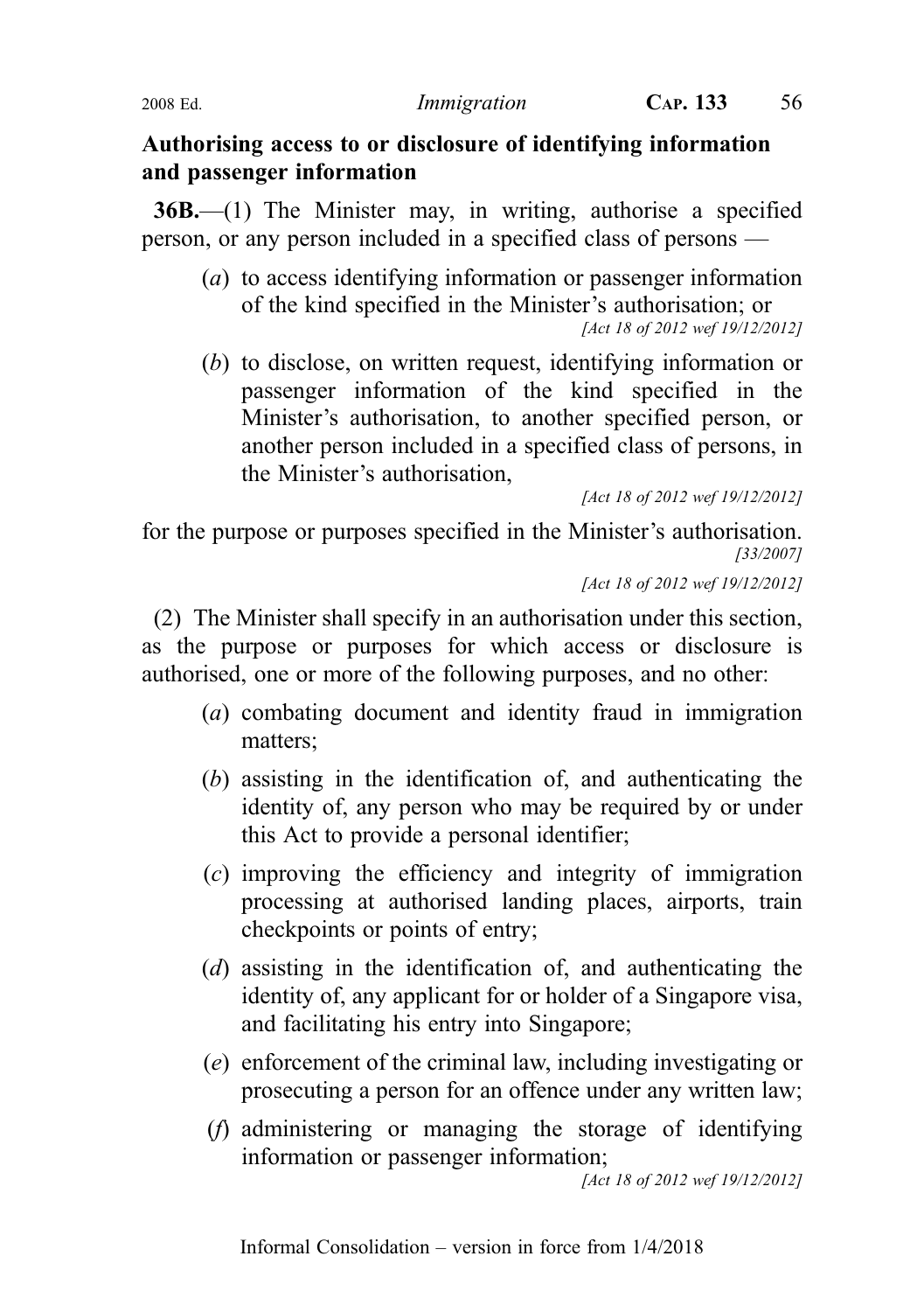**Authorising access to or disclosure of identifying information and passenger information**

**36B.**—(1) The Minister may, in writing, authorise a specified person, or any person included in a specified class of persons —

(*a*) to access identifying information or passenger information of the kind specified in the Minister's authorisation; or

*[Act 18 of 2012 wef 19/12/2012]*

(*b*) to disclose, on written request, identifying information or passenger information of the kind specified in the Minister's authorisation, to another specified person, or another person included in a specified class of persons, in the Minister's authorisation,

*[Act 18 of 2012 wef 19/12/2012]*

for the purpose or purposes specified in the Minister's authorisation.

*[33/2007]*

*[Act 18 of 2012 wef 19/12/2012]*

(2) The Minister shall specify in an authorisation under this section, as the purpose or purposes for which access or disclosure is authorised, one or more of the following purposes, and no other:

(*a*) combating document and identity fraud in immigration matters;

(*b*) assisting in the identification of, and authenticating the identity of, any person who may be required by or under this Act to provide a personal identifier;

(*c*) improving the efficiency and integrity of immigration processing at authorised landing places, airports, train checkpoints or points of entry;

(*d*) assisting in the identification of, and authenticating the identity of, any applicant for or holder of a Singapore visa, and facilitating his entry into Singapore;

(*e*) enforcement of the criminal law, including investigating or prosecuting a person for an offence under any written law;

(*f*) administering or managing the storage of identifying information or passenger information;

*[Act 18 of 2012 wef 19/12/2012]*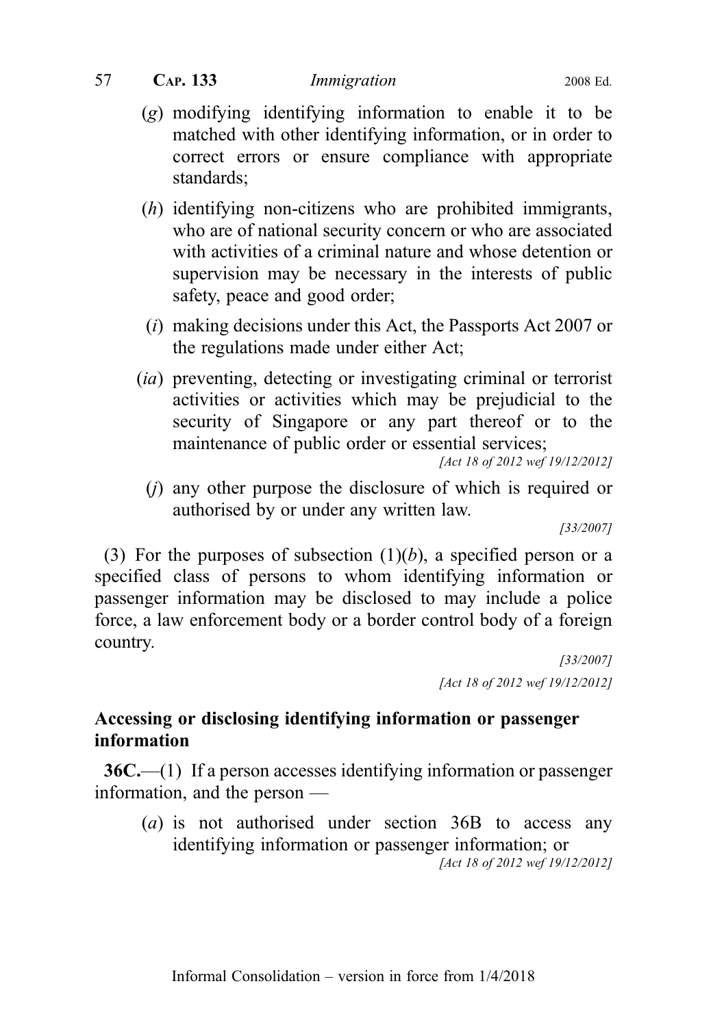(g) modifying identifying information to enable it to be matched with other identifying information, or in order to correct errors or ensure compliance with appropriate standards;

(h) identifying non-citizens who are prohibited immigrants, who are of national security concern or who are associated with activities of a criminal nature and whose detention or supervision may be necessary in the interests of public safety, peace and good order;

(i) making decisions under this Act, the Passports Act 2007 or the regulations made under either Act;

(ia) preventing, detecting or investigating criminal or terrorist activities or activities which may be prejudicial to the security of Singapore or any part thereof or to the maintenance of public order or essential services;

[Act 18 of 2012 wef 19/12/2012]

(j) any other purpose the disclosure of which is required or authorised by or under any written law.

[33/2007]

(3) For the purposes of subsection (1)(b), a specified person or a specified class of persons to whom identifying information or passenger information may be disclosed to may include a police force, a law enforcement body or a border control body of a foreign country.

[33/2007]

[Act 18 of 2012 wef 19/12/2012]

**Accessing or disclosing identifying information or passenger information**

**36C.**—(1) If a person accesses identifying information or passenger information, and the person —

(a) is not authorised under section 36B to access any identifying information or passenger information; or

[Act 18 of 2012 wef 19/12/2012]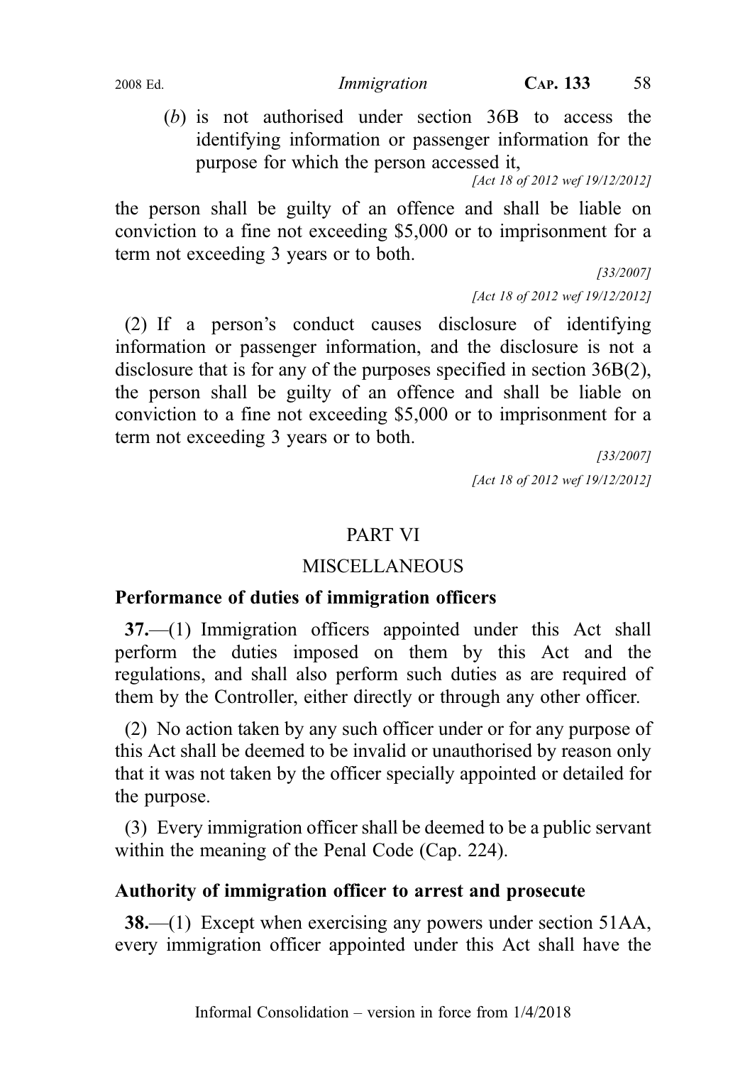(*b*) is not authorised under section 36B to access the identifying information or passenger information for the purpose for which the person accessed it,

*[Act 18 of 2012 wef 19/12/2012]*

the person shall be guilty of an offence and shall be liable on conviction to a fine not exceeding $5,000 or to imprisonment for a term not exceeding 3 years or to both.

*[33/2007]*

*[Act 18 of 2012 wef 19/12/2012]*

(2) If a person's conduct causes disclosure of identifying information or passenger information, and the disclosure is not a disclosure that is for any of the purposes specified in section 36B(2), the person shall be guilty of an offence and shall be liable on conviction to a fine not exceeding $5,000 or to imprisonment for a term not exceeding 3 years or to both.

*[33/2007]*

*[Act 18 of 2012 wef 19/12/2012]*

## PART VI

## MISCELLANEOUS

### Performance of duties of immigration officers

**37.**—(1) Immigration officers appointed under this Act shall perform the duties imposed on them by this Act and the regulations, and shall also perform such duties as are required of them by the Controller, either directly or through any other officer.

(2) No action taken by any such officer under or for any purpose of this Act shall be deemed to be invalid or unauthorised by reason only that it was not taken by the officer specially appointed or detailed for the purpose.

(3) Every immigration officer shall be deemed to be a public servant within the meaning of the Penal Code (Cap. 224).

### Authority of immigration officer to arrest and prosecute

**38.**—(1) Except when exercising any powers under section 51AA, every immigration officer appointed under this Act shall have the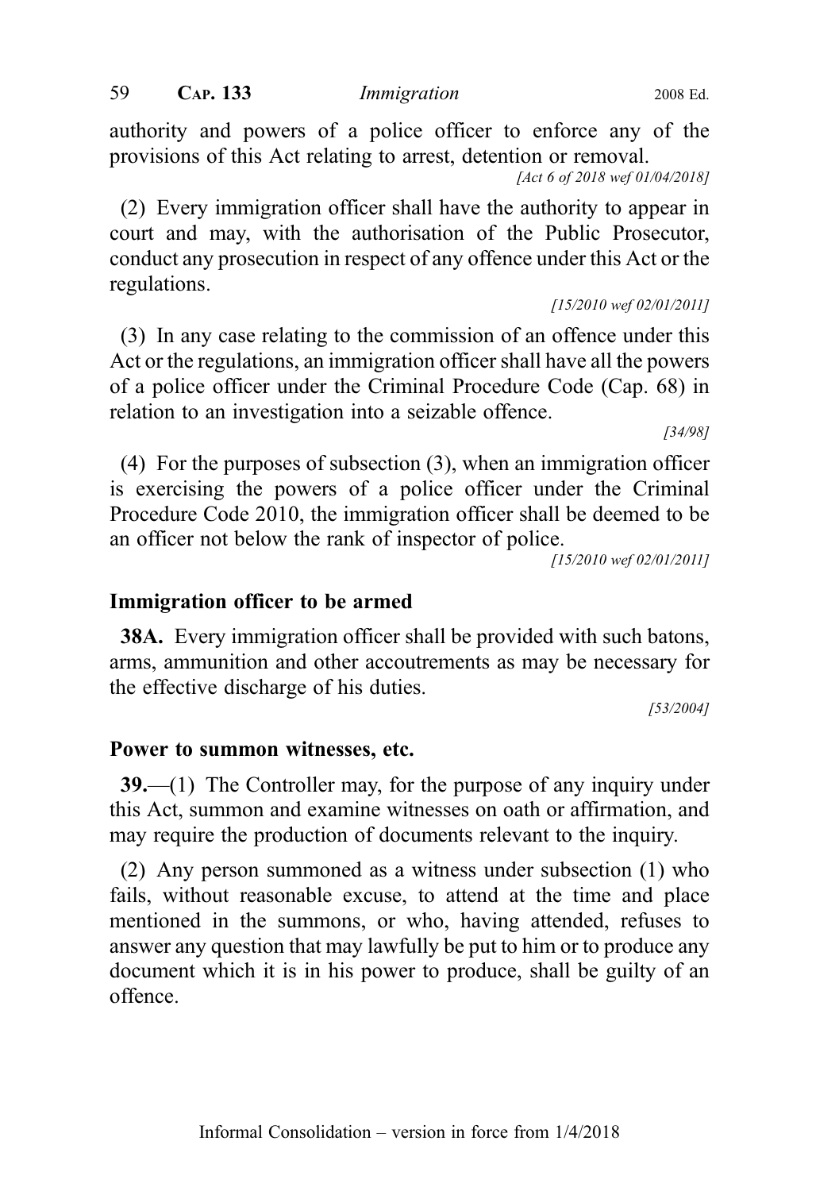authority and powers of a police officer to enforce any of the provisions of this Act relating to arrest, detention or removal.

[Act 6 of 2018 wef 01/04/2018]

(2) Every immigration officer shall have the authority to appear in court and may, with the authorisation of the Public Prosecutor, conduct any prosecution in respect of any offence under this Act or the regulations.

[15/2010 wef 02/01/2011]

(3) In any case relating to the commission of an offence under this Act or the regulations, an immigration officer shall have all the powers of a police officer under the Criminal Procedure Code (Cap. 68) in relation to an investigation into a seizable offence.

[34/98]

(4) For the purposes of subsection (3), when an immigration officer is exercising the powers of a police officer under the Criminal Procedure Code 2010, the immigration officer shall be deemed to be an officer not below the rank of inspector of police.

[15/2010 wef 02/01/2011]

## Immigration officer to be armed

**38A.** Every immigration officer shall be provided with such batons, arms, ammunition and other accoutrements as may be necessary for the effective discharge of his duties.

[53/2004]

## Power to summon witnesses, etc.

**39.**—(1) The Controller may, for the purpose of any inquiry under this Act, summon and examine witnesses on oath or affirmation, and may require the production of documents relevant to the inquiry.

(2) Any person summoned as a witness under subsection (1) who fails, without reasonable excuse, to attend at the time and place mentioned in the summons, or who, having attended, refuses to answer any question that may lawfully be put to him or to produce any document which it is in his power to produce, shall be guilty of an offence.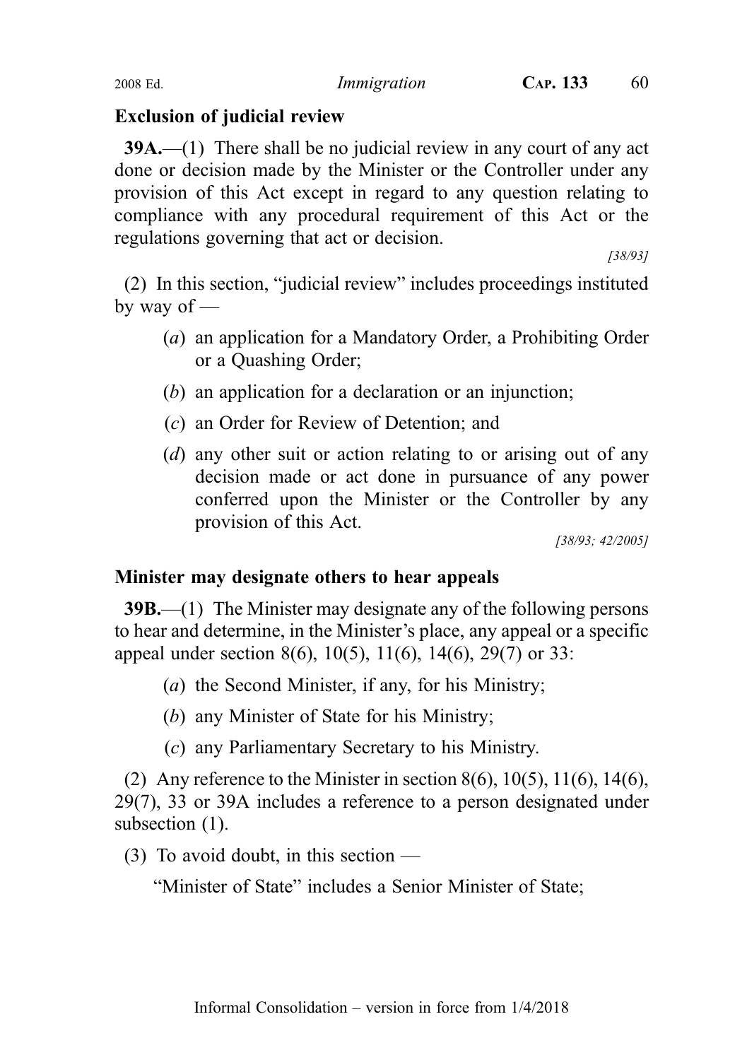**Exclusion of judicial review**

**39A.**—(1) There shall be no judicial review in any court of any act done or decision made by the Minister or the Controller under any provision of this Act except in regard to any question relating to compliance with any procedural requirement of this Act or the regulations governing that act or decision.

[38/93]

(2) In this section, "judicial review" includes proceedings instituted by way of —

(*a*) an application for a Mandatory Order, a Prohibiting Order or a Quashing Order;

(*b*) an application for a declaration or an injunction;

(*c*) an Order for Review of Detention; and

(*d*) any other suit or action relating to or arising out of any decision made or act done in pursuance of any power conferred upon the Minister or the Controller by any provision of this Act.

[38/93; 42/2005]

**Minister may designate others to hear appeals**

**39B.**—(1) The Minister may designate any of the following persons to hear and determine, in the Minister's place, any appeal or a specific appeal under section 8(6), 10(5), 11(6), 14(6), 29(7) or 33:

(*a*) the Second Minister, if any, for his Ministry;

(*b*) any Minister of State for his Ministry;

(*c*) any Parliamentary Secretary to his Ministry.

(2) Any reference to the Minister in section 8(6), 10(5), 11(6), 14(6), 29(7), 33 or 39A includes a reference to a person designated under subsection (1).

(3) To avoid doubt, in this section —

"Minister of State" includes a Senior Minister of State;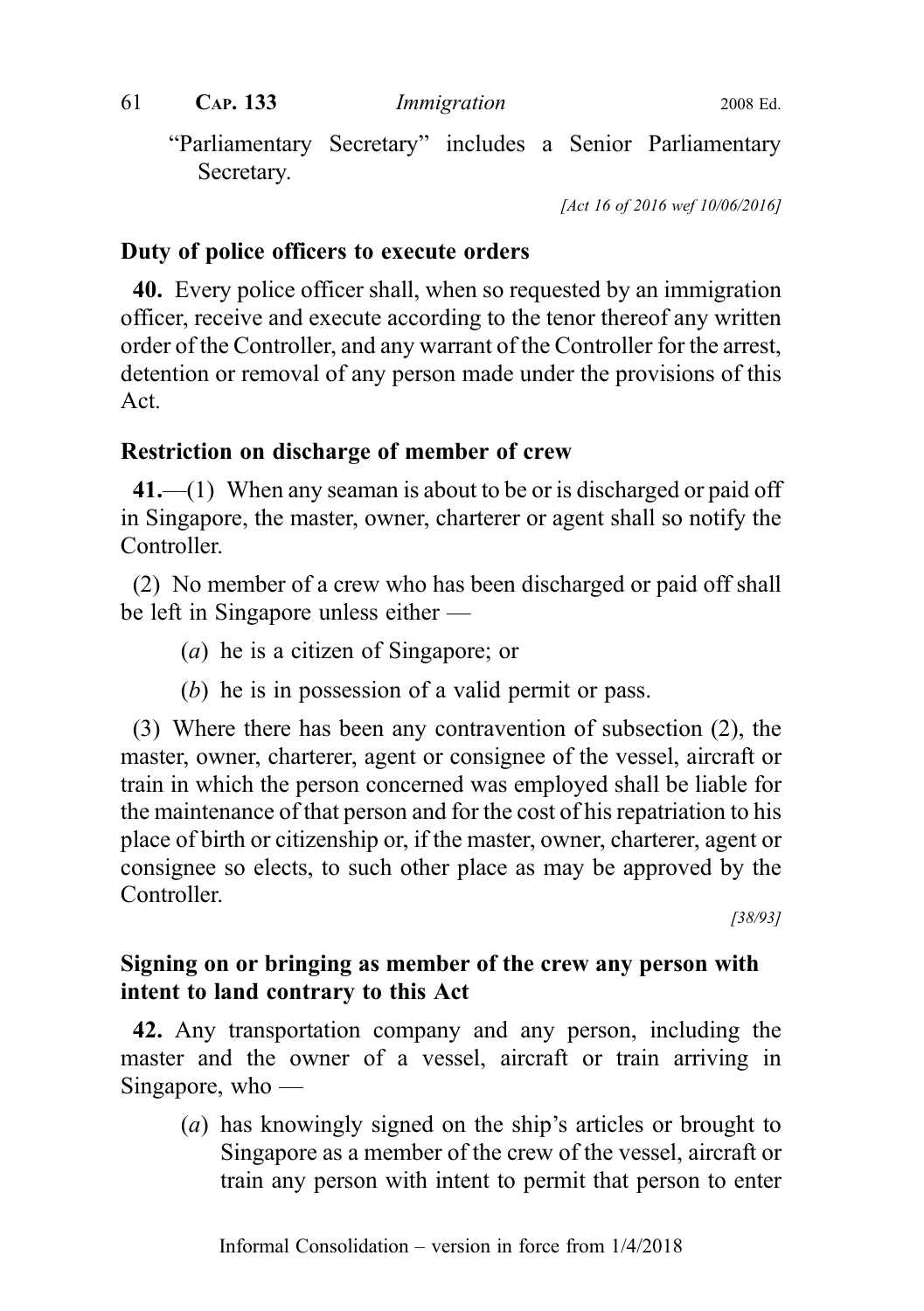"Parliamentary Secretary" includes a Senior Parliamentary Secretary.

[Act 16 of 2016 wef 10/06/2016]

### Duty of police officers to execute orders

**40.** Every police officer shall, when so requested by an immigration officer, receive and execute according to the tenor thereof any written order of the Controller, and any warrant of the Controller for the arrest, detention or removal of any person made under the provisions of this Act.

### Restriction on discharge of member of crew

**41.**—(1) When any seaman is about to be or is discharged or paid off in Singapore, the master, owner, charterer or agent shall so notify the Controller.

(2) No member of a crew who has been discharged or paid off shall be left in Singapore unless either —

(*a*) he is a citizen of Singapore; or

(*b*) he is in possession of a valid permit or pass.

(3) Where there has been any contravention of subsection (2), the master, owner, charterer, agent or consignee of the vessel, aircraft or train in which the person concerned was employed shall be liable for the maintenance of that person and for the cost of his repatriation to his place of birth or citizenship or, if the master, owner, charterer, agent or consignee so elects, to such other place as may be approved by the Controller.

[38/93]

### Signing on or bringing as member of the crew any person with intent to land contrary to this Act

**42.** Any transportation company and any person, including the master and the owner of a vessel, aircraft or train arriving in Singapore, who —

(*a*) has knowingly signed on the ship's articles or brought to Singapore as a member of the crew of the vessel, aircraft or train any person with intent to permit that person to enter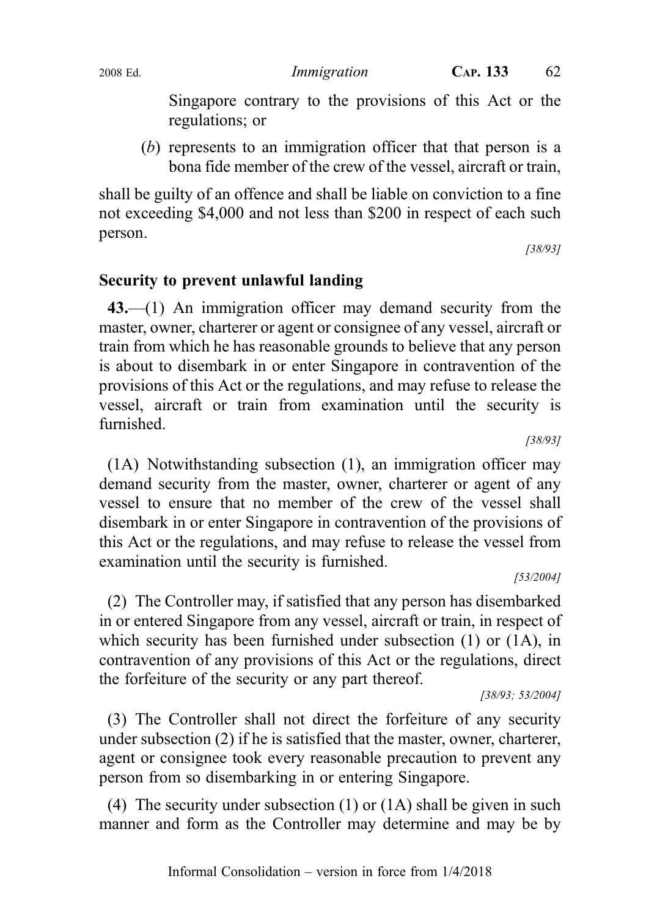Singapore contrary to the provisions of this Act or the regulations; or

(*b*) represents to an immigration officer that that person is a bona fide member of the crew of the vessel, aircraft or train,

shall be guilty of an offence and shall be liable on conviction to a fine not exceeding $4,000 and not less than $200 in respect of each such person.

[38/93]

**Security to prevent unlawful landing**

**43.**—(1) An immigration officer may demand security from the master, owner, charterer or agent or consignee of any vessel, aircraft or train from which he has reasonable grounds to believe that any person is about to disembark in or enter Singapore in contravention of the provisions of this Act or the regulations, and may refuse to release the vessel, aircraft or train from examination until the security is furnished.

[38/93]

(1A) Notwithstanding subsection (1), an immigration officer may demand security from the master, owner, charterer or agent of any vessel to ensure that no member of the crew of the vessel shall disembark in or enter Singapore in contravention of the provisions of this Act or the regulations, and may refuse to release the vessel from examination until the security is furnished.

[53/2004]

(2) The Controller may, if satisfied that any person has disembarked in or entered Singapore from any vessel, aircraft or train, in respect of which security has been furnished under subsection (1) or (1A), in contravention of any provisions of this Act or the regulations, direct the forfeiture of the security or any part thereof.

[38/93; 53/2004]

(3) The Controller shall not direct the forfeiture of any security under subsection (2) if he is satisfied that the master, owner, charterer, agent or consignee took every reasonable precaution to prevent any person from so disembarking in or entering Singapore.

(4) The security under subsection (1) or (1A) shall be given in such manner and form as the Controller may determine and may be by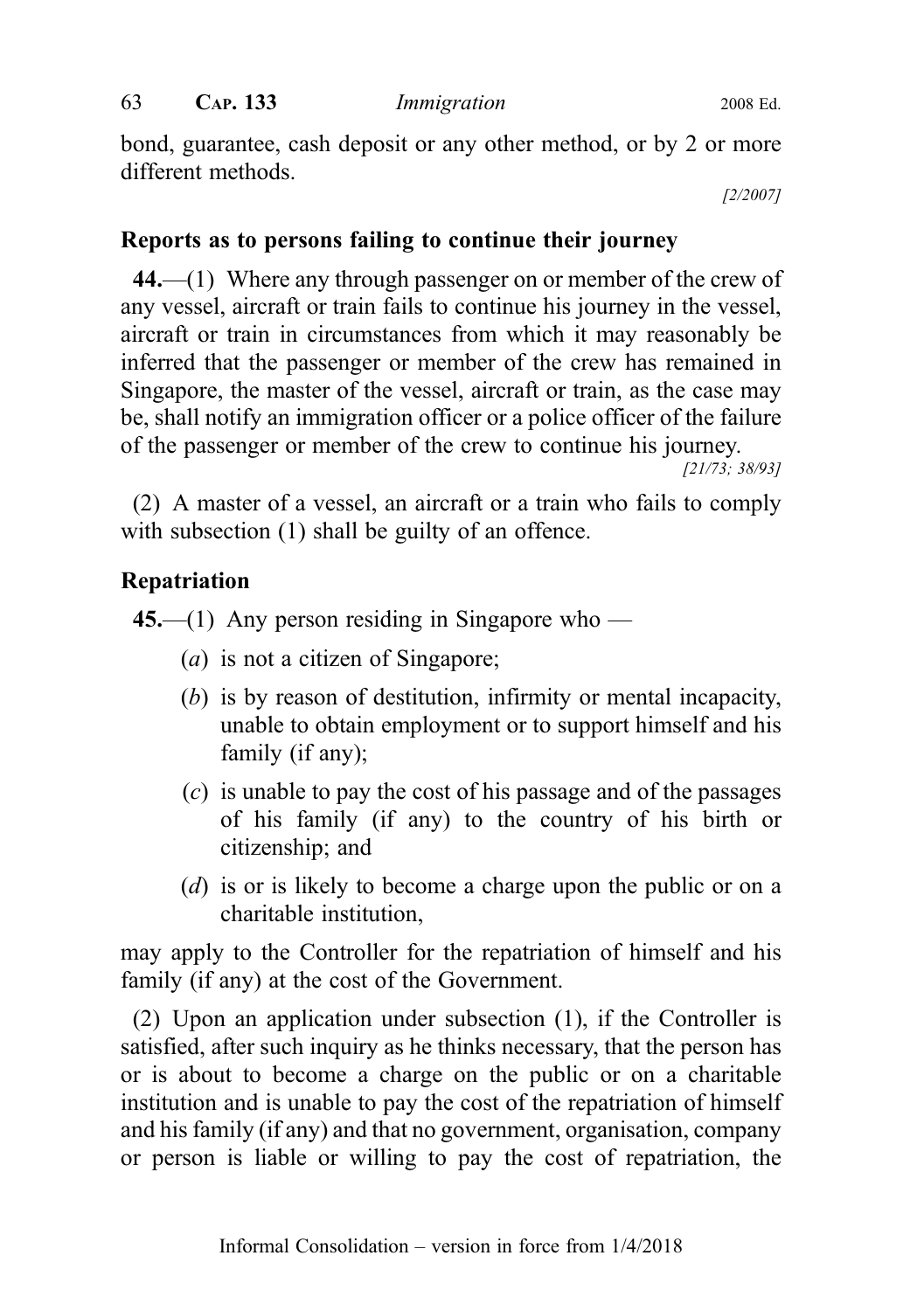bond, guarantee, cash deposit or any other method, or by 2 or more different methods.

[2/2007]

**Reports as to persons failing to continue their journey**

**44.**—(1) Where any through passenger on or member of the crew of any vessel, aircraft or train fails to continue his journey in the vessel, aircraft or train in circumstances from which it may reasonably be inferred that the passenger or member of the crew has remained in Singapore, the master of the vessel, aircraft or train, as the case may be, shall notify an immigration officer or a police officer of the failure of the passenger or member of the crew to continue his journey.

[21/73; 38/93]

(2) A master of a vessel, an aircraft or a train who fails to comply with subsection (1) shall be guilty of an offence.

**Repatriation**

**45.**—(1) Any person residing in Singapore who —

(*a*) is not a citizen of Singapore;

(*b*) is by reason of destitution, infirmity or mental incapacity, unable to obtain employment or to support himself and his family (if any);

(*c*) is unable to pay the cost of his passage and of the passages of his family (if any) to the country of his birth or citizenship; and

(*d*) is or is likely to become a charge upon the public or on a charitable institution,

may apply to the Controller for the repatriation of himself and his family (if any) at the cost of the Government.

(2) Upon an application under subsection (1), if the Controller is satisfied, after such inquiry as he thinks necessary, that the person has or is about to become a charge on the public or on a charitable institution and is unable to pay the cost of the repatriation of himself and his family (if any) and that no government, organisation, company or person is liable or willing to pay the cost of repatriation, the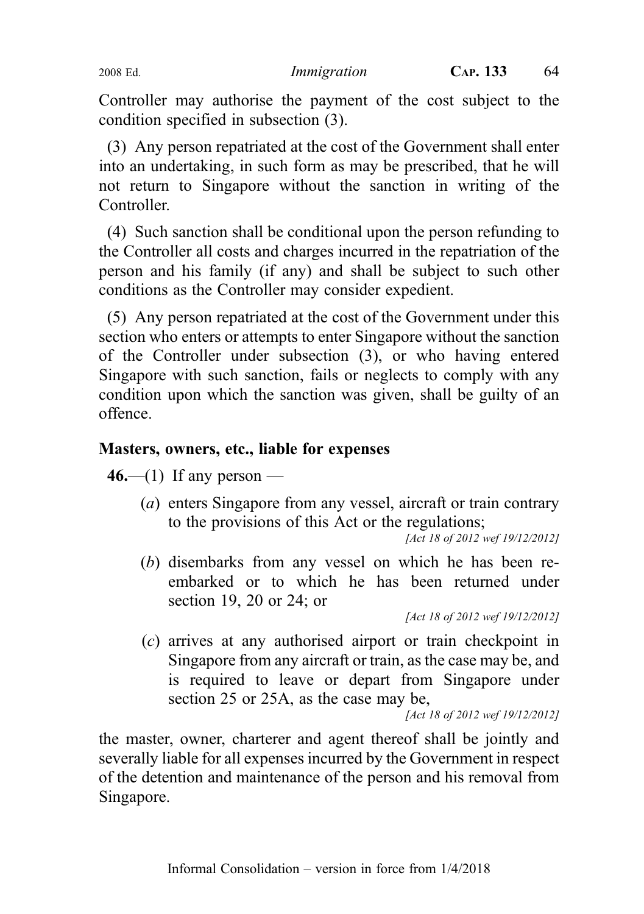Controller may authorise the payment of the cost subject to the condition specified in subsection (3).

(3) Any person repatriated at the cost of the Government shall enter into an undertaking, in such form as may be prescribed, that he will not return to Singapore without the sanction in writing of the Controller.

(4) Such sanction shall be conditional upon the person refunding to the Controller all costs and charges incurred in the repatriation of the person and his family (if any) and shall be subject to such other conditions as the Controller may consider expedient.

(5) Any person repatriated at the cost of the Government under this section who enters or attempts to enter Singapore without the sanction of the Controller under subsection (3), or who having entered Singapore with such sanction, fails or neglects to comply with any condition upon which the sanction was given, shall be guilty of an offence.

### Masters, owners, etc., liable for expenses

**46.**—(1) If any person —

(*a*) enters Singapore from any vessel, aircraft or train contrary to the provisions of this Act or the regulations;

[Act 18 of 2012 wef 19/12/2012]

(*b*) disembarks from any vessel on which he has been re-embarked or to which he has been returned under section 19, 20 or 24; or

[Act 18 of 2012 wef 19/12/2012]

(*c*) arrives at any authorised airport or train checkpoint in Singapore from any aircraft or train, as the case may be, and is required to leave or depart from Singapore under section 25 or 25A, as the case may be,

[Act 18 of 2012 wef 19/12/2012]

the master, owner, charterer and agent thereof shall be jointly and severally liable for all expenses incurred by the Government in respect of the detention and maintenance of the person and his removal from Singapore.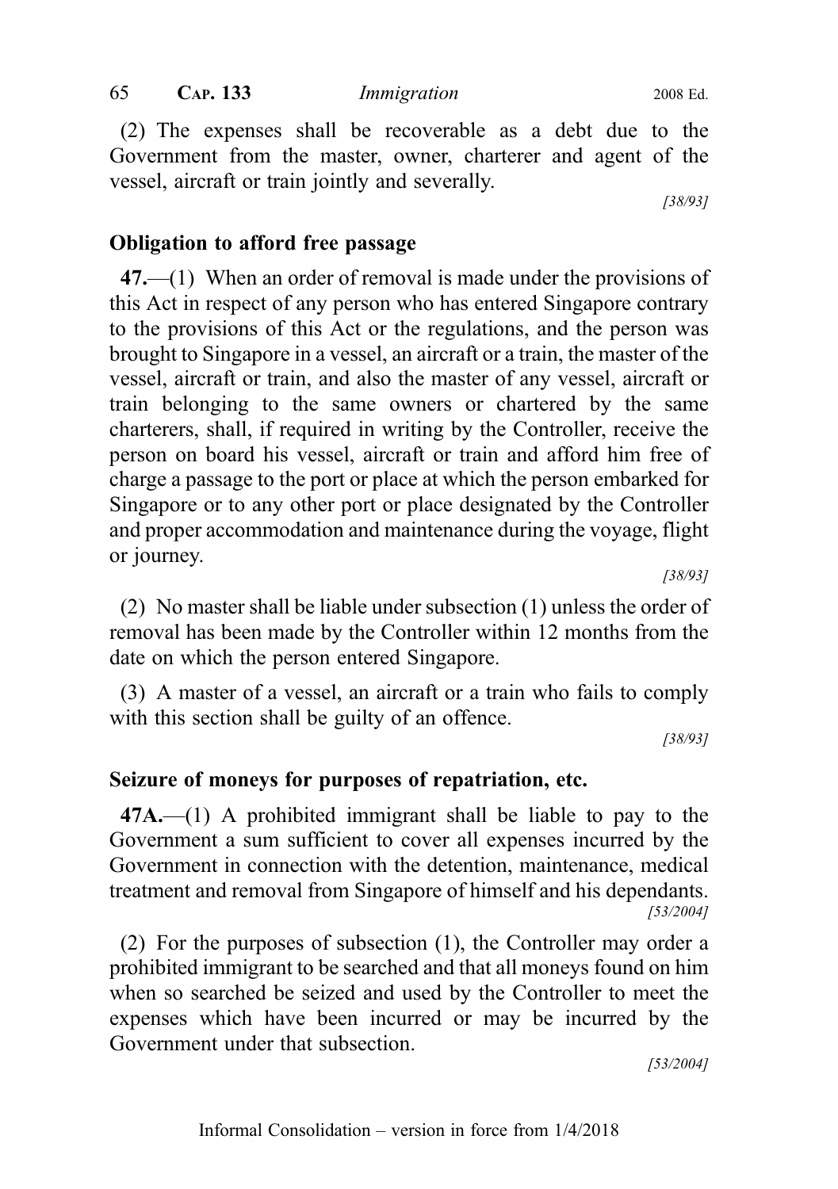(2) The expenses shall be recoverable as a debt due to the Government from the master, owner, charterer and agent of the vessel, aircraft or train jointly and severally.

[38/93]

### Obligation to afford free passage

**47.**—(1) When an order of removal is made under the provisions of this Act in respect of any person who has entered Singapore contrary to the provisions of this Act or the regulations, and the person was brought to Singapore in a vessel, an aircraft or a train, the master of the vessel, aircraft or train, and also the master of any vessel, aircraft or train belonging to the same owners or chartered by the same charterers, shall, if required in writing by the Controller, receive the person on board his vessel, aircraft or train and afford him free of charge a passage to the port or place at which the person embarked for Singapore or to any other port or place designated by the Controller and proper accommodation and maintenance during the voyage, flight or journey.

[38/93]

(2) No master shall be liable under subsection (1) unless the order of removal has been made by the Controller within 12 months from the date on which the person entered Singapore.

(3) A master of a vessel, an aircraft or a train who fails to comply with this section shall be guilty of an offence.

[38/93]

### Seizure of moneys for purposes of repatriation, etc.

**47A.**—(1) A prohibited immigrant shall be liable to pay to the Government a sum sufficient to cover all expenses incurred by the Government in connection with the detention, maintenance, medical treatment and removal from Singapore of himself and his dependants.

[53/2004]

(2) For the purposes of subsection (1), the Controller may order a prohibited immigrant to be searched and that all moneys found on him when so searched be seized and used by the Controller to meet the expenses which have been incurred or may be incurred by the Government under that subsection.

[53/2004]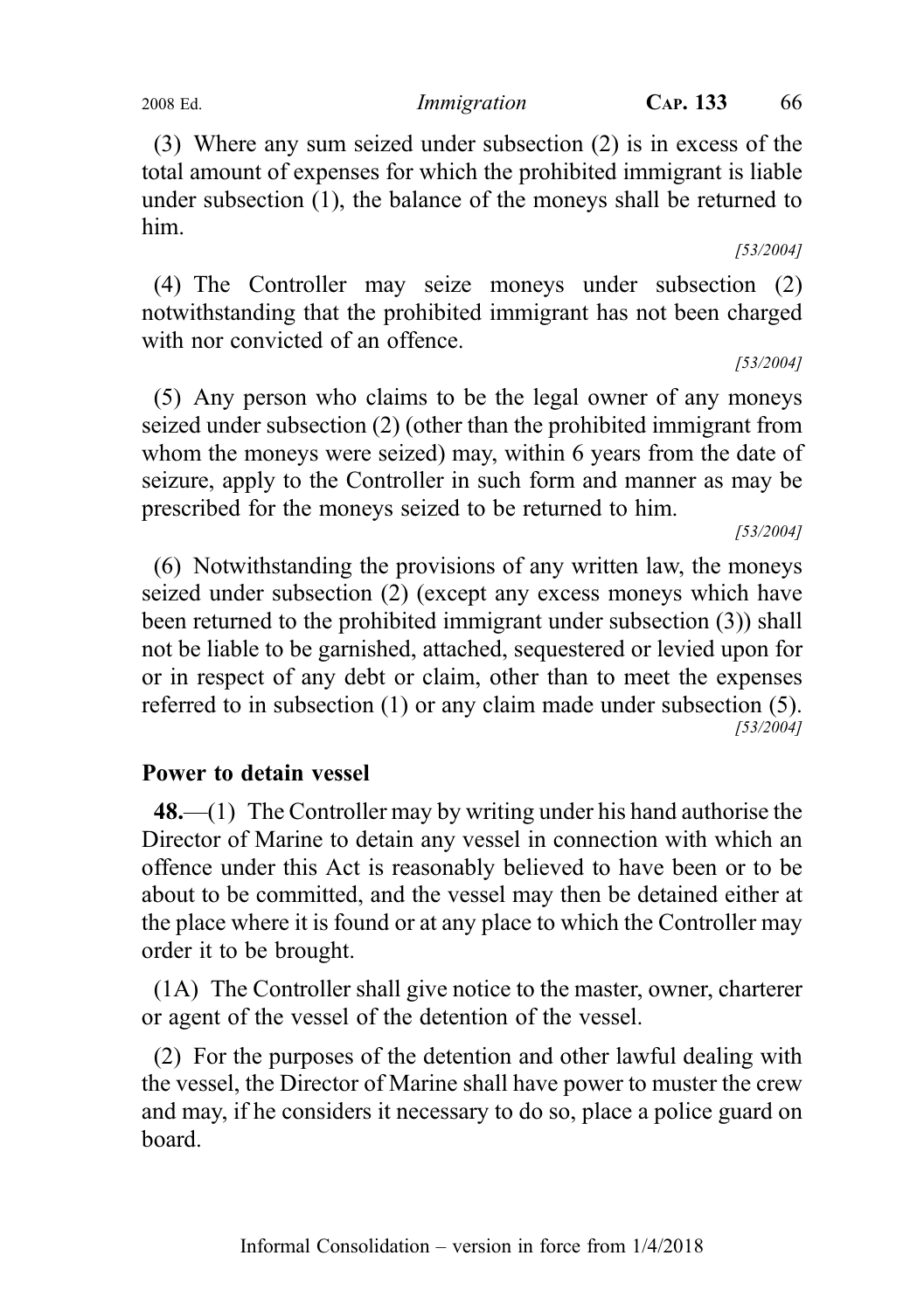(3) Where any sum seized under subsection (2) is in excess of the total amount of expenses for which the prohibited immigrant is liable under subsection (1), the balance of the moneys shall be returned to him.

[53/2004]

(4) The Controller may seize moneys under subsection (2) notwithstanding that the prohibited immigrant has not been charged with nor convicted of an offence.

[53/2004]

(5) Any person who claims to be the legal owner of any moneys seized under subsection (2) (other than the prohibited immigrant from whom the moneys were seized) may, within 6 years from the date of seizure, apply to the Controller in such form and manner as may be prescribed for the moneys seized to be returned to him.

[53/2004]

(6) Notwithstanding the provisions of any written law, the moneys seized under subsection (2) (except any excess moneys which have been returned to the prohibited immigrant under subsection (3)) shall not be liable to be garnished, attached, sequestered or levied upon for or in respect of any debt or claim, other than to meet the expenses referred to in subsection (1) or any claim made under subsection (5).

[53/2004]

### Power to detain vessel

**48.**—(1) The Controller may by writing under his hand authorise the Director of Marine to detain any vessel in connection with which an offence under this Act is reasonably believed to have been or to be about to be committed, and the vessel may then be detained either at the place where it is found or at any place to which the Controller may order it to be brought.

(1A) The Controller shall give notice to the master, owner, charterer or agent of the vessel of the detention of the vessel.

(2) For the purposes of the detention and other lawful dealing with the vessel, the Director of Marine shall have power to muster the crew and may, if he considers it necessary to do so, place a police guard on board.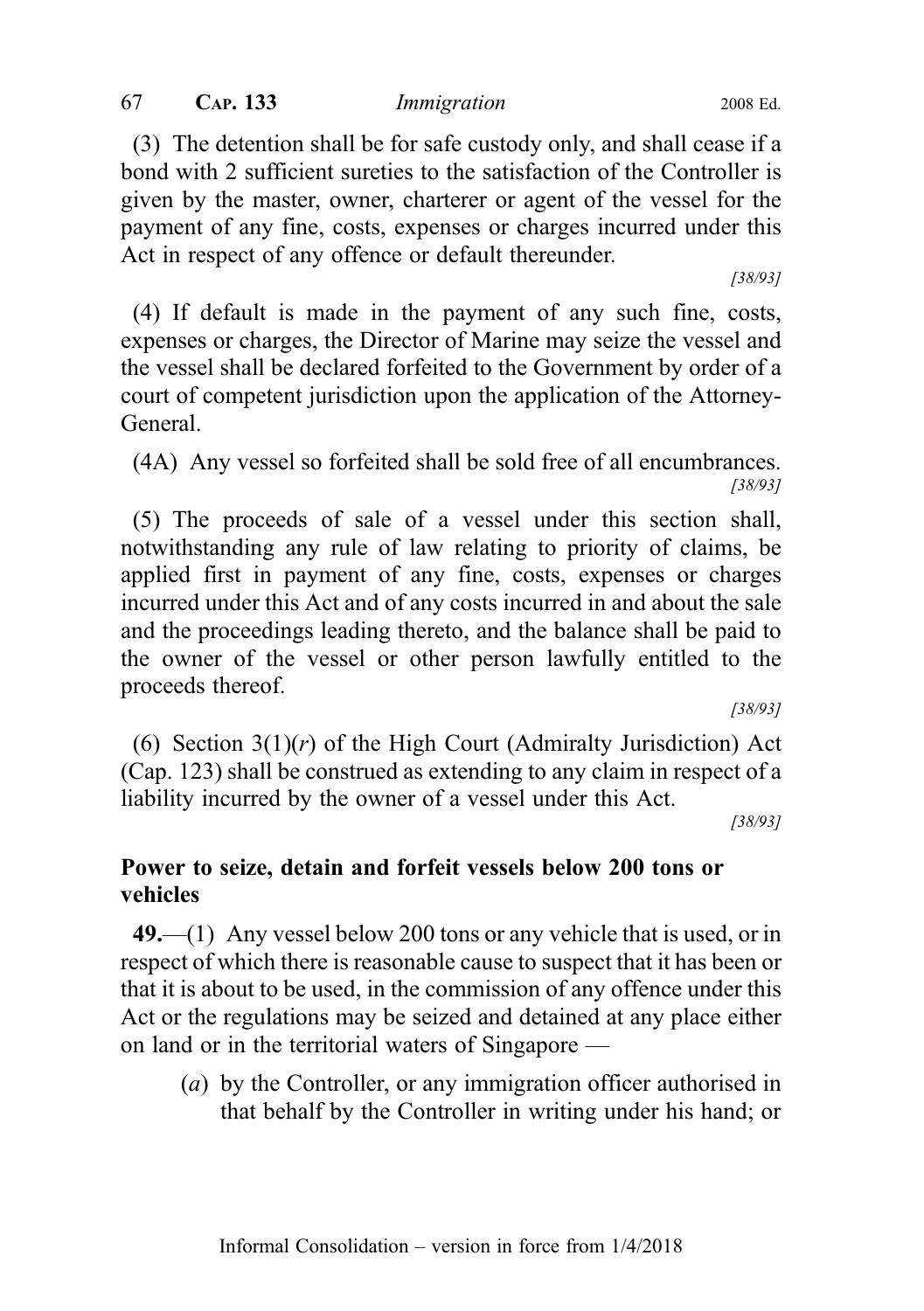(3) The detention shall be for safe custody only, and shall cease if a bond with 2 sufficient sureties to the satisfaction of the Controller is given by the master, owner, charterer or agent of the vessel for the payment of any fine, costs, expenses or charges incurred under this Act in respect of any offence or default thereunder.

[38/93]

(4) If default is made in the payment of any such fine, costs, expenses or charges, the Director of Marine may seize the vessel and the vessel shall be declared forfeited to the Government by order of a court of competent jurisdiction upon the application of the Attorney-General.

(4A) Any vessel so forfeited shall be sold free of all encumbrances.

[38/93]

(5) The proceeds of sale of a vessel under this section shall, notwithstanding any rule of law relating to priority of claims, be applied first in payment of any fine, costs, expenses or charges incurred under this Act and of any costs incurred in and about the sale and the proceedings leading thereto, and the balance shall be paid to the owner of the vessel or other person lawfully entitled to the proceeds thereof.

[38/93]

(6) Section 3(1)(*r*) of the High Court (Admiralty Jurisdiction) Act (Cap. 123) shall be construed as extending to any claim in respect of a liability incurred by the owner of a vessel under this Act.

[38/93]

**Power to seize, detain and forfeit vessels below 200 tons or vehicles**

**49.**—(1) Any vessel below 200 tons or any vehicle that is used, or in respect of which there is reasonable cause to suspect that it has been or that it is about to be used, in the commission of any offence under this Act or the regulations may be seized and detained at any place either on land or in the territorial waters of Singapore —

(*a*) by the Controller, or any immigration officer authorised in that behalf by the Controller in writing under his hand; or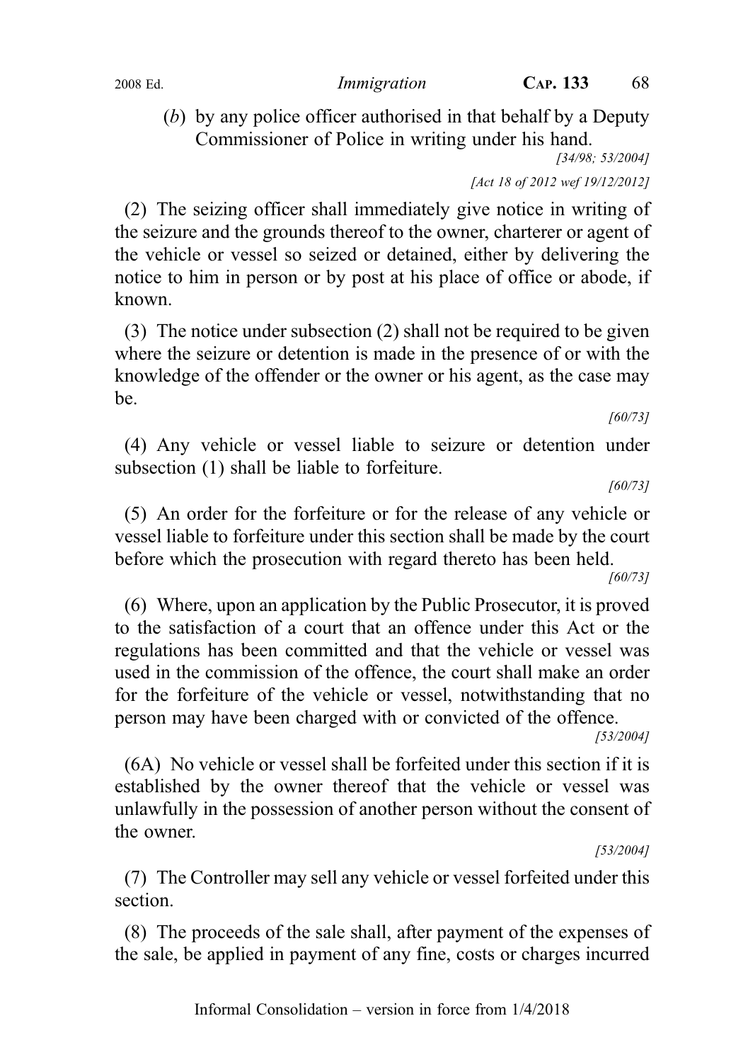(*b*) by any police officer authorised in that behalf by a Deputy Commissioner of Police in writing under his hand.

[34/98; 53/2004]

[Act 18 of 2012 wef 19/12/2012]

(2) The seizing officer shall immediately give notice in writing of the seizure and the grounds thereof to the owner, charterer or agent of the vehicle or vessel so seized or detained, either by delivering the notice to him in person or by post at his place of office or abode, if known.

(3) The notice under subsection (2) shall not be required to be given where the seizure or detention is made in the presence of or with the knowledge of the offender or the owner or his agent, as the case may be.

[60/73]

(4) Any vehicle or vessel liable to seizure or detention under subsection (1) shall be liable to forfeiture.

[60/73]

(5) An order for the forfeiture or for the release of any vehicle or vessel liable to forfeiture under this section shall be made by the court before which the prosecution with regard thereto has been held.

[60/73]

(6) Where, upon an application by the Public Prosecutor, it is proved to the satisfaction of a court that an offence under this Act or the regulations has been committed and that the vehicle or vessel was used in the commission of the offence, the court shall make an order for the forfeiture of the vehicle or vessel, notwithstanding that no person may have been charged with or convicted of the offence.

[53/2004]

(6A) No vehicle or vessel shall be forfeited under this section if it is established by the owner thereof that the vehicle or vessel was unlawfully in the possession of another person without the consent of the owner.

[53/2004]

(7) The Controller may sell any vehicle or vessel forfeited under this section.

(8) The proceeds of the sale shall, after payment of the expenses of the sale, be applied in payment of any fine, costs or charges incurred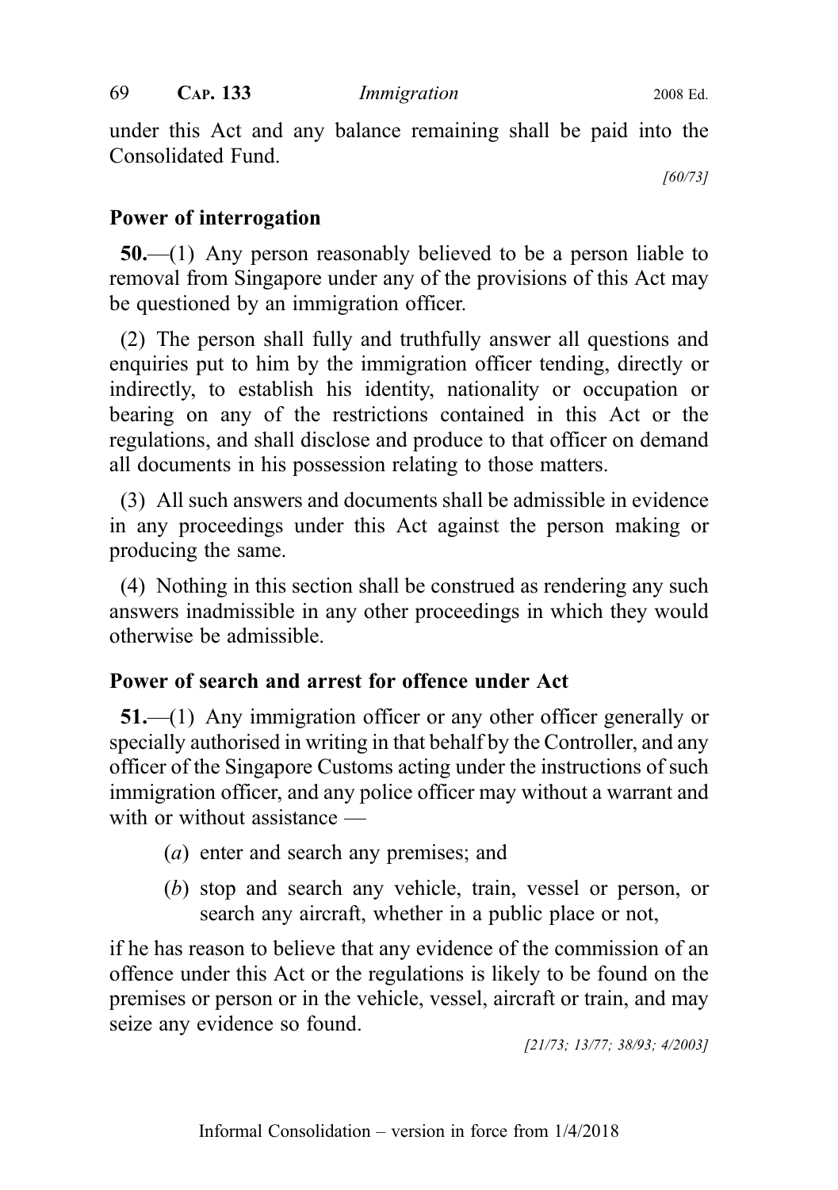under this Act and any balance remaining shall be paid into the Consolidated Fund.

[60/73]

### Power of interrogation

**50.**—(1) Any person reasonably believed to be a person liable to removal from Singapore under any of the provisions of this Act may be questioned by an immigration officer.

(2) The person shall fully and truthfully answer all questions and enquiries put to him by the immigration officer tending, directly or indirectly, to establish his identity, nationality or occupation or bearing on any of the restrictions contained in this Act or the regulations, and shall disclose and produce to that officer on demand all documents in his possession relating to those matters.

(3) All such answers and documents shall be admissible in evidence in any proceedings under this Act against the person making or producing the same.

(4) Nothing in this section shall be construed as rendering any such answers inadmissible in any other proceedings in which they would otherwise be admissible.

### Power of search and arrest for offence under Act

**51.**—(1) Any immigration officer or any other officer generally or specially authorised in writing in that behalf by the Controller, and any officer of the Singapore Customs acting under the instructions of such immigration officer, and any police officer may without a warrant and with or without assistance —

(*a*) enter and search any premises; and

(*b*) stop and search any vehicle, train, vessel or person, or search any aircraft, whether in a public place or not,

if he has reason to believe that any evidence of the commission of an offence under this Act or the regulations is likely to be found on the premises or person or in the vehicle, vessel, aircraft or train, and may seize any evidence so found.

[21/73; 13/77; 38/93; 4/2003]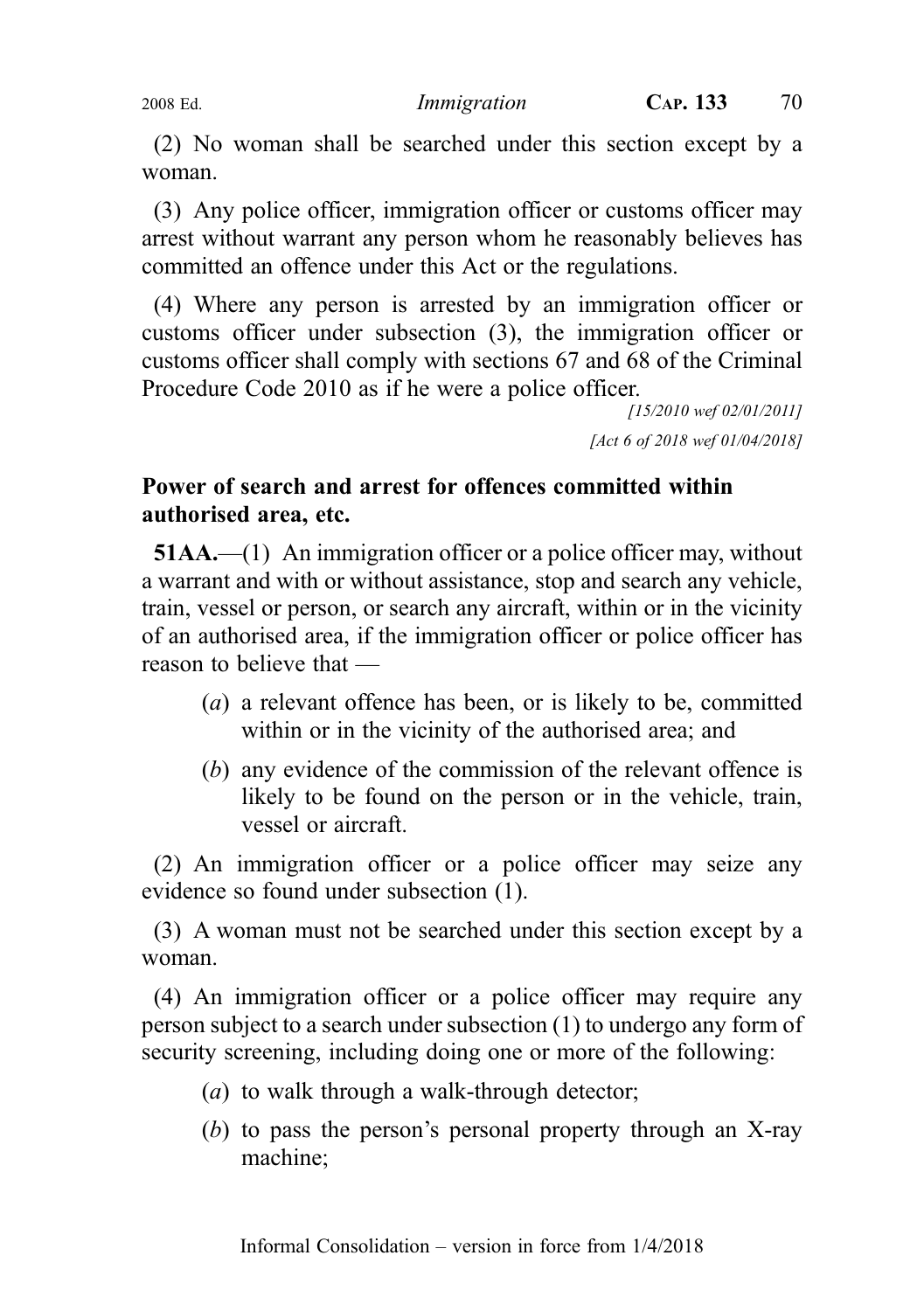(2) No woman shall be searched under this section except by a woman.

(3) Any police officer, immigration officer or customs officer may arrest without warrant any person whom he reasonably believes has committed an offence under this Act or the regulations.

(4) Where any person is arrested by an immigration officer or customs officer under subsection (3), the immigration officer or customs officer shall comply with sections 67 and 68 of the Criminal Procedure Code 2010 as if he were a police officer.

*[15/2010 wef 02/01/2011]*

*[Act 6 of 2018 wef 01/04/2018]*

**Power of search and arrest for offences committed within authorised area, etc.**

**51AA.**—(1) An immigration officer or a police officer may, without a warrant and with or without assistance, stop and search any vehicle, train, vessel or person, or search any aircraft, within or in the vicinity of an authorised area, if the immigration officer or police officer has reason to believe that —

(*a*) a relevant offence has been, or is likely to be, committed within or in the vicinity of the authorised area; and

(*b*) any evidence of the commission of the relevant offence is likely to be found on the person or in the vehicle, train, vessel or aircraft.

(2) An immigration officer or a police officer may seize any evidence so found under subsection (1).

(3) A woman must not be searched under this section except by a woman.

(4) An immigration officer or a police officer may require any person subject to a search under subsection (1) to undergo any form of security screening, including doing one or more of the following:

(*a*) to walk through a walk-through detector;

(*b*) to pass the person's personal property through an X-ray machine;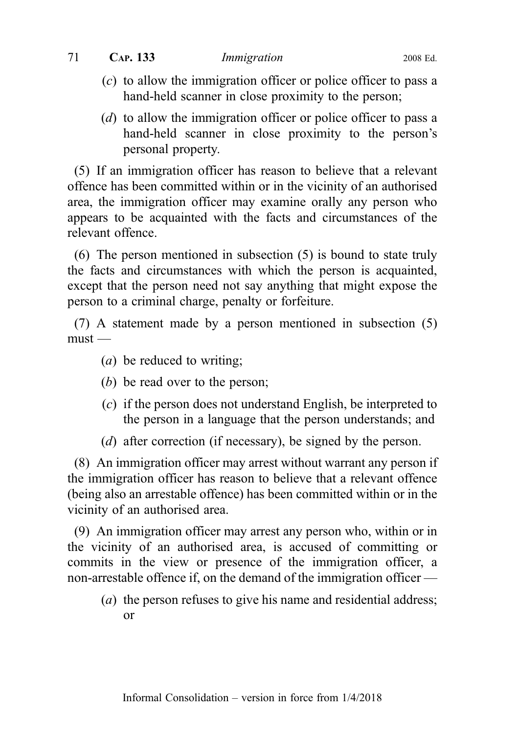(*c*) to allow the immigration officer or police officer to pass a hand-held scanner in close proximity to the person;

(*d*) to allow the immigration officer or police officer to pass a hand-held scanner in close proximity to the person's personal property.

(5) If an immigration officer has reason to believe that a relevant offence has been committed within or in the vicinity of an authorised area, the immigration officer may examine orally any person who appears to be acquainted with the facts and circumstances of the relevant offence.

(6) The person mentioned in subsection (5) is bound to state truly the facts and circumstances with which the person is acquainted, except that the person need not say anything that might expose the person to a criminal charge, penalty or forfeiture.

(7) A statement made by a person mentioned in subsection (5) must —

(*a*) be reduced to writing;

(*b*) be read over to the person;

(*c*) if the person does not understand English, be interpreted to the person in a language that the person understands; and

(*d*) after correction (if necessary), be signed by the person.

(8) An immigration officer may arrest without warrant any person if the immigration officer has reason to believe that a relevant offence (being also an arrestable offence) has been committed within or in the vicinity of an authorised area.

(9) An immigration officer may arrest any person who, within or in the vicinity of an authorised area, is accused of committing or commits in the view or presence of the immigration officer, a non-arrestable offence if, on the demand of the immigration officer —

(*a*) the person refuses to give his name and residential address; or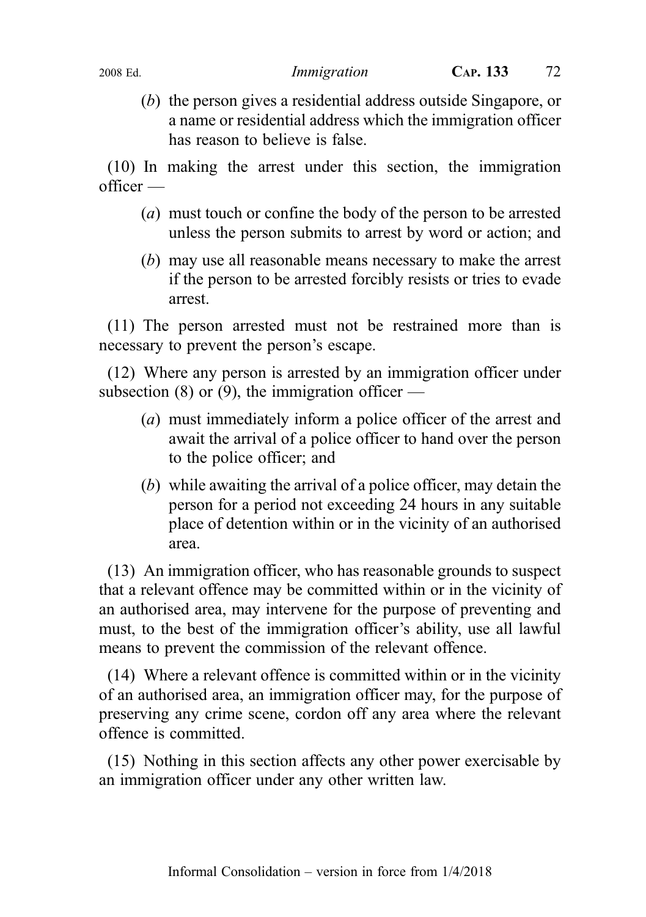(*b*) the person gives a residential address outside Singapore, or a name or residential address which the immigration officer has reason to believe is false.

(10) In making the arrest under this section, the immigration officer —

(*a*) must touch or confine the body of the person to be arrested unless the person submits to arrest by word or action; and

(*b*) may use all reasonable means necessary to make the arrest if the person to be arrested forcibly resists or tries to evade arrest.

(11) The person arrested must not be restrained more than is necessary to prevent the person's escape.

(12) Where any person is arrested by an immigration officer under subsection (8) or (9), the immigration officer —

(*a*) must immediately inform a police officer of the arrest and await the arrival of a police officer to hand over the person to the police officer; and

(*b*) while awaiting the arrival of a police officer, may detain the person for a period not exceeding 24 hours in any suitable place of detention within or in the vicinity of an authorised area.

(13) An immigration officer, who has reasonable grounds to suspect that a relevant offence may be committed within or in the vicinity of an authorised area, may intervene for the purpose of preventing and must, to the best of the immigration officer's ability, use all lawful means to prevent the commission of the relevant offence.

(14) Where a relevant offence is committed within or in the vicinity of an authorised area, an immigration officer may, for the purpose of preserving any crime scene, cordon off any area where the relevant offence is committed.

(15) Nothing in this section affects any other power exercisable by an immigration officer under any other written law.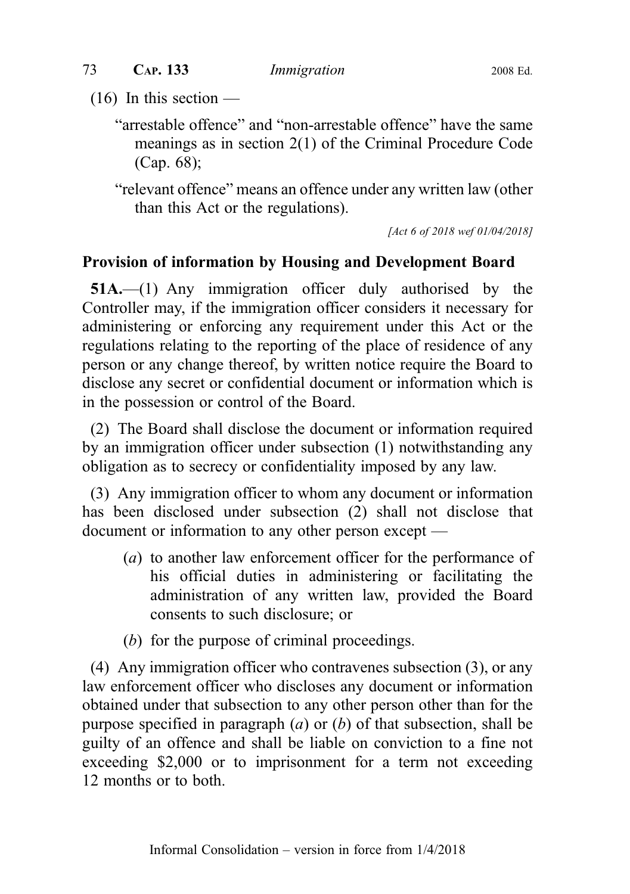(16) In this section —

"arrestable offence" and "non-arrestable offence" have the same meanings as in section 2(1) of the Criminal Procedure Code (Cap. 68);

"relevant offence" means an offence under any written law (other than this Act or the regulations).

*[Act 6 of 2018 wef 01/04/2018]*

### Provision of information by Housing and Development Board

**51A.**—(1) Any immigration officer duly authorised by the Controller may, if the immigration officer considers it necessary for administering or enforcing any requirement under this Act or the regulations relating to the reporting of the place of residence of any person or any change thereof, by written notice require the Board to disclose any secret or confidential document or information which is in the possession or control of the Board.

(2) The Board shall disclose the document or information required by an immigration officer under subsection (1) notwithstanding any obligation as to secrecy or confidentiality imposed by any law.

(3) Any immigration officer to whom any document or information has been disclosed under subsection (2) shall not disclose that document or information to any other person except —

(*a*) to another law enforcement officer for the performance of his official duties in administering or facilitating the administration of any written law, provided the Board consents to such disclosure; or

(*b*) for the purpose of criminal proceedings.

(4) Any immigration officer who contravenes subsection (3), or any law enforcement officer who discloses any document or information obtained under that subsection to any other person other than for the purpose specified in paragraph (*a*) or (*b*) of that subsection, shall be guilty of an offence and shall be liable on conviction to a fine not exceeding $2,000 or to imprisonment for a term not exceeding 12 months or to both.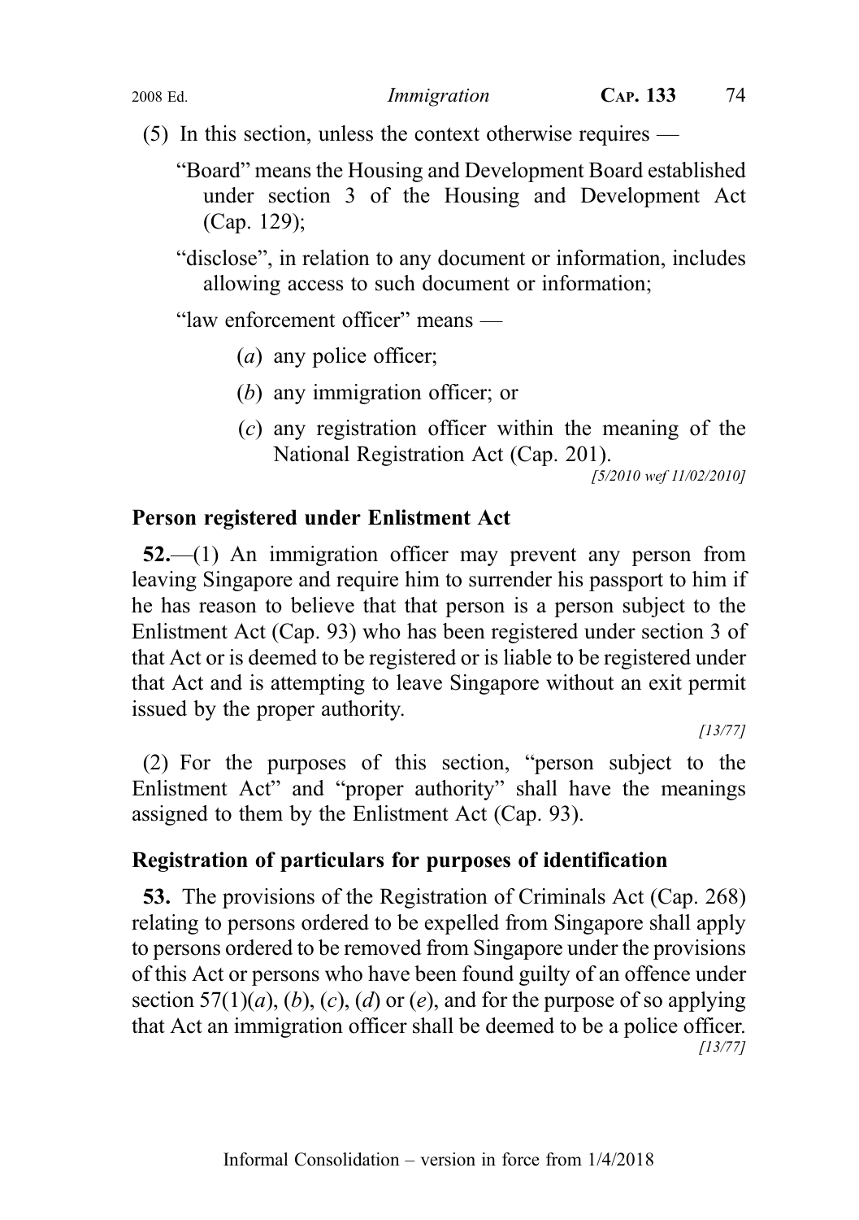(5) In this section, unless the context otherwise requires —

"Board" means the Housing and Development Board established under section 3 of the Housing and Development Act (Cap. 129);

"disclose", in relation to any document or information, includes allowing access to such document or information;

"law enforcement officer" means —

(*a*) any police officer;

(*b*) any immigration officer; or

(*c*) any registration officer within the meaning of the National Registration Act (Cap. 201).

*[5/2010 wef 11/02/2010]*

**Person registered under Enlistment Act**

**52.**—(1) An immigration officer may prevent any person from leaving Singapore and require him to surrender his passport to him if he has reason to believe that that person is a person subject to the Enlistment Act (Cap. 93) who has been registered under section 3 of that Act or is deemed to be registered or is liable to be registered under that Act and is attempting to leave Singapore without an exit permit issued by the proper authority.

*[13/77]*

(2) For the purposes of this section, "person subject to the Enlistment Act" and "proper authority" shall have the meanings assigned to them by the Enlistment Act (Cap. 93).

**Registration of particulars for purposes of identification**

**53.** The provisions of the Registration of Criminals Act (Cap. 268) relating to persons ordered to be expelled from Singapore shall apply to persons ordered to be removed from Singapore under the provisions of this Act or persons who have been found guilty of an offence under section 57(1)(*a*), (*b*), (*c*), (*d*) or (*e*), and for the purpose of so applying that Act an immigration officer shall be deemed to be a police officer.

*[13/77]*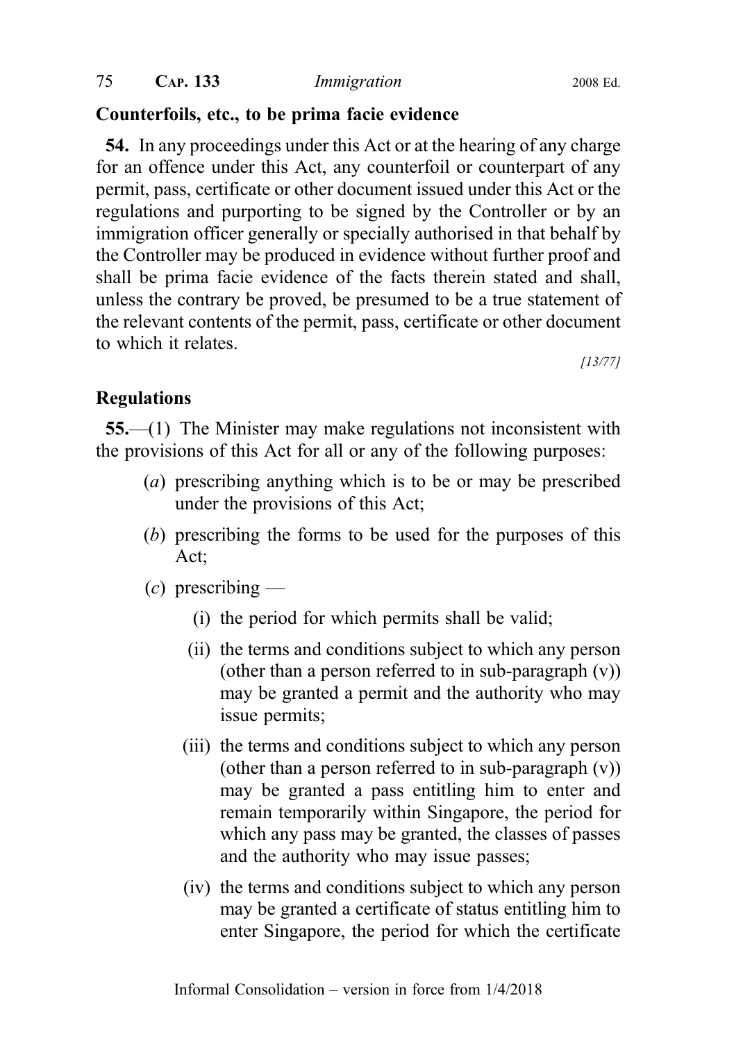**Counterfoils, etc., to be prima facie evidence**

**54.** In any proceedings under this Act or at the hearing of any charge for an offence under this Act, any counterfoil or counterpart of any permit, pass, certificate or other document issued under this Act or the regulations and purporting to be signed by the Controller or by an immigration officer generally or specially authorised in that behalf by the Controller may be produced in evidence without further proof and shall be prima facie evidence of the facts therein stated and shall, unless the contrary be proved, be presumed to be a true statement of the relevant contents of the permit, pass, certificate or other document to which it relates.

[13/77]

**Regulations**

**55.**—(1) The Minister may make regulations not inconsistent with the provisions of this Act for all or any of the following purposes:

(*a*) prescribing anything which is to be or may be prescribed under the provisions of this Act;

(*b*) prescribing the forms to be used for the purposes of this Act;

(*c*) prescribing —

(i) the period for which permits shall be valid;

(ii) the terms and conditions subject to which any person (other than a person referred to in sub-paragraph (v)) may be granted a permit and the authority who may issue permits;

(iii) the terms and conditions subject to which any person (other than a person referred to in sub-paragraph (v)) may be granted a pass entitling him to enter and remain temporarily within Singapore, the period for which any pass may be granted, the classes of passes and the authority who may issue passes;

(iv) the terms and conditions subject to which any person may be granted a certificate of status entitling him to enter Singapore, the period for which the certificate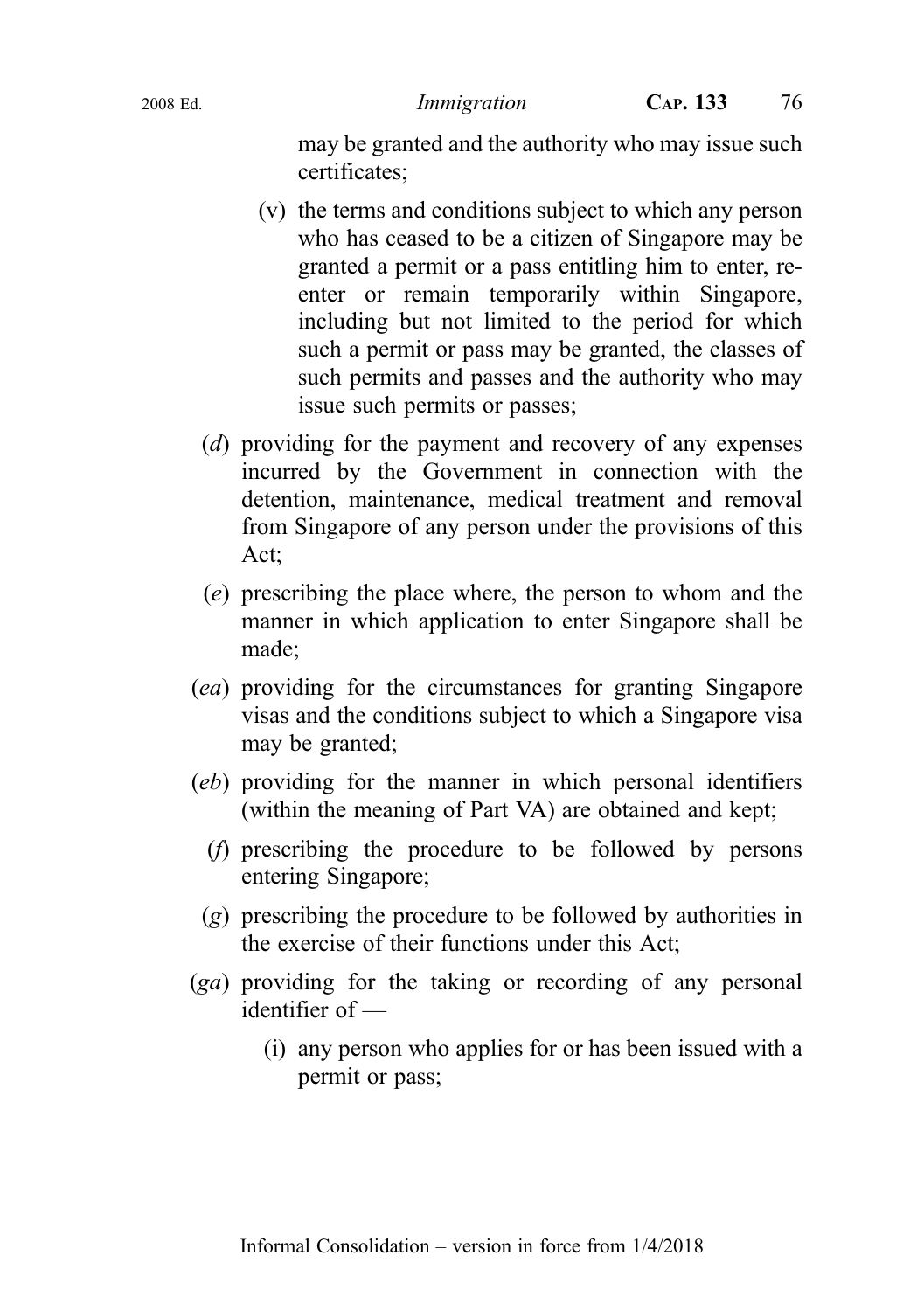may be granted and the authority who may issue such certificates;

(v) the terms and conditions subject to which any person who has ceased to be a citizen of Singapore may be granted a permit or a pass entitling him to enter, re-enter or remain temporarily within Singapore, including but not limited to the period for which such a permit or pass may be granted, the classes of such permits and passes and the authority who may issue such permits or passes;

(*d*) providing for the payment and recovery of any expenses incurred by the Government in connection with the detention, maintenance, medical treatment and removal from Singapore of any person under the provisions of this Act;

(*e*) prescribing the place where, the person to whom and the manner in which application to enter Singapore shall be made;

(*ea*) providing for the circumstances for granting Singapore visas and the conditions subject to which a Singapore visa may be granted;

(*eb*) providing for the manner in which personal identifiers (within the meaning of Part VA) are obtained and kept;

(*f*) prescribing the procedure to be followed by persons entering Singapore;

(*g*) prescribing the procedure to be followed by authorities in the exercise of their functions under this Act;

(*ga*) providing for the taking or recording of any personal identifier of —

(i) any person who applies for or has been issued with a permit or pass;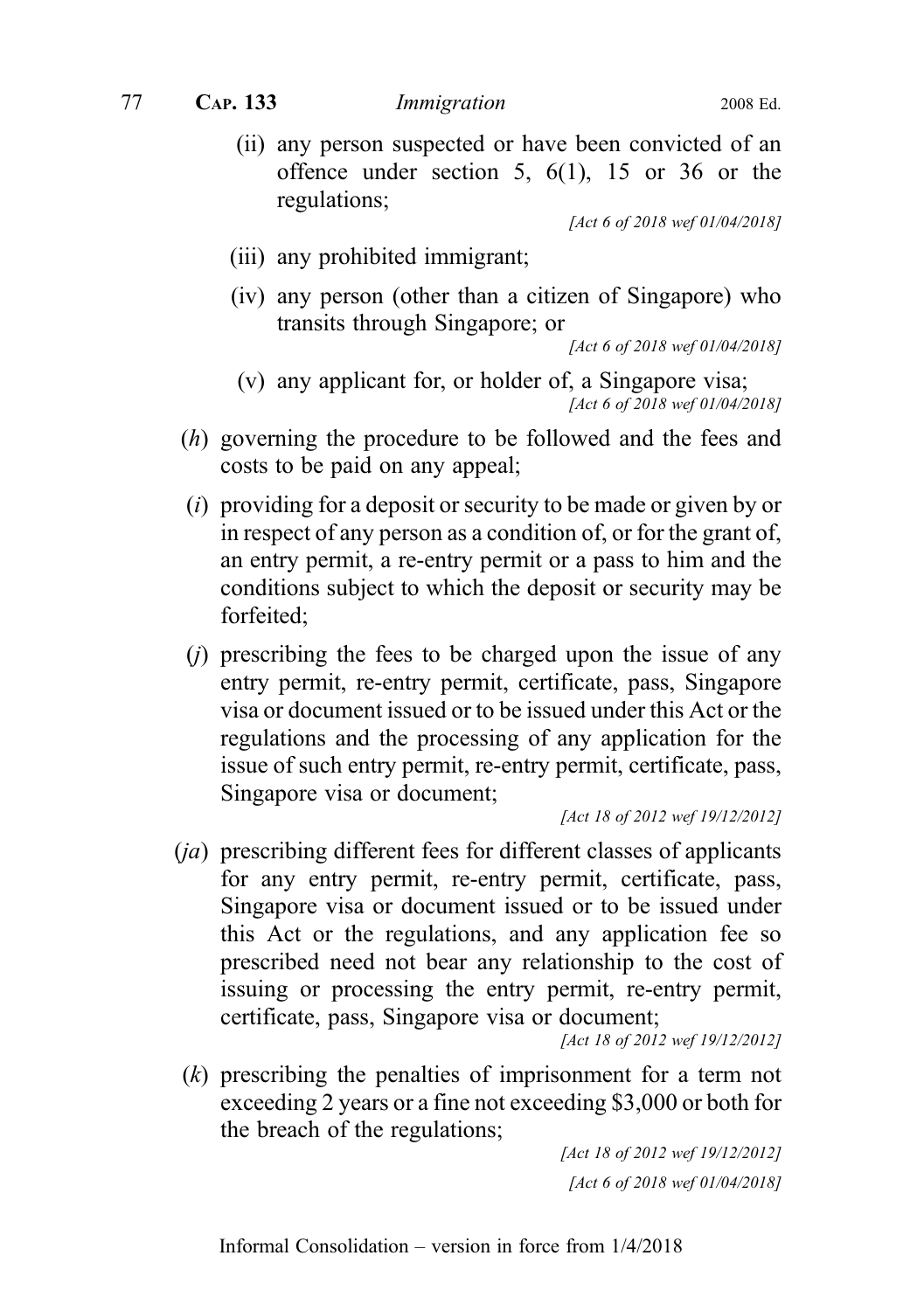(ii) any person suspected or have been convicted of an offence under section 5, 6(1), 15 or 36 or the regulations;

[Act 6 of 2018 wef 01/04/2018]

(iii) any prohibited immigrant;

(iv) any person (other than a citizen of Singapore) who transits through Singapore; or

[Act 6 of 2018 wef 01/04/2018]

(v) any applicant for, or holder of, a Singapore visa;

[Act 6 of 2018 wef 01/04/2018]

(*h*) governing the procedure to be followed and the fees and costs to be paid on any appeal;

(*i*) providing for a deposit or security to be made or given by or in respect of any person as a condition of, or for the grant of, an entry permit, a re-entry permit or a pass to him and the conditions subject to which the deposit or security may be forfeited;

(*j*) prescribing the fees to be charged upon the issue of any entry permit, re-entry permit, certificate, pass, Singapore visa or document issued or to be issued under this Act or the regulations and the processing of any application for the issue of such entry permit, re-entry permit, certificate, pass, Singapore visa or document;

[Act 18 of 2012 wef 19/12/2012]

(*ja*) prescribing different fees for different classes of applicants for any entry permit, re-entry permit, certificate, pass, Singapore visa or document issued or to be issued under this Act or the regulations, and any application fee so prescribed need not bear any relationship to the cost of issuing or processing the entry permit, re-entry permit, certificate, pass, Singapore visa or document;

[Act 18 of 2012 wef 19/12/2012]

(*k*) prescribing the penalties of imprisonment for a term not exceeding 2 years or a fine not exceeding $3,000 or both for the breach of the regulations;

[Act 18 of 2012 wef 19/12/2012]

[Act 6 of 2018 wef 01/04/2018]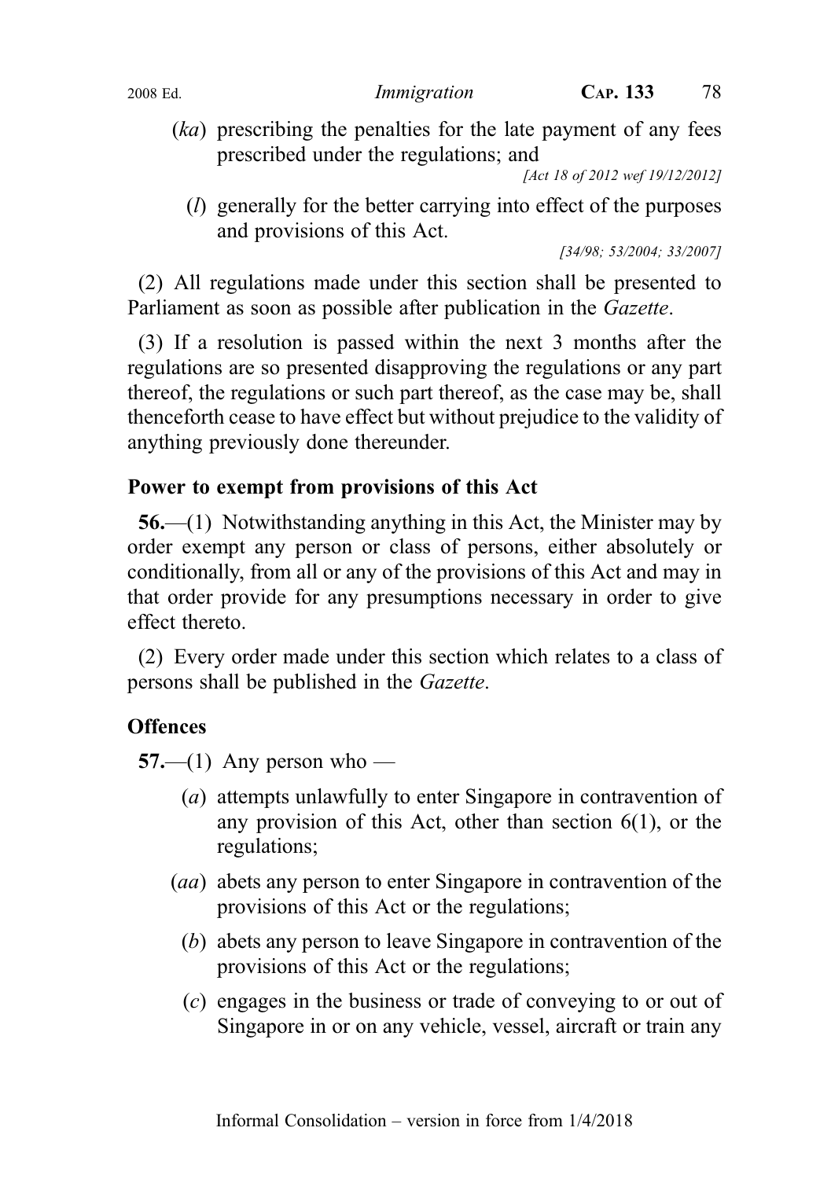(*ka*) prescribing the penalties for the late payment of any fees prescribed under the regulations; and

[Act 18 of 2012 wef 19/12/2012]

(*l*) generally for the better carrying into effect of the purposes and provisions of this Act.

[34/98; 53/2004; 33/2007]

(2) All regulations made under this section shall be presented to Parliament as soon as possible after publication in the *Gazette*.

(3) If a resolution is passed within the next 3 months after the regulations are so presented disapproving the regulations or any part thereof, the regulations or such part thereof, as the case may be, shall thenceforth cease to have effect but without prejudice to the validity of anything previously done thereunder.

**Power to exempt from provisions of this Act**

**56.**—(1) Notwithstanding anything in this Act, the Minister may by order exempt any person or class of persons, either absolutely or conditionally, from all or any of the provisions of this Act and may in that order provide for any presumptions necessary in order to give effect thereto.

(2) Every order made under this section which relates to a class of persons shall be published in the *Gazette*.

**Offences**

**57.**—(1) Any person who —

(*a*) attempts unlawfully to enter Singapore in contravention of any provision of this Act, other than section 6(1), or the regulations;

(*aa*) abets any person to enter Singapore in contravention of the provisions of this Act or the regulations;

(*b*) abets any person to leave Singapore in contravention of the provisions of this Act or the regulations;

(*c*) engages in the business or trade of conveying to or out of Singapore in or on any vehicle, vessel, aircraft or train any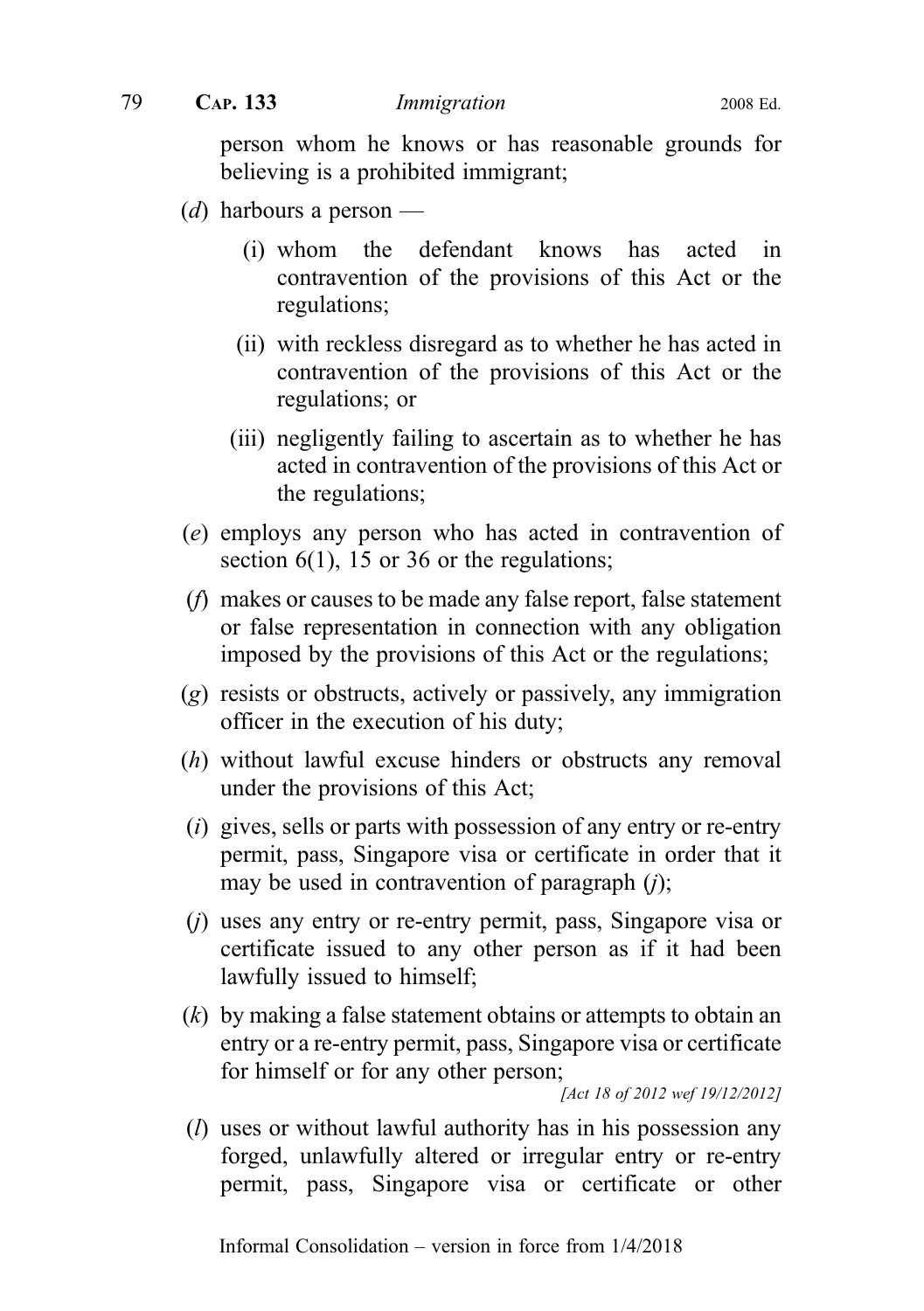person whom he knows or has reasonable grounds for believing is a prohibited immigrant;

(*d*) harbours a person —

(i) whom the defendant knows has acted in contravention of the provisions of this Act or the regulations;

(ii) with reckless disregard as to whether he has acted in contravention of the provisions of this Act or the regulations; or

(iii) negligently failing to ascertain as to whether he has acted in contravention of the provisions of this Act or the regulations;

(*e*) employs any person who has acted in contravention of section 6(1), 15 or 36 or the regulations;

(*f*) makes or causes to be made any false report, false statement or false representation in connection with any obligation imposed by the provisions of this Act or the regulations;

(*g*) resists or obstructs, actively or passively, any immigration officer in the execution of his duty;

(*h*) without lawful excuse hinders or obstructs any removal under the provisions of this Act;

(*i*) gives, sells or parts with possession of any entry or re-entry permit, pass, Singapore visa or certificate in order that it may be used in contravention of paragraph (*j*);

(*j*) uses any entry or re-entry permit, pass, Singapore visa or certificate issued to any other person as if it had been lawfully issued to himself;

(*k*) by making a false statement obtains or attempts to obtain an entry or a re-entry permit, pass, Singapore visa or certificate for himself or for any other person;

*[Act 18 of 2012 wef 19/12/2012]*

(*l*) uses or without lawful authority has in his possession any forged, unlawfully altered or irregular entry or re-entry permit, pass, Singapore visa or certificate or other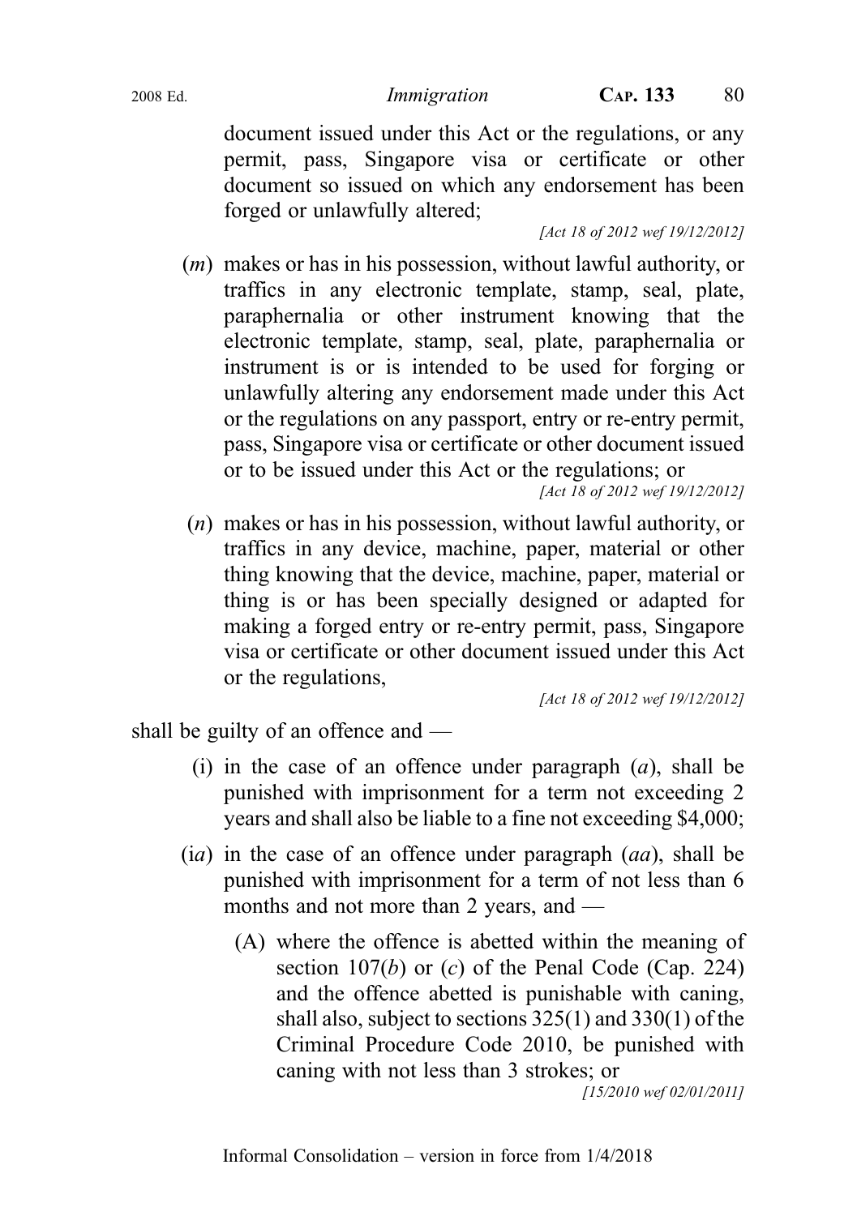document issued under this Act or the regulations, or any permit, pass, Singapore visa or certificate or other document so issued on which any endorsement has been forged or unlawfully altered;

*[Act 18 of 2012 wef 19/12/2012]*

(*m*) makes or has in his possession, without lawful authority, or traffics in any electronic template, stamp, seal, plate, paraphernalia or other instrument knowing that the electronic template, stamp, seal, plate, paraphernalia or instrument is or is intended to be used for forging or unlawfully altering any endorsement made under this Act or the regulations on any passport, entry or re-entry permit, pass, Singapore visa or certificate or other document issued or to be issued under this Act or the regulations; or

*[Act 18 of 2012 wef 19/12/2012]*

(*n*) makes or has in his possession, without lawful authority, or traffics in any device, machine, paper, material or other thing knowing that the device, machine, paper, material or thing is or has been specially designed or adapted for making a forged entry or re-entry permit, pass, Singapore visa or certificate or other document issued under this Act or the regulations,

*[Act 18 of 2012 wef 19/12/2012]*

shall be guilty of an offence and —

(i) in the case of an offence under paragraph (*a*), shall be punished with imprisonment for a term not exceeding 2 years and shall also be liable to a fine not exceeding $4,000;

(i*a*) in the case of an offence under paragraph (*aa*), shall be punished with imprisonment for a term of not less than 6 months and not more than 2 years, and —

(A) where the offence is abetted within the meaning of section 107(*b*) or (*c*) of the Penal Code (Cap. 224) and the offence abetted is punishable with caning, shall also, subject to sections 325(1) and 330(1) of the Criminal Procedure Code 2010, be punished with caning with not less than 3 strokes; or

*[15/2010 wef 02/01/2011]*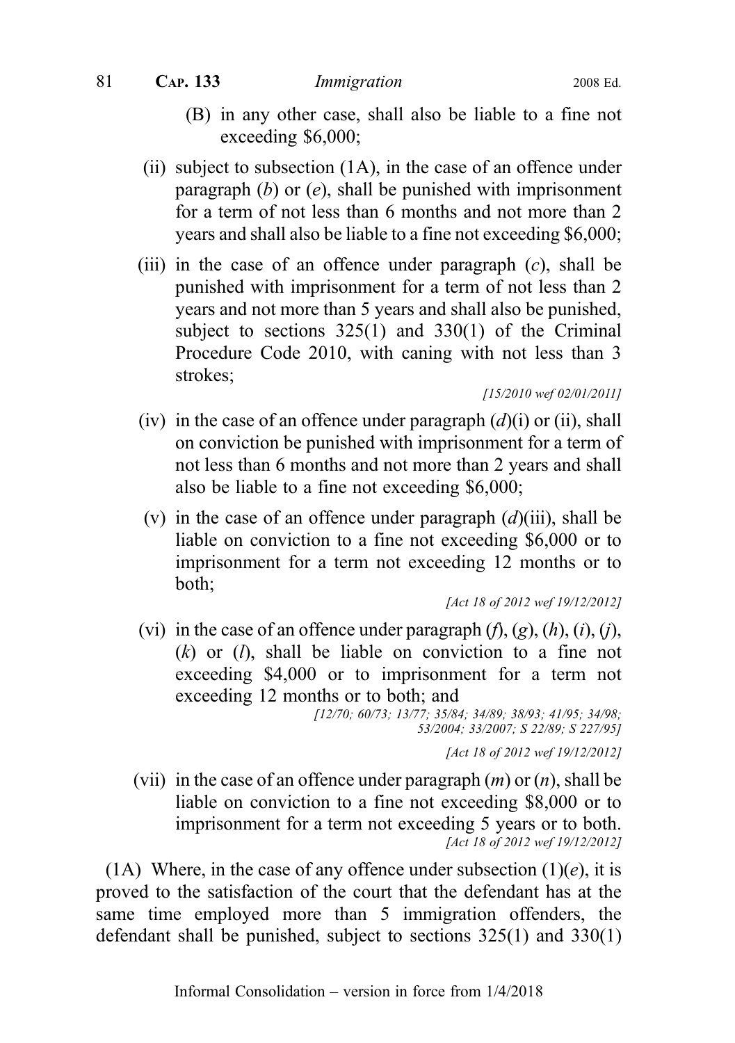(B) in any other case, shall also be liable to a fine not exceeding $6,000;

(ii) subject to subsection (1A), in the case of an offence under paragraph (*b*) or (*e*), shall be punished with imprisonment for a term of not less than 6 months and not more than 2 years and shall also be liable to a fine not exceeding $6,000;

(iii) in the case of an offence under paragraph (*c*), shall be punished with imprisonment for a term of not less than 2 years and not more than 5 years and shall also be punished, subject to sections 325(1) and 330(1) of the Criminal Procedure Code 2010, with caning with not less than 3 strokes;

*[15/2010 wef 02/01/2011]*

(iv) in the case of an offence under paragraph (*d*)(i) or (ii), shall on conviction be punished with imprisonment for a term of not less than 6 months and not more than 2 years and shall also be liable to a fine not exceeding $6,000;

(v) in the case of an offence under paragraph (*d*)(iii), shall be liable on conviction to a fine not exceeding $6,000 or to imprisonment for a term not exceeding 12 months or to both;

*[Act 18 of 2012 wef 19/12/2012]*

(vi) in the case of an offence under paragraph (*f*), (*g*), (*h*), (*i*), (*j*), (*k*) or (*l*), shall be liable on conviction to a fine not exceeding $4,000 or to imprisonment for a term not exceeding 12 months or to both; and

*[12/70; 60/73; 13/77; 35/84; 34/89; 38/93; 41/95; 34/98; 53/2004; 33/2007; S 22/89; S 227/95]*

*[Act 18 of 2012 wef 19/12/2012]*

(vii) in the case of an offence under paragraph (*m*) or (*n*), shall be liable on conviction to a fine not exceeding $8,000 or to imprisonment for a term not exceeding 5 years or to both.

*[Act 18 of 2012 wef 19/12/2012]*

(1A) Where, in the case of any offence under subsection (1)(*e*), it is proved to the satisfaction of the court that the defendant has at the same time employed more than 5 immigration offenders, the defendant shall be punished, subject to sections 325(1) and 330(1)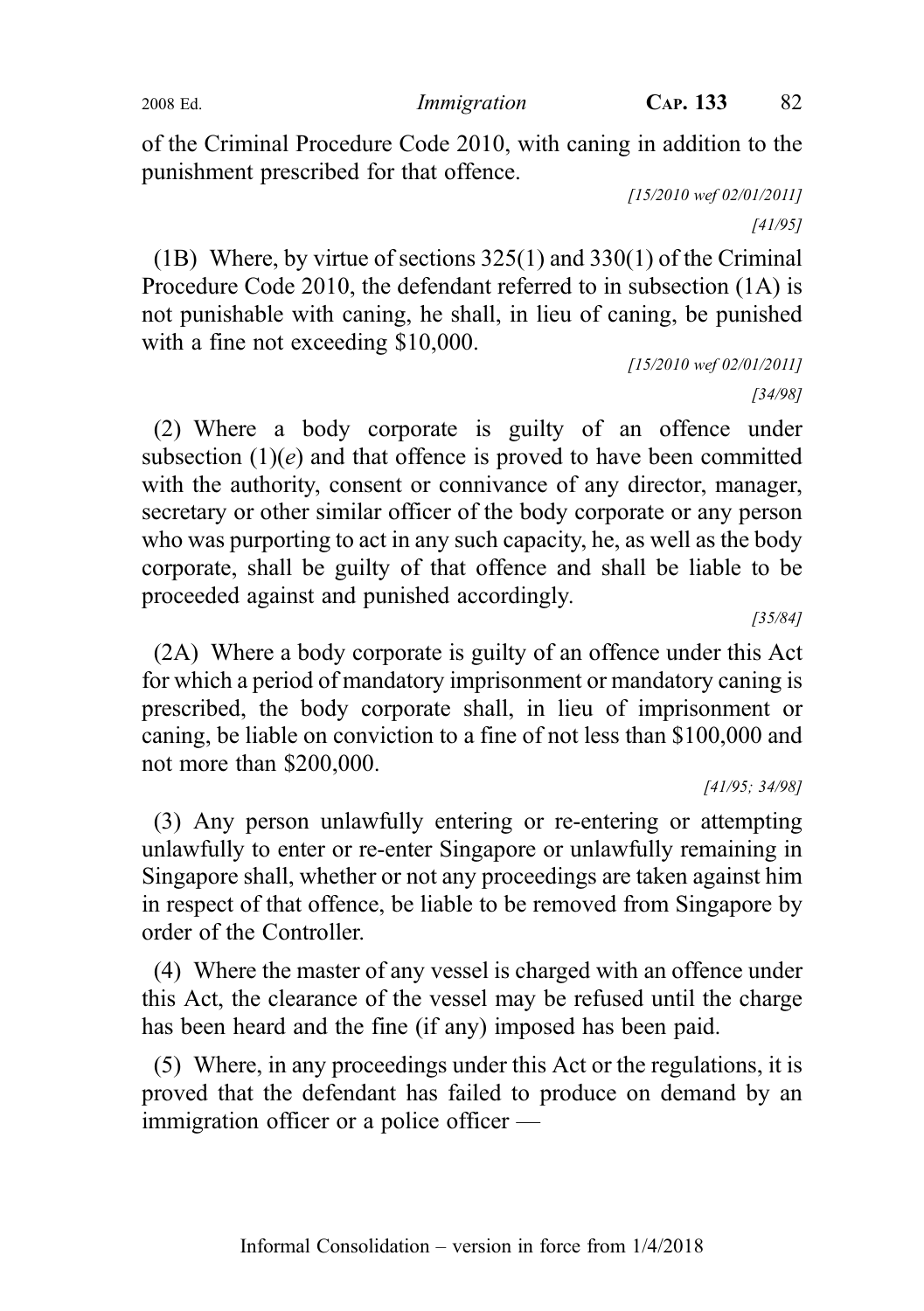of the Criminal Procedure Code 2010, with caning in addition to the punishment prescribed for that offence.

*[15/2010 wef 02/01/2011]*

*[41/95]*

(1B) Where, by virtue of sections 325(1) and 330(1) of the Criminal Procedure Code 2010, the defendant referred to in subsection (1A) is not punishable with caning, he shall, in lieu of caning, be punished with a fine not exceeding $10,000.

*[15/2010 wef 02/01/2011]*

*[34/98]*

(2) Where a body corporate is guilty of an offence under subsection (1)(*e*) and that offence is proved to have been committed with the authority, consent or connivance of any director, manager, secretary or other similar officer of the body corporate or any person who was purporting to act in any such capacity, he, as well as the body corporate, shall be guilty of that offence and shall be liable to be proceeded against and punished accordingly.

*[35/84]*

(2A) Where a body corporate is guilty of an offence under this Act for which a period of mandatory imprisonment or mandatory caning is prescribed, the body corporate shall, in lieu of imprisonment or caning, be liable on conviction to a fine of not less than $100,000 and not more than $200,000.

*[41/95; 34/98]*

(3) Any person unlawfully entering or re-entering or attempting unlawfully to enter or re-enter Singapore or unlawfully remaining in Singapore shall, whether or not any proceedings are taken against him in respect of that offence, be liable to be removed from Singapore by order of the Controller.

(4) Where the master of any vessel is charged with an offence under this Act, the clearance of the vessel may be refused until the charge has been heard and the fine (if any) imposed has been paid.

(5) Where, in any proceedings under this Act or the regulations, it is proved that the defendant has failed to produce on demand by an immigration officer or a police officer —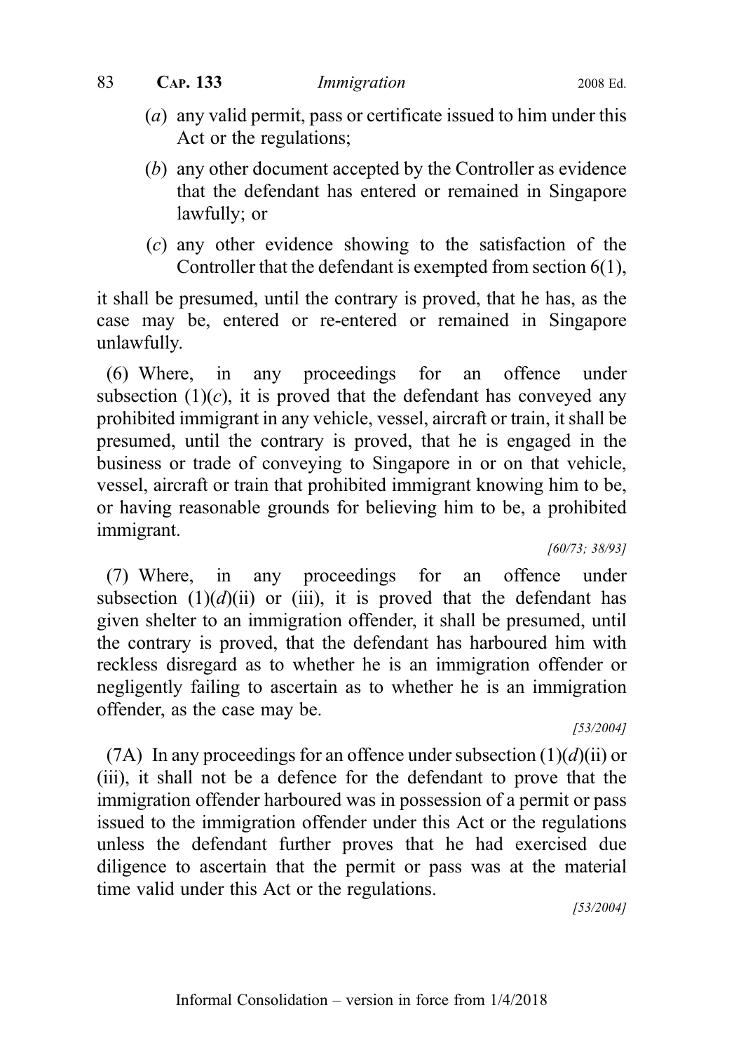(*a*) any valid permit, pass or certificate issued to him under this Act or the regulations;

(*b*) any other document accepted by the Controller as evidence that the defendant has entered or remained in Singapore lawfully; or

(*c*) any other evidence showing to the satisfaction of the Controller that the defendant is exempted from section 6(1),

it shall be presumed, until the contrary is proved, that he has, as the case may be, entered or re-entered or remained in Singapore unlawfully.

(6) Where, in any proceedings for an offence under subsection (1)(*c*), it is proved that the defendant has conveyed any prohibited immigrant in any vehicle, vessel, aircraft or train, it shall be presumed, until the contrary is proved, that he is engaged in the business or trade of conveying to Singapore in or on that vehicle, vessel, aircraft or train that prohibited immigrant knowing him to be, or having reasonable grounds for believing him to be, a prohibited immigrant.

*[60/73; 38/93]*

(7) Where, in any proceedings for an offence under subsection (1)(*d*)(ii) or (iii), it is proved that the defendant has given shelter to an immigration offender, it shall be presumed, until the contrary is proved, that the defendant has harboured him with reckless disregard as to whether he is an immigration offender or negligently failing to ascertain as to whether he is an immigration offender, as the case may be.

*[53/2004]*

(7A) In any proceedings for an offence under subsection (1)(*d*)(ii) or (iii), it shall not be a defence for the defendant to prove that the immigration offender harboured was in possession of a permit or pass issued to the immigration offender under this Act or the regulations unless the defendant further proves that he had exercised due diligence to ascertain that the permit or pass was at the material time valid under this Act or the regulations.

*[53/2004]*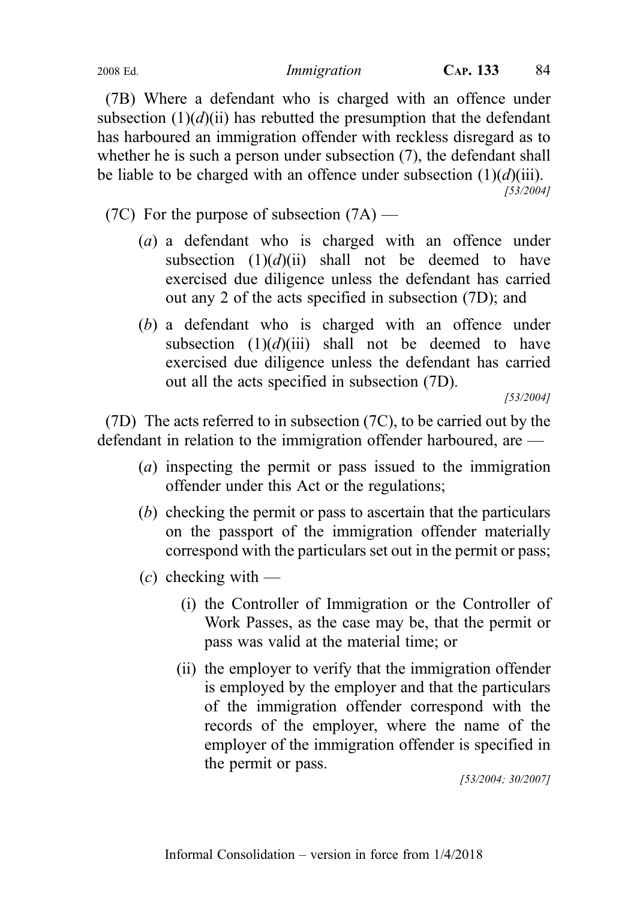(7B) Where a defendant who is charged with an offence under subsection (1)(*d*)(ii) has rebutted the presumption that the defendant has harboured an immigration offender with reckless disregard as to whether he is such a person under subsection (7), the defendant shall be liable to be charged with an offence under subsection (1)(*d*)(iii).

*[53/2004]*

(7C) For the purpose of subsection (7A) —

(*a*) a defendant who is charged with an offence under subsection (1)(*d*)(ii) shall not be deemed to have exercised due diligence unless the defendant has carried out any 2 of the acts specified in subsection (7D); and

(*b*) a defendant who is charged with an offence under subsection (1)(*d*)(iii) shall not be deemed to have exercised due diligence unless the defendant has carried out all the acts specified in subsection (7D).

*[53/2004]*

(7D) The acts referred to in subsection (7C), to be carried out by the defendant in relation to the immigration offender harboured, are —

(*a*) inspecting the permit or pass issued to the immigration offender under this Act or the regulations;

(*b*) checking the permit or pass to ascertain that the particulars on the passport of the immigration offender materially correspond with the particulars set out in the permit or pass;

(*c*) checking with —

(i) the Controller of Immigration or the Controller of Work Passes, as the case may be, that the permit or pass was valid at the material time; or

(ii) the employer to verify that the immigration offender is employed by the employer and that the particulars of the immigration offender correspond with the records of the employer, where the name of the employer of the immigration offender is specified in the permit or pass.

*[53/2004; 30/2007]*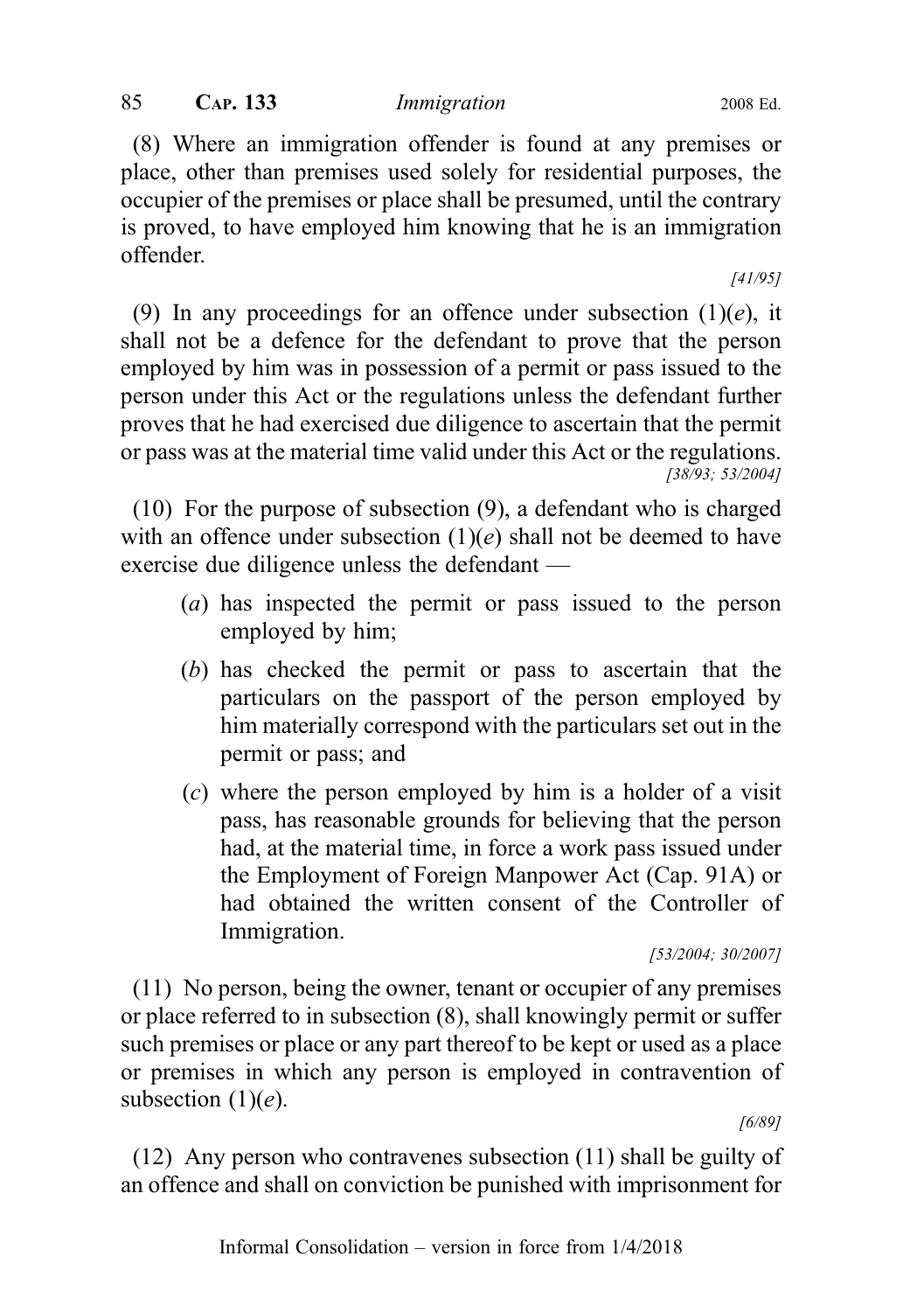(8) Where an immigration offender is found at any premises or place, other than premises used solely for residential purposes, the occupier of the premises or place shall be presumed, until the contrary is proved, to have employed him knowing that he is an immigration offender.

[41/95]

(9) In any proceedings for an offence under subsection (1)(*e*), it shall not be a defence for the defendant to prove that the person employed by him was in possession of a permit or pass issued to the person under this Act or the regulations unless the defendant further proves that he had exercised due diligence to ascertain that the permit or pass was at the material time valid under this Act or the regulations.

[38/93; 53/2004]

(10) For the purpose of subsection (9), a defendant who is charged with an offence under subsection (1)(*e*) shall not be deemed to have exercise due diligence unless the defendant —

(*a*) has inspected the permit or pass issued to the person employed by him;

(*b*) has checked the permit or pass to ascertain that the particulars on the passport of the person employed by him materially correspond with the particulars set out in the permit or pass; and

(*c*) where the person employed by him is a holder of a visit pass, has reasonable grounds for believing that the person had, at the material time, in force a work pass issued under the Employment of Foreign Manpower Act (Cap. 91A) or had obtained the written consent of the Controller of Immigration.

[53/2004; 30/2007]

(11) No person, being the owner, tenant or occupier of any premises or place referred to in subsection (8), shall knowingly permit or suffer such premises or place or any part thereof to be kept or used as a place or premises in which any person is employed in contravention of subsection (1)(*e*).

[6/89]

(12) Any person who contravenes subsection (11) shall be guilty of an offence and shall on conviction be punished with imprisonment for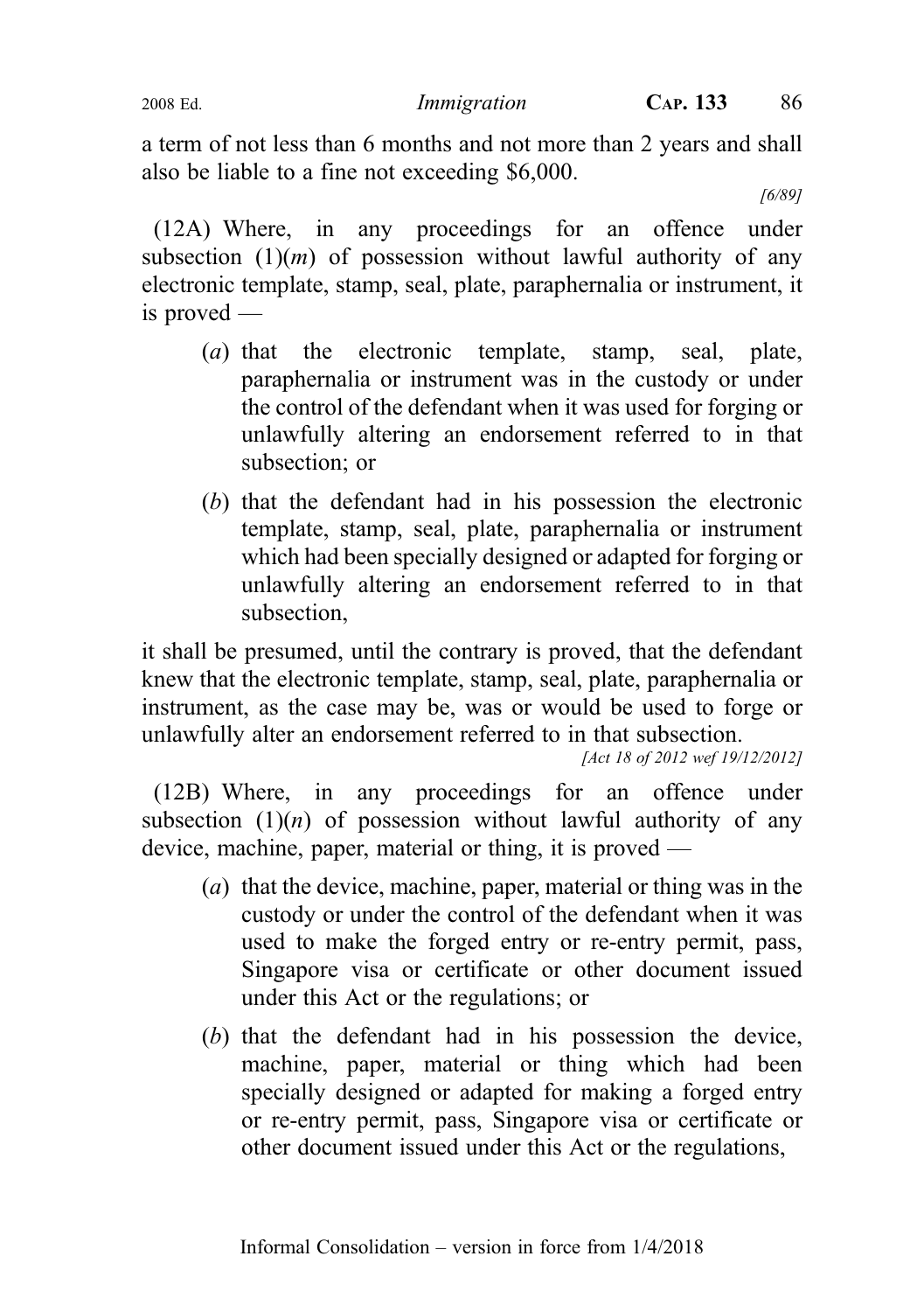a term of not less than 6 months and not more than 2 years and shall also be liable to a fine not exceeding $6,000.

[6/89]

(12A) Where, in any proceedings for an offence under subsection (1)(*m*) of possession without lawful authority of any electronic template, stamp, seal, plate, paraphernalia or instrument, it is proved —

(*a*) that the electronic template, stamp, seal, plate, paraphernalia or instrument was in the custody or under the control of the defendant when it was used for forging or unlawfully altering an endorsement referred to in that subsection; or

(*b*) that the defendant had in his possession the electronic template, stamp, seal, plate, paraphernalia or instrument which had been specially designed or adapted for forging or unlawfully altering an endorsement referred to in that subsection,

it shall be presumed, until the contrary is proved, that the defendant knew that the electronic template, stamp, seal, plate, paraphernalia or instrument, as the case may be, was or would be used to forge or unlawfully alter an endorsement referred to in that subsection.

[Act 18 of 2012 wef 19/12/2012]

(12B) Where, in any proceedings for an offence under subsection (1)(*n*) of possession without lawful authority of any device, machine, paper, material or thing, it is proved —

(*a*) that the device, machine, paper, material or thing was in the custody or under the control of the defendant when it was used to make the forged entry or re-entry permit, pass, Singapore visa or certificate or other document issued under this Act or the regulations; or

(*b*) that the defendant had in his possession the device, machine, paper, material or thing which had been specially designed or adapted for making a forged entry or re-entry permit, pass, Singapore visa or certificate or other document issued under this Act or the regulations,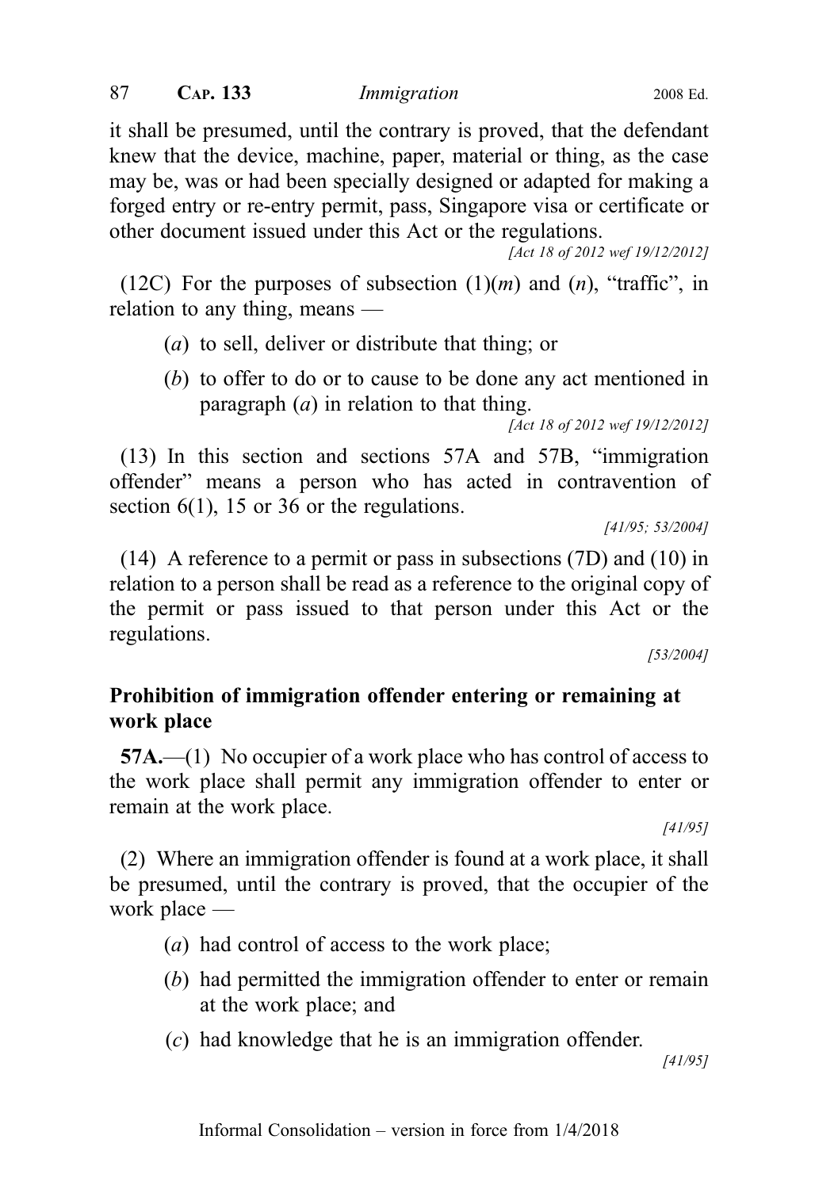it shall be presumed, until the contrary is proved, that the defendant knew that the device, machine, paper, material or thing, as the case may be, was or had been specially designed or adapted for making a forged entry or re-entry permit, pass, Singapore visa or certificate or other document issued under this Act or the regulations.

*[Act 18 of 2012 wef 19/12/2012]*

(12C) For the purposes of subsection (1)(*m*) and (*n*), "traffic", in relation to any thing, means —

(*a*) to sell, deliver or distribute that thing; or

(*b*) to offer to do or to cause to be done any act mentioned in paragraph (*a*) in relation to that thing.

*[Act 18 of 2012 wef 19/12/2012]*

(13) In this section and sections 57A and 57B, "immigration offender" means a person who has acted in contravention of section 6(1), 15 or 36 or the regulations.

*[41/95; 53/2004]*

(14) A reference to a permit or pass in subsections (7D) and (10) in relation to a person shall be read as a reference to the original copy of the permit or pass issued to that person under this Act or the regulations.

*[53/2004]*

**Prohibition of immigration offender entering or remaining at work place**

**57A.**—(1) No occupier of a work place who has control of access to the work place shall permit any immigration offender to enter or remain at the work place.

*[41/95]*

(2) Where an immigration offender is found at a work place, it shall be presumed, until the contrary is proved, that the occupier of the work place —

(*a*) had control of access to the work place;

(*b*) had permitted the immigration offender to enter or remain at the work place; and

(*c*) had knowledge that he is an immigration offender.

*[41/95]*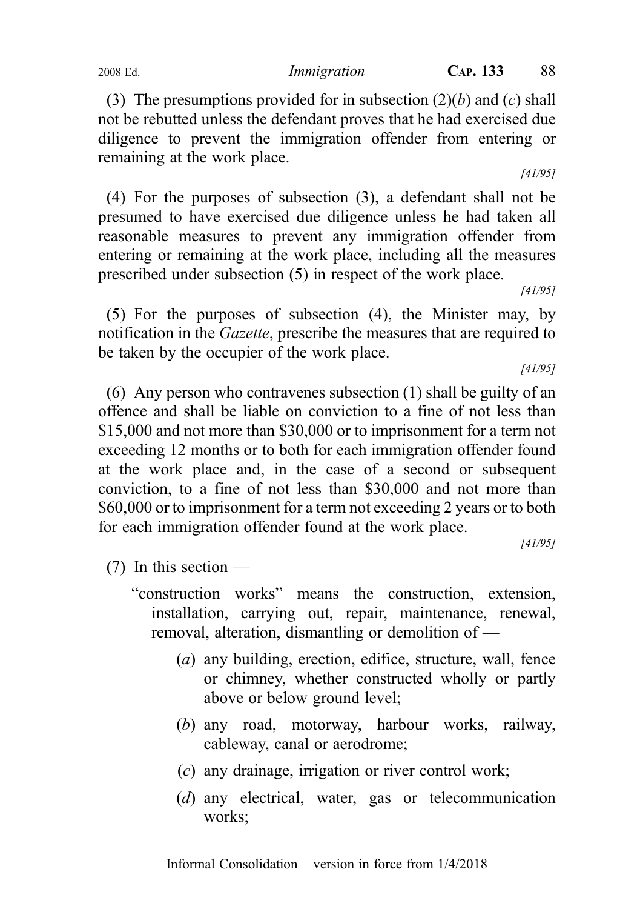(3) The presumptions provided for in subsection (2)(*b*) and (*c*) shall not be rebutted unless the defendant proves that he had exercised due diligence to prevent the immigration offender from entering or remaining at the work place.

[41/95]

(4) For the purposes of subsection (3), a defendant shall not be presumed to have exercised due diligence unless he had taken all reasonable measures to prevent any immigration offender from entering or remaining at the work place, including all the measures prescribed under subsection (5) in respect of the work place.

[41/95]

(5) For the purposes of subsection (4), the Minister may, by notification in the *Gazette*, prescribe the measures that are required to be taken by the occupier of the work place.

[41/95]

(6) Any person who contravenes subsection (1) shall be guilty of an offence and shall be liable on conviction to a fine of not less than $15,000 and not more than $30,000 or to imprisonment for a term not exceeding 12 months or to both for each immigration offender found at the work place and, in the case of a second or subsequent conviction, to a fine of not less than $30,000 and not more than $60,000 or to imprisonment for a term not exceeding 2 years or to both for each immigration offender found at the work place.

[41/95]

(7) In this section —

"construction works" means the construction, extension, installation, carrying out, repair, maintenance, renewal, removal, alteration, dismantling or demolition of —

(*a*) any building, erection, edifice, structure, wall, fence or chimney, whether constructed wholly or partly above or below ground level;

(*b*) any road, motorway, harbour works, railway, cableway, canal or aerodrome;

(*c*) any drainage, irrigation or river control work;

(*d*) any electrical, water, gas or telecommunication works;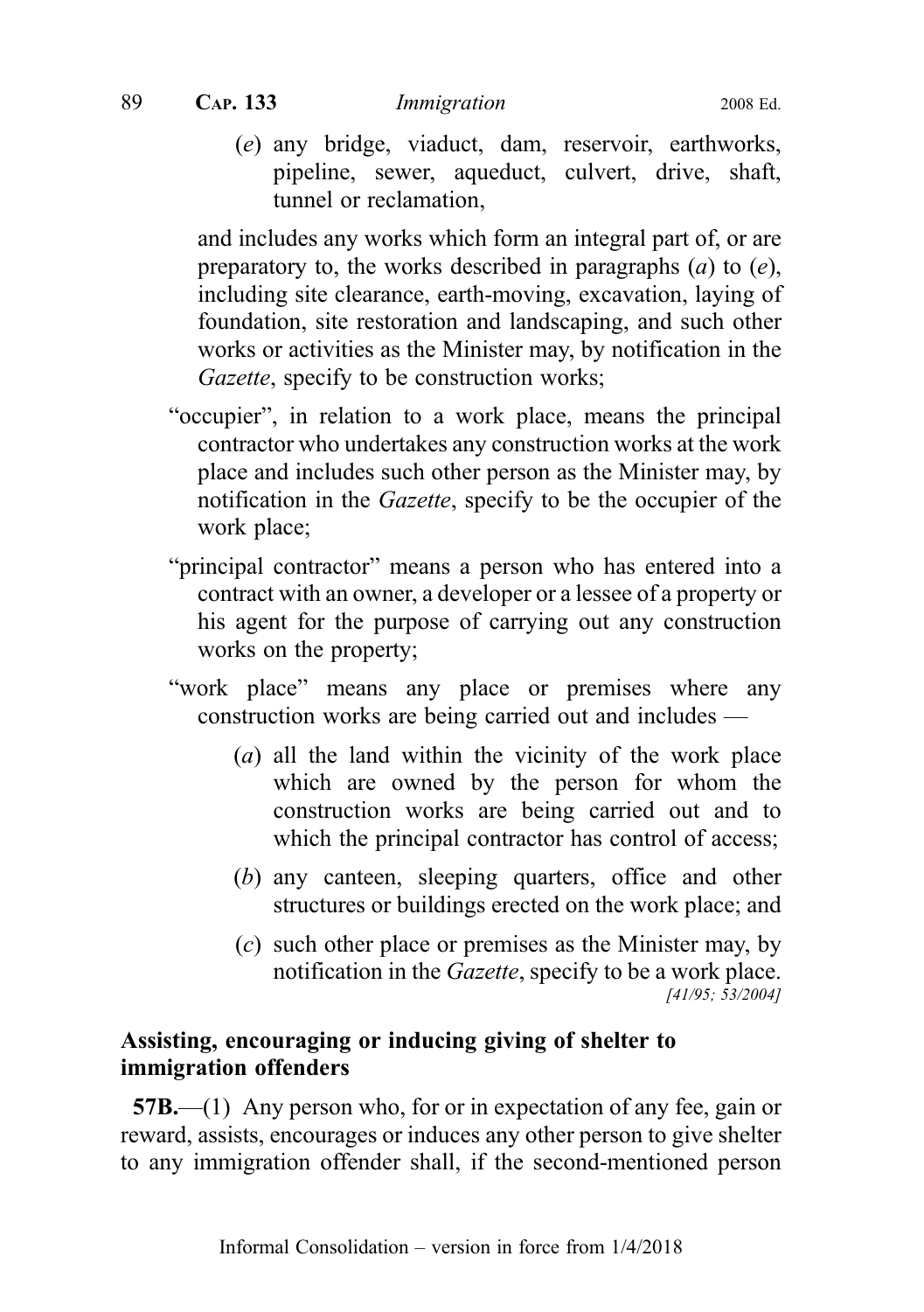(*e*) any bridge, viaduct, dam, reservoir, earthworks, pipeline, sewer, aqueduct, culvert, drive, shaft, tunnel or reclamation,

and includes any works which form an integral part of, or are preparatory to, the works described in paragraphs (*a*) to (*e*), including site clearance, earth-moving, excavation, laying of foundation, site restoration and landscaping, and such other works or activities as the Minister may, by notification in the *Gazette*, specify to be construction works;

"occupier", in relation to a work place, means the principal contractor who undertakes any construction works at the work place and includes such other person as the Minister may, by notification in the *Gazette*, specify to be the occupier of the work place;

"principal contractor" means a person who has entered into a contract with an owner, a developer or a lessee of a property or his agent for the purpose of carrying out any construction works on the property;

"work place" means any place or premises where any construction works are being carried out and includes —

(*a*) all the land within the vicinity of the work place which are owned by the person for whom the construction works are being carried out and to which the principal contractor has control of access;

(*b*) any canteen, sleeping quarters, office and other structures or buildings erected on the work place; and

(*c*) such other place or premises as the Minister may, by notification in the *Gazette*, specify to be a work place.

[41/95; 53/2004]

**Assisting, encouraging or inducing giving of shelter to immigration offenders**

**57B.**—(1) Any person who, for or in expectation of any fee, gain or reward, assists, encourages or induces any other person to give shelter to any immigration offender shall, if the second-mentioned person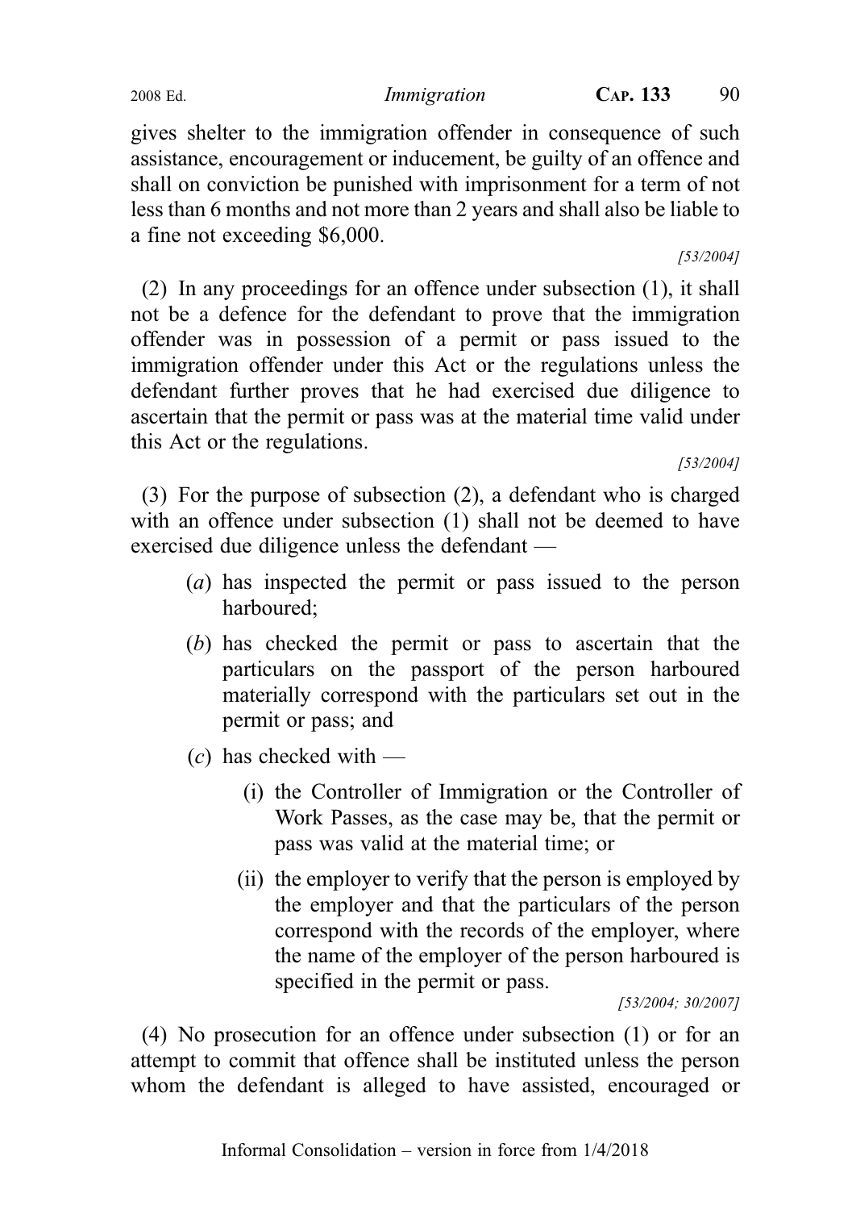gives shelter to the immigration offender in consequence of such assistance, encouragement or inducement, be guilty of an offence and shall on conviction be punished with imprisonment for a term of not less than 6 months and not more than 2 years and shall also be liable to a fine not exceeding $6,000.

*[53/2004]*

(2) In any proceedings for an offence under subsection (1), it shall not be a defence for the defendant to prove that the immigration offender was in possession of a permit or pass issued to the immigration offender under this Act or the regulations unless the defendant further proves that he had exercised due diligence to ascertain that the permit or pass was at the material time valid under this Act or the regulations.

*[53/2004]*

(3) For the purpose of subsection (2), a defendant who is charged with an offence under subsection (1) shall not be deemed to have exercised due diligence unless the defendant —

(*a*) has inspected the permit or pass issued to the person harboured;

(*b*) has checked the permit or pass to ascertain that the particulars on the passport of the person harboured materially correspond with the particulars set out in the permit or pass; and

(*c*) has checked with —

(i) the Controller of Immigration or the Controller of Work Passes, as the case may be, that the permit or pass was valid at the material time; or

(ii) the employer to verify that the person is employed by the employer and that the particulars of the person correspond with the records of the employer, where the name of the employer of the person harboured is specified in the permit or pass.

*[53/2004; 30/2007]*

(4) No prosecution for an offence under subsection (1) or for an attempt to commit that offence shall be instituted unless the person whom the defendant is alleged to have assisted, encouraged or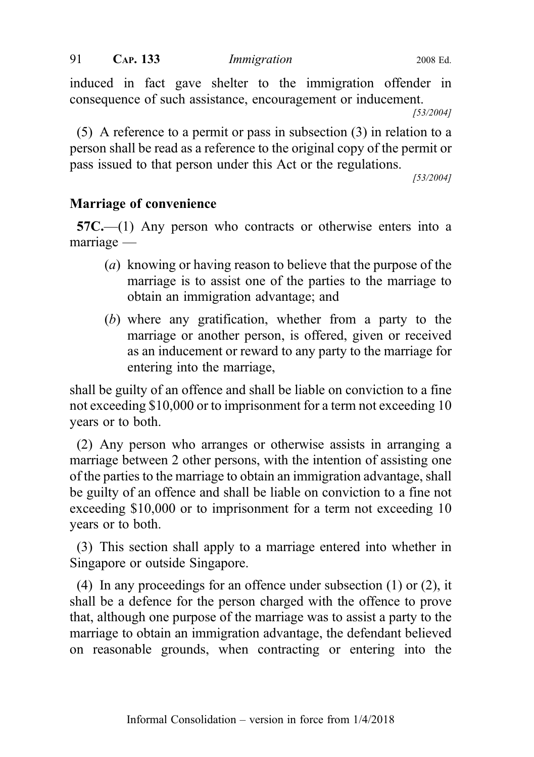induced in fact gave shelter to the immigration offender in consequence of such assistance, encouragement or inducement.

[53/2004]

(5) A reference to a permit or pass in subsection (3) in relation to a person shall be read as a reference to the original copy of the permit or pass issued to that person under this Act or the regulations.

[53/2004]

**Marriage of convenience**

**57C.**—(1) Any person who contracts or otherwise enters into a marriage —

(*a*) knowing or having reason to believe that the purpose of the marriage is to assist one of the parties to the marriage to obtain an immigration advantage; and

(*b*) where any gratification, whether from a party to the marriage or another person, is offered, given or received as an inducement or reward to any party to the marriage for entering into the marriage,

shall be guilty of an offence and shall be liable on conviction to a fine not exceeding $10,000 or to imprisonment for a term not exceeding 10 years or to both.

(2) Any person who arranges or otherwise assists in arranging a marriage between 2 other persons, with the intention of assisting one of the parties to the marriage to obtain an immigration advantage, shall be guilty of an offence and shall be liable on conviction to a fine not exceeding $10,000 or to imprisonment for a term not exceeding 10 years or to both.

(3) This section shall apply to a marriage entered into whether in Singapore or outside Singapore.

(4) In any proceedings for an offence under subsection (1) or (2), it shall be a defence for the person charged with the offence to prove that, although one purpose of the marriage was to assist a party to the marriage to obtain an immigration advantage, the defendant believed on reasonable grounds, when contracting or entering into the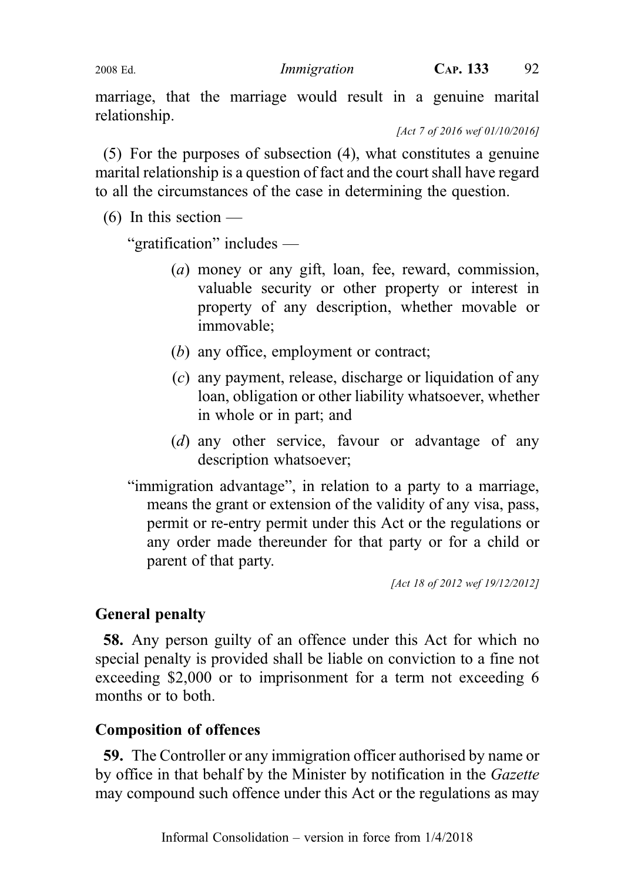marriage, that the marriage would result in a genuine marital relationship.

*[Act 7 of 2016 wef 01/10/2016]*

(5) For the purposes of subsection (4), what constitutes a genuine marital relationship is a question of fact and the court shall have regard to all the circumstances of the case in determining the question.

(6) In this section —

"gratification" includes —

(*a*) money or any gift, loan, fee, reward, commission, valuable security or other property or interest in property of any description, whether movable or immovable;

(*b*) any office, employment or contract;

(*c*) any payment, release, discharge or liquidation of any loan, obligation or other liability whatsoever, whether in whole or in part; and

(*d*) any other service, favour or advantage of any description whatsoever;

"immigration advantage", in relation to a party to a marriage, means the grant or extension of the validity of any visa, pass, permit or re-entry permit under this Act or the regulations or any order made thereunder for that party or for a child or parent of that party.

*[Act 18 of 2012 wef 19/12/2012]*

### General penalty

**58.** Any person guilty of an offence under this Act for which no special penalty is provided shall be liable on conviction to a fine not exceeding $2,000 or to imprisonment for a term not exceeding 6 months or to both.

### Composition of offences

**59.** The Controller or any immigration officer authorised by name or by office in that behalf by the Minister by notification in the *Gazette* may compound such offence under this Act or the regulations as may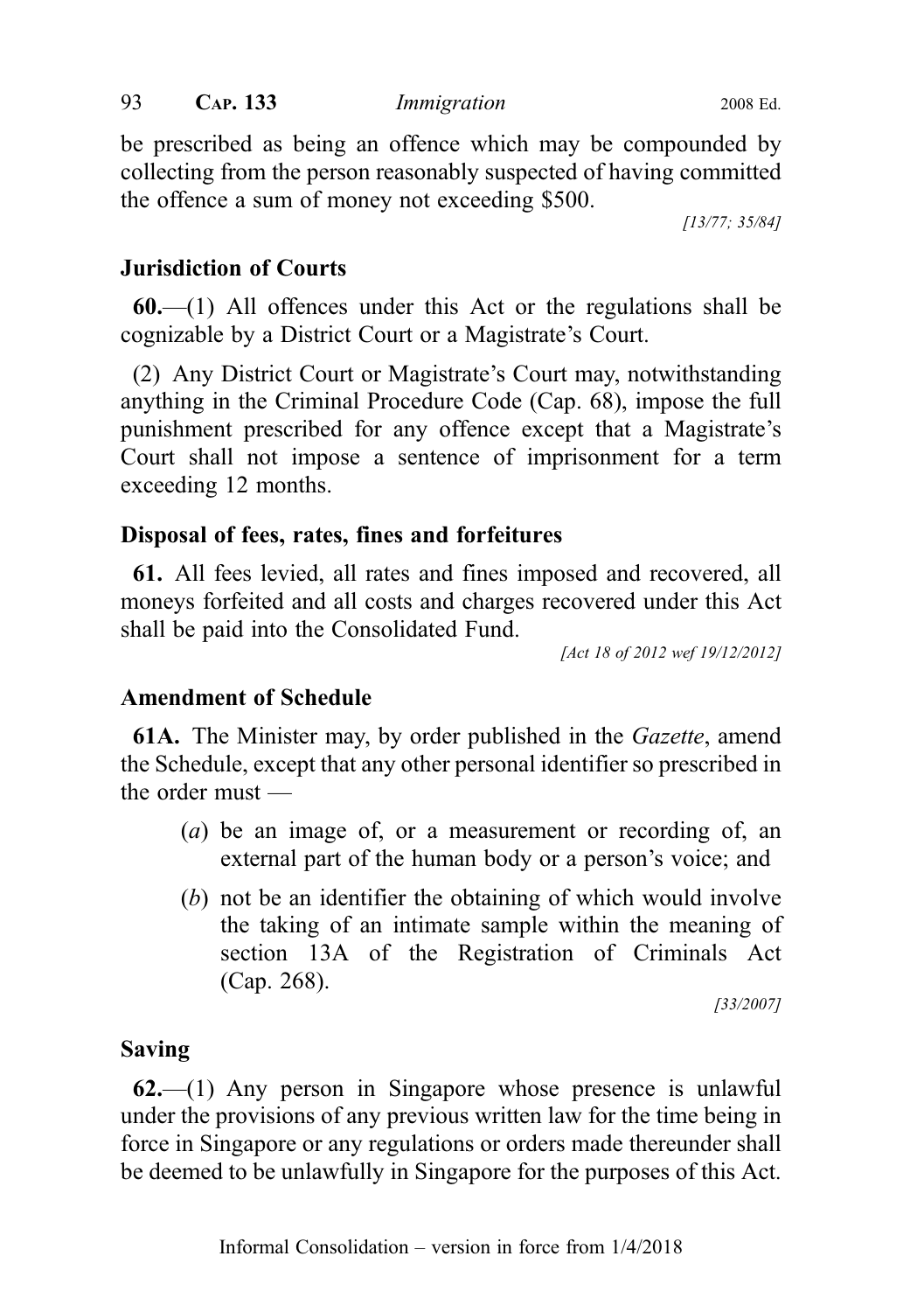be prescribed as being an offence which may be compounded by collecting from the person reasonably suspected of having committed the offence a sum of money not exceeding $500.

[13/77; 35/84]

**Jurisdiction of Courts**

**60.**—(1) All offences under this Act or the regulations shall be cognizable by a District Court or a Magistrate's Court.

(2) Any District Court or Magistrate's Court may, notwithstanding anything in the Criminal Procedure Code (Cap. 68), impose the full punishment prescribed for any offence except that a Magistrate's Court shall not impose a sentence of imprisonment for a term exceeding 12 months.

**Disposal of fees, rates, fines and forfeitures**

**61.** All fees levied, all rates and fines imposed and recovered, all moneys forfeited and all costs and charges recovered under this Act shall be paid into the Consolidated Fund.

*[Act 18 of 2012 wef 19/12/2012]*

**Amendment of Schedule**

**61A.** The Minister may, by order published in the *Gazette*, amend the Schedule, except that any other personal identifier so prescribed in the order must —

(*a*) be an image of, or a measurement or recording of, an external part of the human body or a person's voice; and

(*b*) not be an identifier the obtaining of which would involve the taking of an intimate sample within the meaning of section 13A of the Registration of Criminals Act (Cap. 268).

[33/2007]

**Saving**

**62.**—(1) Any person in Singapore whose presence is unlawful under the provisions of any previous written law for the time being in force in Singapore or any regulations or orders made thereunder shall be deemed to be unlawfully in Singapore for the purposes of this Act.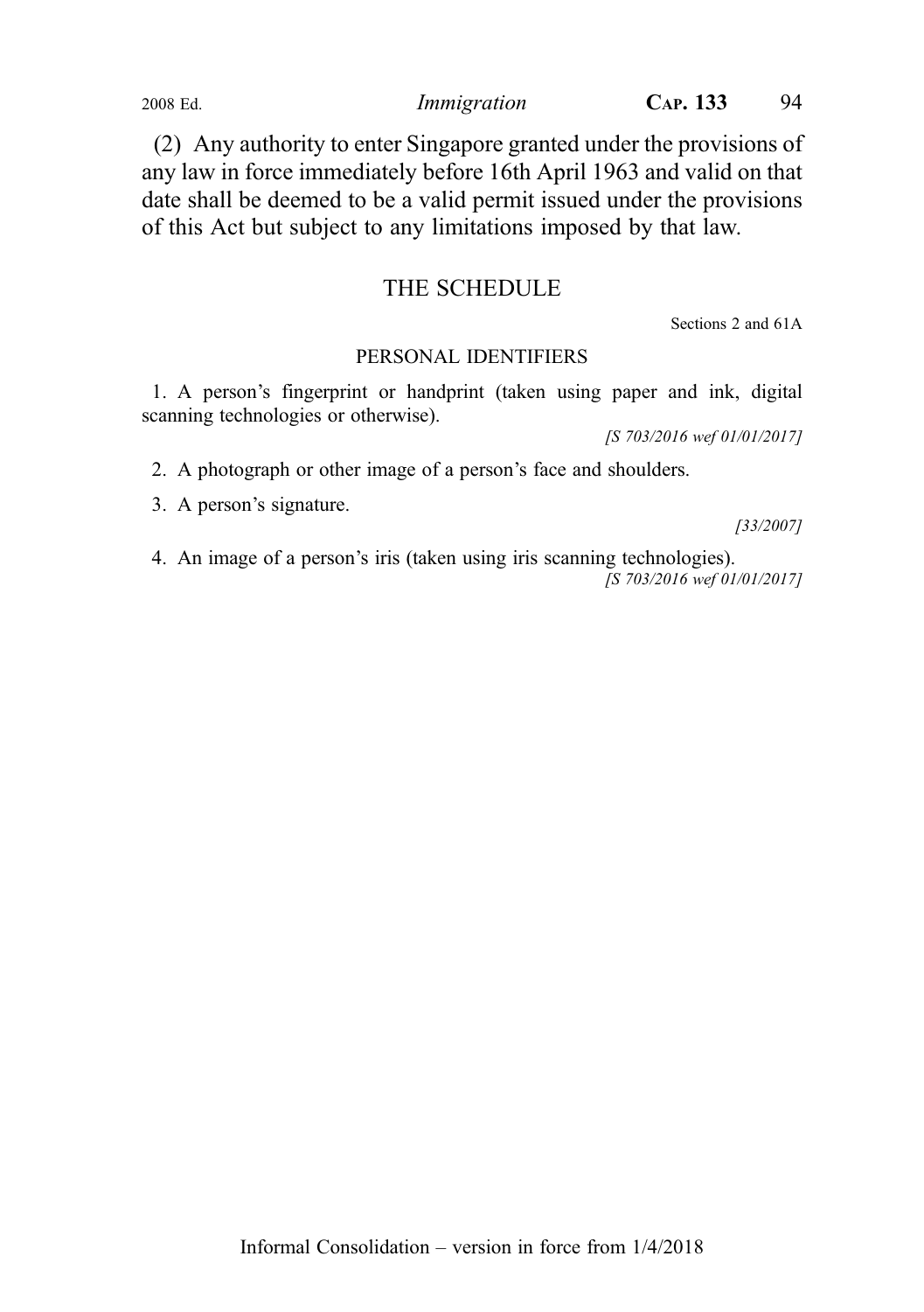(2) Any authority to enter Singapore granted under the provisions of any law in force immediately before 16th April 1963 and valid on that date shall be deemed to be a valid permit issued under the provisions of this Act but subject to any limitations imposed by that law.

## THE SCHEDULE

Sections 2 and 61A

PERSONAL IDENTIFIERS

1. A person's fingerprint or handprint (taken using paper and ink, digital scanning technologies or otherwise).

*[S 703/2016 wef 01/01/2017]*

2. A photograph or other image of a person's face and shoulders.

3. A person's signature.

*[33/2007]*

4. An image of a person's iris (taken using iris scanning technologies).

*[S 703/2016 wef 01/01/2017]*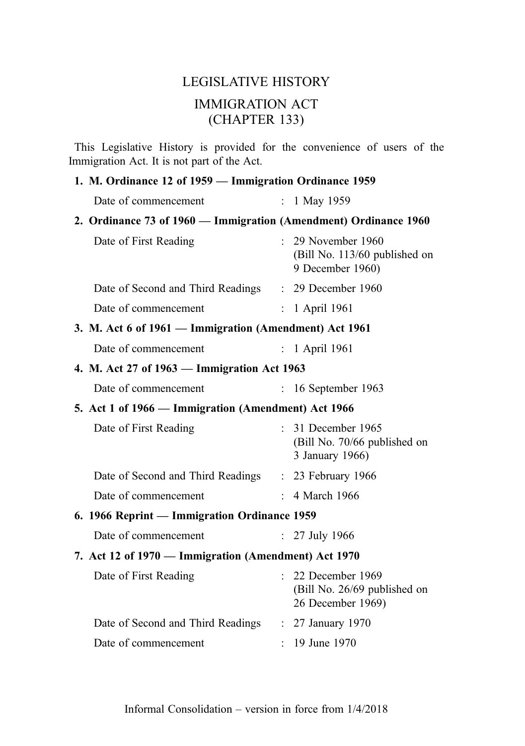# LEGISLATIVE HISTORY

## IMMIGRATION ACT (CHAPTER 133)

This Legislative History is provided for the convenience of users of the Immigration Act. It is not part of the Act.

**1. M. Ordinance 12 of 1959 — Immigration Ordinance 1959**

| | | |
|---|---|---|
| Date of commencement | : | 1 May 1959 |

**2. Ordinance 73 of 1960 — Immigration (Amendment) Ordinance 1960**

| | | |
|---|---|---|
| Date of First Reading | : | 29 November 1960 (Bill No. 113/60 published on 9 December 1960) |
| Date of Second and Third Readings | : | 29 December 1960 |
| Date of commencement | : | 1 April 1961 |

**3. M. Act 6 of 1961 — Immigration (Amendment) Act 1961**

| | | |
|---|---|---|
| Date of commencement | : | 1 April 1961 |

**4. M. Act 27 of 1963 — Immigration Act 1963**

| | | |
|---|---|---|
| Date of commencement | : | 16 September 1963 |

**5. Act 1 of 1966 — Immigration (Amendment) Act 1966**

| | | |
|---|---|---|
| Date of First Reading | : | 31 December 1965 (Bill No. 70/66 published on 3 January 1966) |
| Date of Second and Third Readings | : | 23 February 1966 |
| Date of commencement | : | 4 March 1966 |

**6. 1966 Reprint — Immigration Ordinance 1959**

| | | |
|---|---|---|
| Date of commencement | : | 27 July 1966 |

**7. Act 12 of 1970 — Immigration (Amendment) Act 1970**

| | | |
|---|---|---|
| Date of First Reading | : | 22 December 1969 (Bill No. 26/69 published on 26 December 1969) |
| Date of Second and Third Readings | : | 27 January 1970 |
| Date of commencement | : | 19 June 1970 |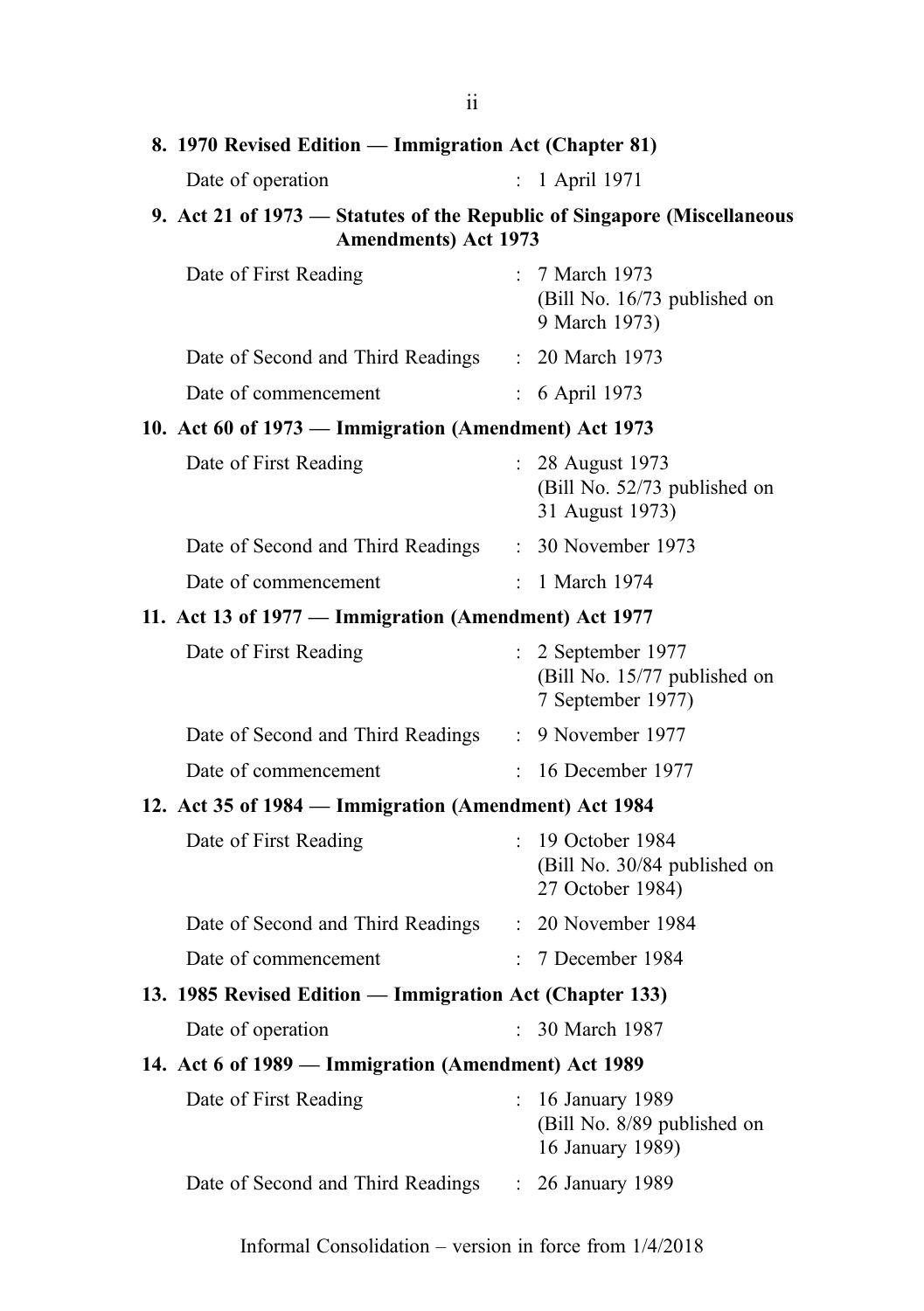**8. 1970 Revised Edition — Immigration Act (Chapter 81)**

Date of operation : 1 April 1971

**9. Act 21 of 1973 — Statutes of the Republic of Singapore (Miscellaneous Amendments) Act 1973**

Date of First Reading : 7 March 1973 (Bill No. 16/73 published on 9 March 1973)

Date of Second and Third Readings : 20 March 1973

Date of commencement : 6 April 1973

**10. Act 60 of 1973 — Immigration (Amendment) Act 1973**

Date of First Reading : 28 August 1973 (Bill No. 52/73 published on 31 August 1973)

Date of Second and Third Readings : 30 November 1973

Date of commencement : 1 March 1974

**11. Act 13 of 1977 — Immigration (Amendment) Act 1977**

Date of First Reading : 2 September 1977 (Bill No. 15/77 published on 7 September 1977)

Date of Second and Third Readings : 9 November 1977

Date of commencement : 16 December 1977

**12. Act 35 of 1984 — Immigration (Amendment) Act 1984**

Date of First Reading : 19 October 1984 (Bill No. 30/84 published on 27 October 1984)

Date of Second and Third Readings : 20 November 1984

Date of commencement : 7 December 1984

**13. 1985 Revised Edition — Immigration Act (Chapter 133)**

Date of operation : 30 March 1987

**14. Act 6 of 1989 — Immigration (Amendment) Act 1989**

Date of First Reading : 16 January 1989 (Bill No. 8/89 published on 16 January 1989)

Date of Second and Third Readings : 26 January 1989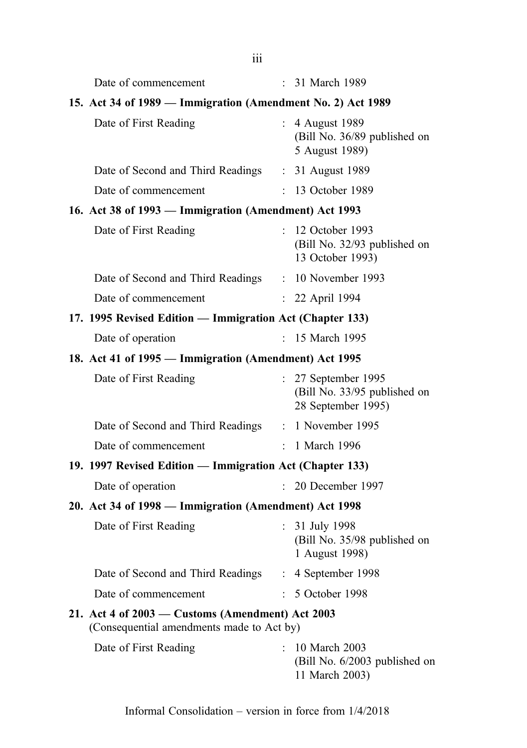Date of commencement : 31 March 1989

**15. Act 34 of 1989 — Immigration (Amendment No. 2) Act 1989**

| | | |
|---|---|---|
| Date of First Reading | : | 4 August 1989 (Bill No. 36/89 published on 5 August 1989) |
| Date of Second and Third Readings | : | 31 August 1989 |
| Date of commencement | : | 13 October 1989 |

**16. Act 38 of 1993 — Immigration (Amendment) Act 1993**

| | | |
|---|---|---|
| Date of First Reading | : | 12 October 1993 (Bill No. 32/93 published on 13 October 1993) |
| Date of Second and Third Readings | : | 10 November 1993 |
| Date of commencement | : | 22 April 1994 |

**17. 1995 Revised Edition — Immigration Act (Chapter 133)**

| | | |
|---|---|---|
| Date of operation | : | 15 March 1995 |

**18. Act 41 of 1995 — Immigration (Amendment) Act 1995**

| | | |
|---|---|---|
| Date of First Reading | : | 27 September 1995 (Bill No. 33/95 published on 28 September 1995) |
| Date of Second and Third Readings | : | 1 November 1995 |
| Date of commencement | : | 1 March 1996 |

**19. 1997 Revised Edition — Immigration Act (Chapter 133)**

| | | |
|---|---|---|
| Date of operation | : | 20 December 1997 |

**20. Act 34 of 1998 — Immigration (Amendment) Act 1998**

| | | |
|---|---|---|
| Date of First Reading | : | 31 July 1998 (Bill No. 35/98 published on 1 August 1998) |
| Date of Second and Third Readings | : | 4 September 1998 |
| Date of commencement | : | 5 October 1998 |

**21. Act 4 of 2003 — Customs (Amendment) Act 2003**
(Consequential amendments made to Act by)

| | | |
|---|---|---|
| Date of First Reading | : | 10 March 2003 (Bill No. 6/2003 published on 11 March 2003) |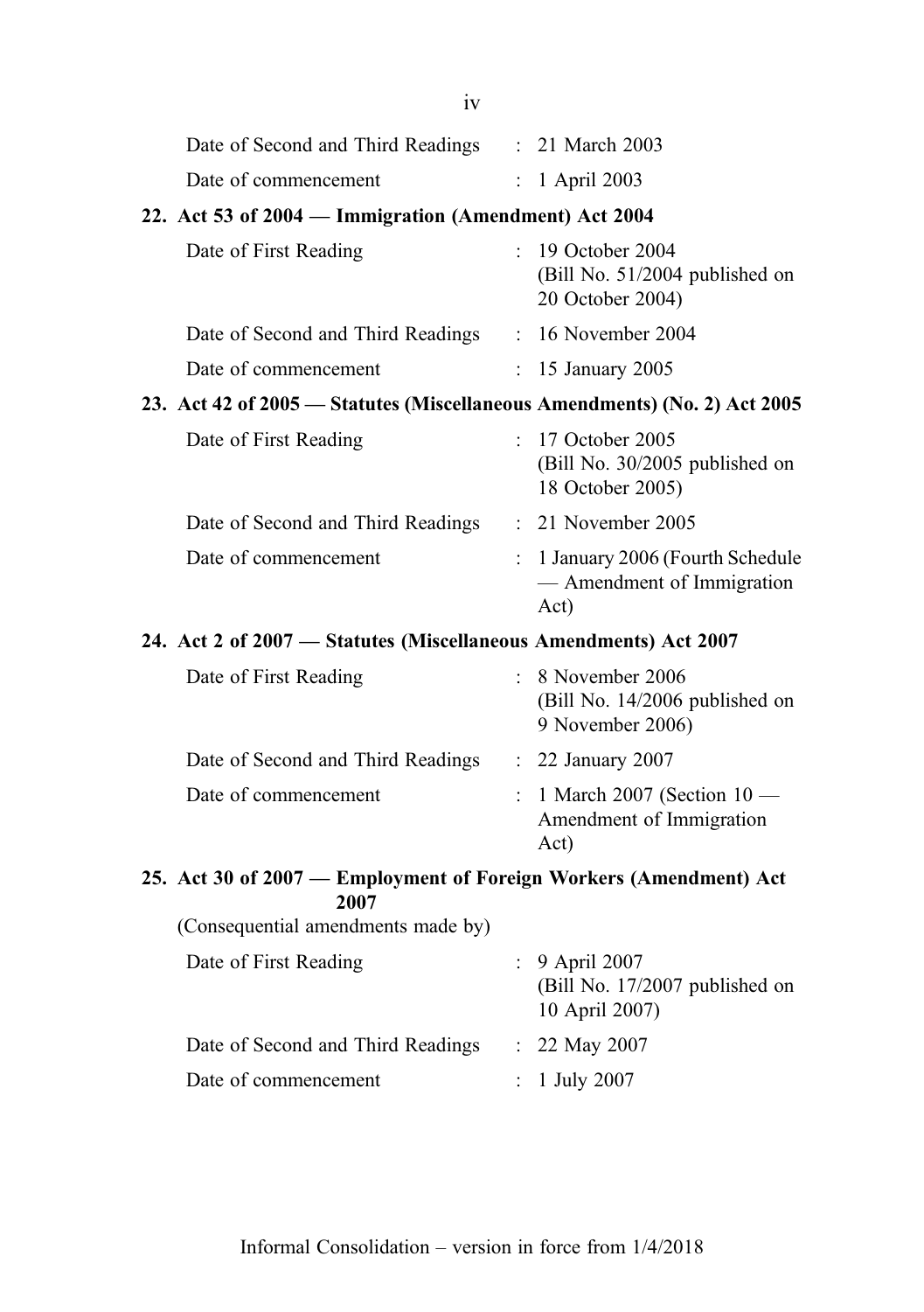Date of Second and Third Readings : 21 March 2003

Date of commencement : 1 April 2003

**22. Act 53 of 2004 — Immigration (Amendment) Act 2004**

Date of First Reading : 19 October 2004 (Bill No. 51/2004 published on 20 October 2004)

Date of Second and Third Readings : 16 November 2004

Date of commencement : 15 January 2005

**23. Act 42 of 2005 — Statutes (Miscellaneous Amendments) (No. 2) Act 2005**

Date of First Reading : 17 October 2005 (Bill No. 30/2005 published on 18 October 2005)

Date of Second and Third Readings : 21 November 2005

Date of commencement : 1 January 2006 (Fourth Schedule — Amendment of Immigration Act)

**24. Act 2 of 2007 — Statutes (Miscellaneous Amendments) Act 2007**

Date of First Reading : 8 November 2006 (Bill No. 14/2006 published on 9 November 2006)

Date of Second and Third Readings : 22 January 2007

Date of commencement : 1 March 2007 (Section 10 — Amendment of Immigration Act)

**25. Act 30 of 2007 — Employment of Foreign Workers (Amendment) Act 2007**

(Consequential amendments made by)

Date of First Reading : 9 April 2007 (Bill No. 17/2007 published on 10 April 2007)

Date of Second and Third Readings : 22 May 2007

Date of commencement : 1 July 2007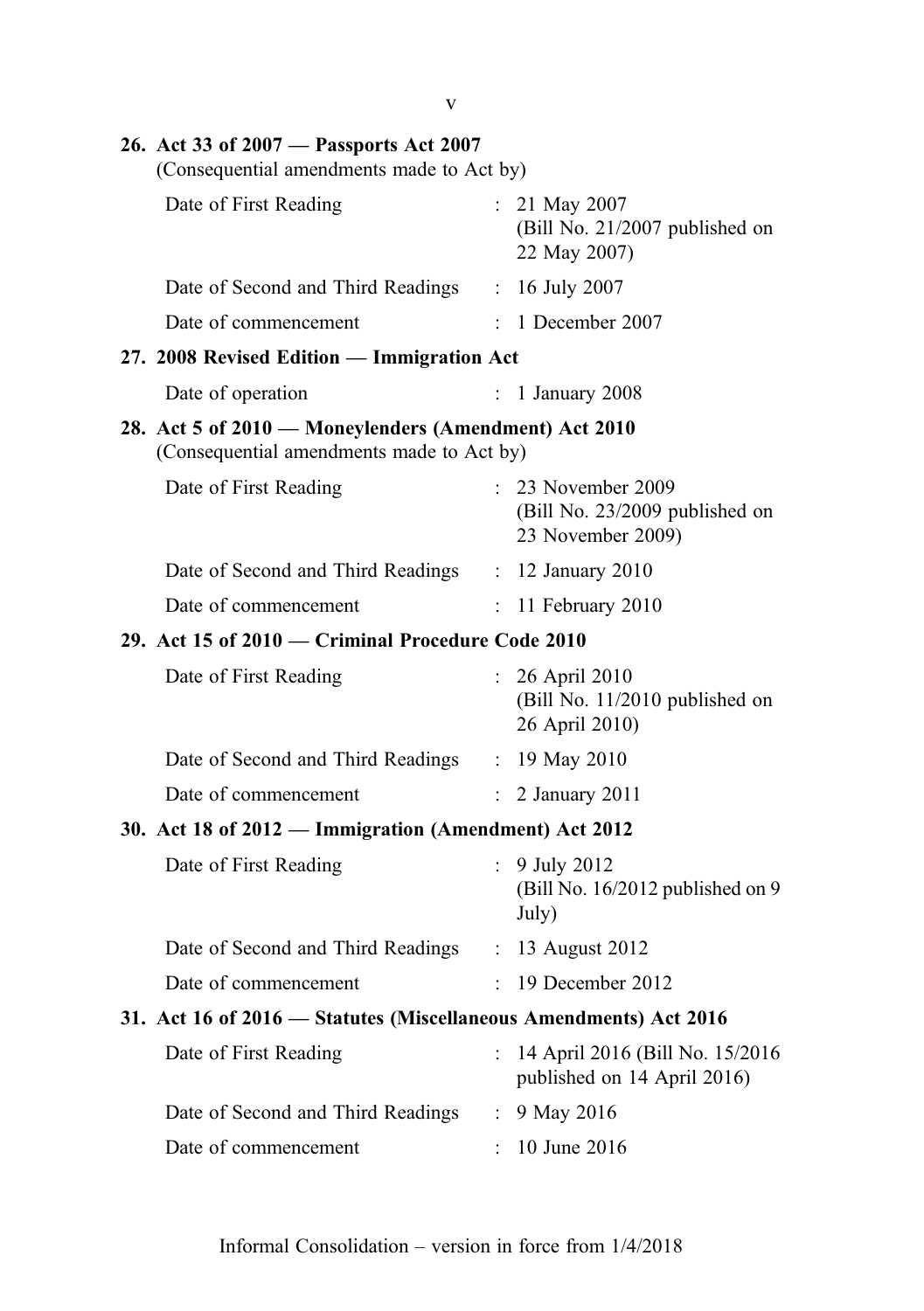**26. Act 33 of 2007 — Passports Act 2007**
(Consequential amendments made to Act by)

| | | |
|---|---|---|
| Date of First Reading | : | 21 May 2007 (Bill No. 21/2007 published on 22 May 2007) |
| Date of Second and Third Readings | : | 16 July 2007 |
| Date of commencement | : | 1 December 2007 |

**27. 2008 Revised Edition — Immigration Act**

| | | |
|---|---|---|
| Date of operation | : | 1 January 2008 |

**28. Act 5 of 2010 — Moneylenders (Amendment) Act 2010**
(Consequential amendments made to Act by)

| | | |
|---|---|---|
| Date of First Reading | : | 23 November 2009 (Bill No. 23/2009 published on 23 November 2009) |
| Date of Second and Third Readings | : | 12 January 2010 |
| Date of commencement | : | 11 February 2010 |

**29. Act 15 of 2010 — Criminal Procedure Code 2010**

| | | |
|---|---|---|
| Date of First Reading | : | 26 April 2010 (Bill No. 11/2010 published on 26 April 2010) |
| Date of Second and Third Readings | : | 19 May 2010 |
| Date of commencement | : | 2 January 2011 |

**30. Act 18 of 2012 — Immigration (Amendment) Act 2012**

| | | |
|---|---|---|
| Date of First Reading | : | 9 July 2012 (Bill No. 16/2012 published on 9 July) |
| Date of Second and Third Readings | : | 13 August 2012 |
| Date of commencement | : | 19 December 2012 |

**31. Act 16 of 2016 — Statutes (Miscellaneous Amendments) Act 2016**

| | | |
|---|---|---|
| Date of First Reading | : | 14 April 2016 (Bill No. 15/2016 published on 14 April 2016) |
| Date of Second and Third Readings | : | 9 May 2016 |
| Date of commencement | : | 10 June 2016 |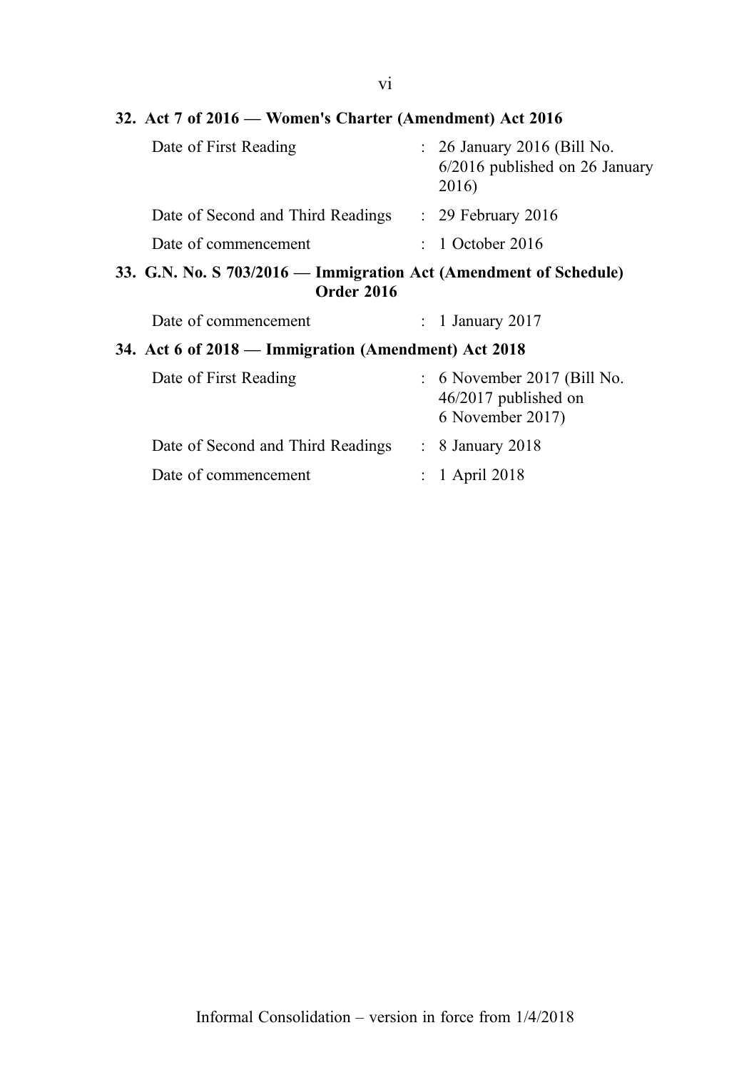**32. Act 7 of 2016 — Women's Charter (Amendment) Act 2016**

| | | |
|---|---|---|
| Date of First Reading | : | 26 January 2016 (Bill No. 6/2016 published on 26 January 2016) |
| Date of Second and Third Readings | : | 29 February 2016 |
| Date of commencement | : | 1 October 2016 |

**33. G.N. No. S 703/2016 — Immigration Act (Amendment of Schedule) Order 2016**

| | | |
|---|---|---|
| Date of commencement | : | 1 January 2017 |

**34. Act 6 of 2018 — Immigration (Amendment) Act 2018**

| | | |
|---|---|---|
| Date of First Reading | : | 6 November 2017 (Bill No. 46/2017 published on 6 November 2017) |
| Date of Second and Third Readings | : | 8 January 2018 |
| Date of commencement | : | 1 April 2018 |